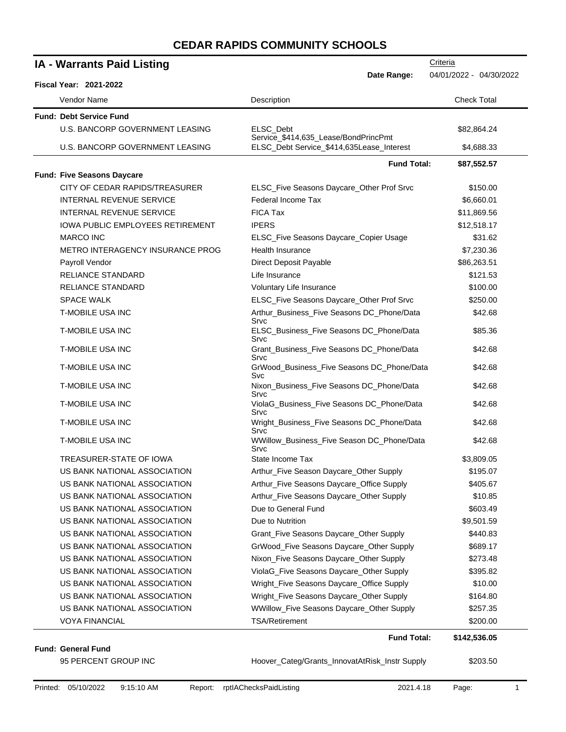# CEDAR RAPIDS COMMUNITY SCHOOLS

## IA - Warrants Paid Listing

**Fiscal Year: 2021-2022**

Criteria

**Date Range:** 04/01/2022 - 04/30/2022

| Vendor Name | Description | Check Total |
|---|---|---|
| **Fund: Debt Service Fund** | | |
| U.S. BANCORP GOVERNMENT LEASING | ELSC_Debt Service_$414,635_Lease/BondPrincPmt | $82,864.24 |
| U.S. BANCORP GOVERNMENT LEASING | ELSC_Debt Service_$414,635Lease_Interest | $4,688.33 |
| | **Fund Total:** | **$87,552.57** |
| **Fund: Five Seasons Daycare** | | |
| CITY OF CEDAR RAPIDS/TREASURER | ELSC_Five Seasons Daycare_Other Prof Srvc | $150.00 |
| INTERNAL REVENUE SERVICE | Federal Income Tax | $6,660.01 |
| INTERNAL REVENUE SERVICE | FICA Tax | $11,869.56 |
| IOWA PUBLIC EMPLOYEES RETIREMENT | IPERS | $12,518.17 |
| MARCO INC | ELSC_Five Seasons Daycare_Copier Usage | $31.62 |
| METRO INTERAGENCY INSURANCE PROG | Health Insurance | $7,230.36 |
| Payroll Vendor | Direct Deposit Payable | $86,263.51 |
| RELIANCE STANDARD | Life Insurance | $121.53 |
| RELIANCE STANDARD | Voluntary Life Insurance | $100.00 |
| SPACE WALK | ELSC_Five Seasons Daycare_Other Prof Srvc | $250.00 |
| T-MOBILE USA INC | Arthur_Business_Five Seasons DC_Phone/Data Srvc | $42.68 |
| T-MOBILE USA INC | ELSC_Business_Five Seasons DC_Phone/Data Srvc | $85.36 |
| T-MOBILE USA INC | Grant_Business_Five Seasons DC_Phone/Data Srvc | $42.68 |
| T-MOBILE USA INC | GrWood_Business_Five Seasons DC_Phone/Data Svc | $42.68 |
| T-MOBILE USA INC | Nixon_Business_Five Seasons DC_Phone/Data Srvc | $42.68 |
| T-MOBILE USA INC | ViolaG_Business_Five Seasons DC_Phone/Data Srvc | $42.68 |
| T-MOBILE USA INC | Wright_Business_Five Seasons DC_Phone/Data Srvc | $42.68 |
| T-MOBILE USA INC | WWillow_Business_Five Season DC_Phone/Data Srvc | $42.68 |
| TREASURER-STATE OF IOWA | State Income Tax | $3,809.05 |
| US BANK NATIONAL ASSOCIATION | Arthur_Five Season Daycare_Other Supply | $195.07 |
| US BANK NATIONAL ASSOCIATION | Arthur_Five Seasons Daycare_Office Supply | $405.67 |
| US BANK NATIONAL ASSOCIATION | Arthur_Five Seasons Daycare_Other Supply | $10.85 |
| US BANK NATIONAL ASSOCIATION | Due to General Fund | $603.49 |
| US BANK NATIONAL ASSOCIATION | Due to Nutrition | $9,501.59 |
| US BANK NATIONAL ASSOCIATION | Grant_Five Seasons Daycare_Other Supply | $440.83 |
| US BANK NATIONAL ASSOCIATION | GrWood_Five Seasons Daycare_Other Supply | $689.17 |
| US BANK NATIONAL ASSOCIATION | Nixon_Five Seasons Daycare_Other Supply | $273.48 |
| US BANK NATIONAL ASSOCIATION | ViolaG_Five Seasons Daycare_Other Supply | $395.82 |
| US BANK NATIONAL ASSOCIATION | Wright_Five Seasons Daycare_Office Supply | $10.00 |
| US BANK NATIONAL ASSOCIATION | Wright_Five Seasons Daycare_Other Supply | $164.80 |
| US BANK NATIONAL ASSOCIATION | WWillow_Five Seasons Daycare_Other Supply | $257.35 |
| VOYA FINANCIAL | TSA/Retirement | $200.00 |
| | **Fund Total:** | **$142,536.05** |
| **Fund: General Fund** | | |
| 95 PERCENT GROUP INC | Hoover_Categ/Grants_InnovatAtRisk_Instr Supply | $203.50 |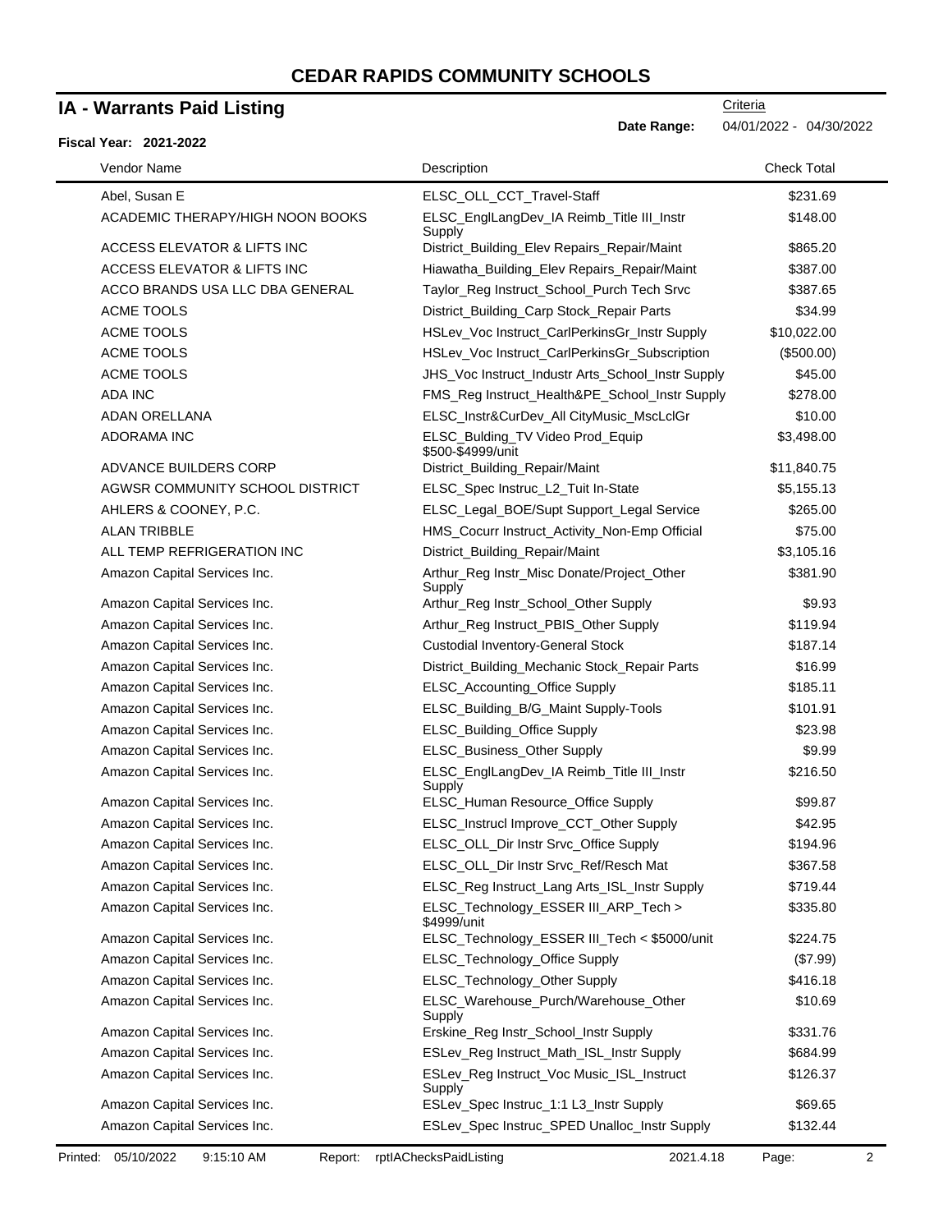# CEDAR RAPIDS COMMUNITY SCHOOLS

## IA - Warrants Paid Listing

**Fiscal Year: 2021-2022**

Criteria

**Date Range:** 04/01/2022 - 04/30/2022

| Vendor Name | Description | Check Total |
|---|---|---|
| Abel, Susan E | ELSC_OLL_CCT_Travel-Staff | $231.69 |
| ACADEMIC THERAPY/HIGH NOON BOOKS | ELSC_EnglLangDev_IA Reimb_Title III_Instr Supply | $148.00 |
| ACCESS ELEVATOR & LIFTS INC | District_Building_Elev Repairs_Repair/Maint | $865.20 |
| ACCESS ELEVATOR & LIFTS INC | Hiawatha_Building_Elev Repairs_Repair/Maint | $387.00 |
| ACCO BRANDS USA LLC DBA GENERAL | Taylor_Reg Instruct_School_Purch Tech Srvc | $387.65 |
| ACME TOOLS | District_Building_Carp Stock_Repair Parts | $34.99 |
| ACME TOOLS | HSLev_Voc Instruct_CarlPerkinsGr_Instr Supply | $10,022.00 |
| ACME TOOLS | HSLev_Voc Instruct_CarlPerkinsGr_Subscription | ($500.00) |
| ACME TOOLS | JHS_Voc Instruct_Industr Arts_School_Instr Supply | $45.00 |
| ADA INC | FMS_Reg Instruct_Health&PE_School_Instr Supply | $278.00 |
| ADAN ORELLANA | ELSC_Instr&CurDev_All CityMusic_MscLclGr | $10.00 |
| ADORAMA INC | ELSC_Bulding_TV Video Prod_Equip $500-$4999/unit | $3,498.00 |
| ADVANCE BUILDERS CORP | District_Building_Repair/Maint | $11,840.75 |
| AGWSR COMMUNITY SCHOOL DISTRICT | ELSC_Spec Instruc_L2_Tuit In-State | $5,155.13 |
| AHLERS & COONEY, P.C. | ELSC_Legal_BOE/Supt Support_Legal Service | $265.00 |
| ALAN TRIBBLE | HMS_Cocurr Instruct_Activity_Non-Emp Official | $75.00 |
| ALL TEMP REFRIGERATION INC | District_Building_Repair/Maint | $3,105.16 |
| Amazon Capital Services Inc. | Arthur_Reg Instr_Misc Donate/Project_Other Supply | $381.90 |
| Amazon Capital Services Inc. | Arthur_Reg Instr_School_Other Supply | $9.93 |
| Amazon Capital Services Inc. | Arthur_Reg Instruct_PBIS_Other Supply | $119.94 |
| Amazon Capital Services Inc. | Custodial Inventory-General Stock | $187.14 |
| Amazon Capital Services Inc. | District_Building_Mechanic Stock_Repair Parts | $16.99 |
| Amazon Capital Services Inc. | ELSC_Accounting_Office Supply | $185.11 |
| Amazon Capital Services Inc. | ELSC_Building_B/G_Maint Supply-Tools | $101.91 |
| Amazon Capital Services Inc. | ELSC_Building_Office Supply | $23.98 |
| Amazon Capital Services Inc. | ELSC_Business_Other Supply | $9.99 |
| Amazon Capital Services Inc. | ELSC_EnglLangDev_IA Reimb_Title III_Instr Supply | $216.50 |
| Amazon Capital Services Inc. | ELSC_Human Resource_Office Supply | $99.87 |
| Amazon Capital Services Inc. | ELSC_Instrucl Improve_CCT_Other Supply | $42.95 |
| Amazon Capital Services Inc. | ELSC_OLL_Dir Instr Srvc_Office Supply | $194.96 |
| Amazon Capital Services Inc. | ELSC_OLL_Dir Instr Srvc_Ref/Resch Mat | $367.58 |
| Amazon Capital Services Inc. | ELSC_Reg Instruct_Lang Arts_ISL_Instr Supply | $719.44 |
| Amazon Capital Services Inc. | ELSC_Technology_ESSER III_ARP_Tech > $4999/unit | $335.80 |
| Amazon Capital Services Inc. | ELSC_Technology_ESSER III_Tech < $5000/unit | $224.75 |
| Amazon Capital Services Inc. | ELSC_Technology_Office Supply | ($7.99) |
| Amazon Capital Services Inc. | ELSC_Technology_Other Supply | $416.18 |
| Amazon Capital Services Inc. | ELSC_Warehouse_Purch/Warehouse_Other Supply | $10.69 |
| Amazon Capital Services Inc. | Erskine_Reg Instr_School_Instr Supply | $331.76 |
| Amazon Capital Services Inc. | ESLev_Reg Instruct_Math_ISL_Instr Supply | $684.99 |
| Amazon Capital Services Inc. | ESLev_Reg Instruct_Voc Music_ISL_Instruct Supply | $126.37 |
| Amazon Capital Services Inc. | ESLev_Spec Instruc_1:1 L3_Instr Supply | $69.65 |
| Amazon Capital Services Inc. | ESLev_Spec Instruc_SPED Unalloc_Instr Supply | $132.44 |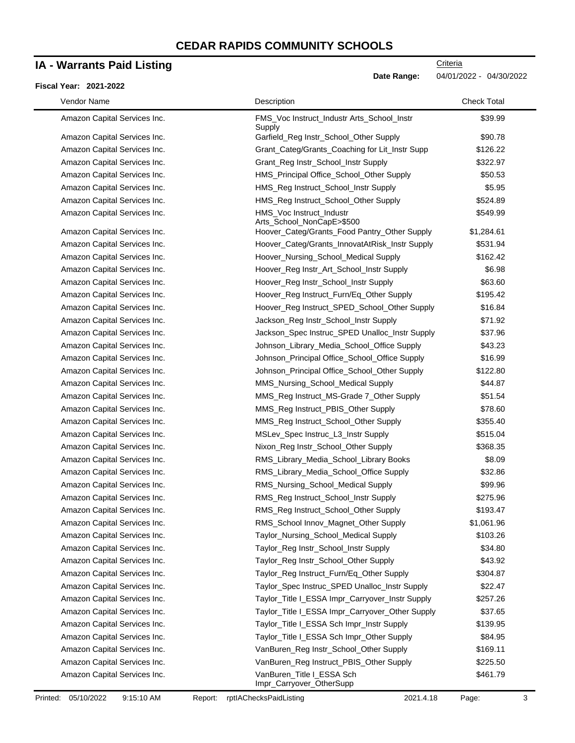# CEDAR RAPIDS COMMUNITY SCHOOLS

## IA - Warrants Paid Listing

**Fiscal Year: 2021-2022**

Criteria

**Date Range:** 04/01/2022 - 04/30/2022

| Vendor Name | Description | Check Total |
|---|---|---|
| Amazon Capital Services Inc. | FMS_Voc Instruct_Industr Arts_School_Instr Supply | $39.99 |
| Amazon Capital Services Inc. | Garfield_Reg Instr_School_Other Supply | $90.78 |
| Amazon Capital Services Inc. | Grant_Categ/Grants_Coaching for Lit_Instr Supp | $126.22 |
| Amazon Capital Services Inc. | Grant_Reg Instr_School_Instr Supply | $322.97 |
| Amazon Capital Services Inc. | HMS_Principal Office_School_Other Supply | $50.53 |
| Amazon Capital Services Inc. | HMS_Reg Instruct_School_Instr Supply | $5.95 |
| Amazon Capital Services Inc. | HMS_Reg Instruct_School_Other Supply | $524.89 |
| Amazon Capital Services Inc. | HMS_Voc Instruct_Industr Arts_School_NonCapE>$500 | $549.99 |
| Amazon Capital Services Inc. | Hoover_Categ/Grants_Food Pantry_Other Supply | $1,284.61 |
| Amazon Capital Services Inc. | Hoover_Categ/Grants_InnovatAtRisk_Instr Supply | $531.94 |
| Amazon Capital Services Inc. | Hoover_Nursing_School_Medical Supply | $162.42 |
| Amazon Capital Services Inc. | Hoover_Reg Instr_Art_School_Instr Supply | $6.98 |
| Amazon Capital Services Inc. | Hoover_Reg Instr_School_Instr Supply | $63.60 |
| Amazon Capital Services Inc. | Hoover_Reg Instruct_Furn/Eq_Other Supply | $195.42 |
| Amazon Capital Services Inc. | Hoover_Reg Instruct_SPED_School_Other Supply | $16.84 |
| Amazon Capital Services Inc. | Jackson_Reg Instr_School_Instr Supply | $71.92 |
| Amazon Capital Services Inc. | Jackson_Spec Instruc_SPED Unalloc_Instr Supply | $37.96 |
| Amazon Capital Services Inc. | Johnson_Library_Media_School_Office Supply | $43.23 |
| Amazon Capital Services Inc. | Johnson_Principal Office_School_Office Supply | $16.99 |
| Amazon Capital Services Inc. | Johnson_Principal Office_School_Other Supply | $122.80 |
| Amazon Capital Services Inc. | MMS_Nursing_School_Medical Supply | $44.87 |
| Amazon Capital Services Inc. | MMS_Reg Instruct_MS-Grade 7_Other Supply | $51.54 |
| Amazon Capital Services Inc. | MMS_Reg Instruct_PBIS_Other Supply | $78.60 |
| Amazon Capital Services Inc. | MMS_Reg Instruct_School_Other Supply | $355.40 |
| Amazon Capital Services Inc. | MSLev_Spec Instruc_L3_Instr Supply | $515.04 |
| Amazon Capital Services Inc. | Nixon_Reg Instr_School_Other Supply | $368.35 |
| Amazon Capital Services Inc. | RMS_Library_Media_School_Library Books | $8.09 |
| Amazon Capital Services Inc. | RMS_Library_Media_School_Office Supply | $32.86 |
| Amazon Capital Services Inc. | RMS_Nursing_School_Medical Supply | $99.96 |
| Amazon Capital Services Inc. | RMS_Reg Instruct_School_Instr Supply | $275.96 |
| Amazon Capital Services Inc. | RMS_Reg Instruct_School_Other Supply | $193.47 |
| Amazon Capital Services Inc. | RMS_School Innov_Magnet_Other Supply | $1,061.96 |
| Amazon Capital Services Inc. | Taylor_Nursing_School_Medical Supply | $103.26 |
| Amazon Capital Services Inc. | Taylor_Reg Instr_School_Instr Supply | $34.80 |
| Amazon Capital Services Inc. | Taylor_Reg Instr_School_Other Supply | $43.92 |
| Amazon Capital Services Inc. | Taylor_Reg Instruct_Furn/Eq_Other Supply | $304.87 |
| Amazon Capital Services Inc. | Taylor_Spec Instruc_SPED Unalloc_Instr Supply | $22.47 |
| Amazon Capital Services Inc. | Taylor_Title I_ESSA Impr_Carryover_Instr Supply | $257.26 |
| Amazon Capital Services Inc. | Taylor_Title I_ESSA Impr_Carryover_Other Supply | $37.65 |
| Amazon Capital Services Inc. | Taylor_Title I_ESSA Sch Impr_Instr Supply | $139.95 |
| Amazon Capital Services Inc. | Taylor_Title I_ESSA Sch Impr_Other Supply | $84.95 |
| Amazon Capital Services Inc. | VanBuren_Reg Instr_School_Other Supply | $169.11 |
| Amazon Capital Services Inc. | VanBuren_Reg Instruct_PBIS_Other Supply | $225.50 |
| Amazon Capital Services Inc. | VanBuren_Title I_ESSA Sch Impr_Carryover_OtherSupp | $461.79 |

Printed: 05/10/2022 9:15:10 AM Report: rptIAChecksPaidListing 2021.4.18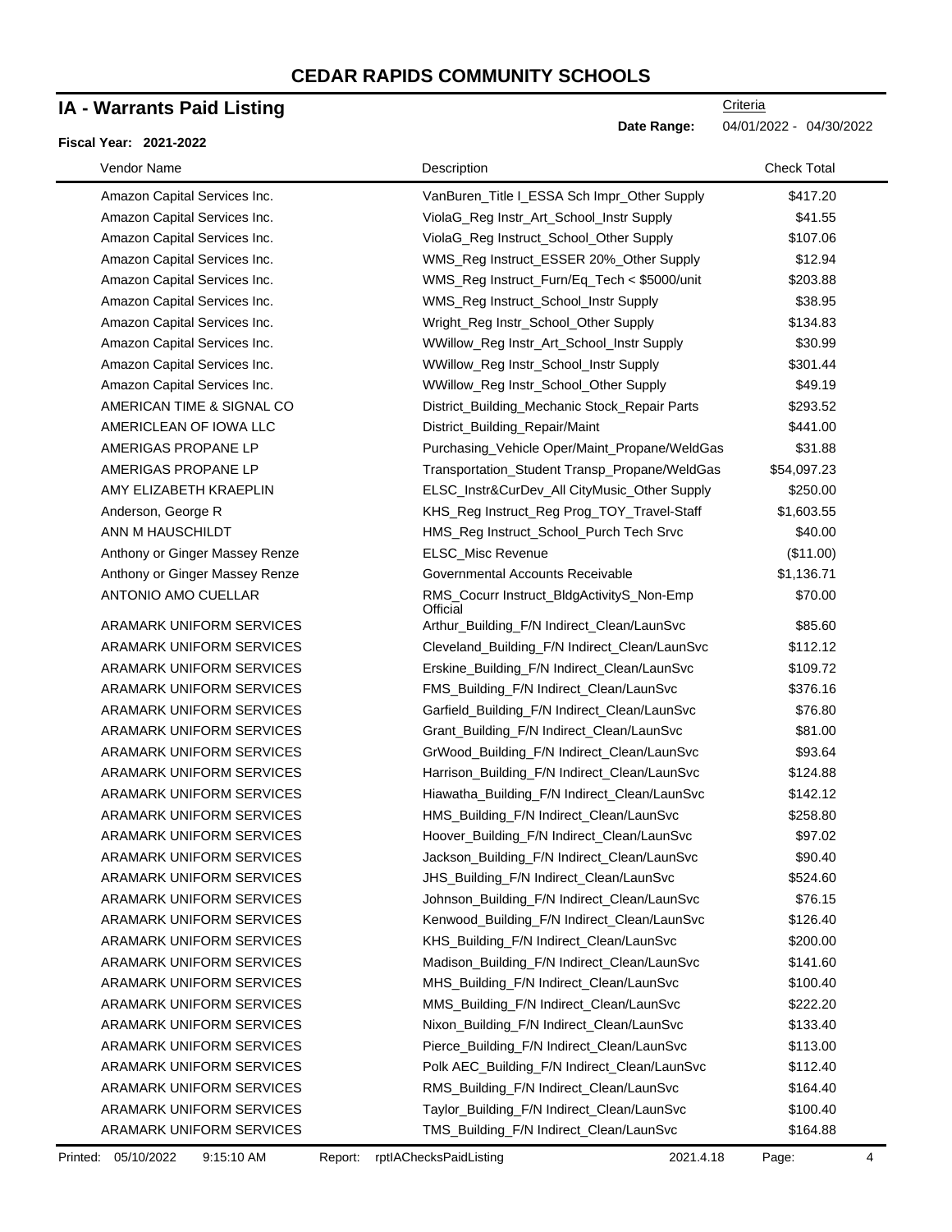# CEDAR RAPIDS COMMUNITY SCHOOLS

## IA - Warrants Paid Listing

**Fiscal Year: 2021-2022**

Criteria

**Date Range:** 04/01/2022 - 04/30/2022

| Vendor Name | Description | Check Total |
|---|---|---|
| Amazon Capital Services Inc. | VanBuren_Title I_ESSA Sch Impr_Other Supply | $417.20 |
| Amazon Capital Services Inc. | ViolaG_Reg Instr_Art_School_Instr Supply | $41.55 |
| Amazon Capital Services Inc. | ViolaG_Reg Instruct_School_Other Supply | $107.06 |
| Amazon Capital Services Inc. | WMS_Reg Instruct_ESSER 20%_Other Supply | $12.94 |
| Amazon Capital Services Inc. | WMS_Reg Instruct_Furn/Eq_Tech < $5000/unit | $203.88 |
| Amazon Capital Services Inc. | WMS_Reg Instruct_School_Instr Supply | $38.95 |
| Amazon Capital Services Inc. | Wright_Reg Instr_School_Other Supply | $134.83 |
| Amazon Capital Services Inc. | WWillow_Reg Instr_Art_School_Instr Supply | $30.99 |
| Amazon Capital Services Inc. | WWillow_Reg Instr_School_Instr Supply | $301.44 |
| Amazon Capital Services Inc. | WWillow_Reg Instr_School_Other Supply | $49.19 |
| AMERICAN TIME & SIGNAL CO | District_Building_Mechanic Stock_Repair Parts | $293.52 |
| AMERICLEAN OF IOWA LLC | District_Building_Repair/Maint | $441.00 |
| AMERIGAS PROPANE LP | Purchasing_Vehicle Oper/Maint_Propane/WeldGas | $31.88 |
| AMERIGAS PROPANE LP | Transportation_Student Transp_Propane/WeldGas | $54,097.23 |
| AMY ELIZABETH KRAEPLIN | ELSC_Instr&CurDev_All CityMusic_Other Supply | $250.00 |
| Anderson, George R | KHS_Reg Instruct_Reg Prog_TOY_Travel-Staff | $1,603.55 |
| ANN M HAUSCHILDT | HMS_Reg Instruct_School_Purch Tech Srvc | $40.00 |
| Anthony or Ginger Massey Renze | ELSC_Misc Revenue | ($11.00) |
| Anthony or Ginger Massey Renze | Governmental Accounts Receivable | $1,136.71 |
| ANTONIO AMO CUELLAR | RMS_Cocurr Instruct_BldgActivityS_Non-Emp Official | $70.00 |
| ARAMARK UNIFORM SERVICES | Arthur_Building_F/N Indirect_Clean/LaunSvc | $85.60 |
| ARAMARK UNIFORM SERVICES | Cleveland_Building_F/N Indirect_Clean/LaunSvc | $112.12 |
| ARAMARK UNIFORM SERVICES | Erskine_Building_F/N Indirect_Clean/LaunSvc | $109.72 |
| ARAMARK UNIFORM SERVICES | FMS_Building_F/N Indirect_Clean/LaunSvc | $376.16 |
| ARAMARK UNIFORM SERVICES | Garfield_Building_F/N Indirect_Clean/LaunSvc | $76.80 |
| ARAMARK UNIFORM SERVICES | Grant_Building_F/N Indirect_Clean/LaunSvc | $81.00 |
| ARAMARK UNIFORM SERVICES | GrWood_Building_F/N Indirect_Clean/LaunSvc | $93.64 |
| ARAMARK UNIFORM SERVICES | Harrison_Building_F/N Indirect_Clean/LaunSvc | $124.88 |
| ARAMARK UNIFORM SERVICES | Hiawatha_Building_F/N Indirect_Clean/LaunSvc | $142.12 |
| ARAMARK UNIFORM SERVICES | HMS_Building_F/N Indirect_Clean/LaunSvc | $258.80 |
| ARAMARK UNIFORM SERVICES | Hoover_Building_F/N Indirect_Clean/LaunSvc | $97.02 |
| ARAMARK UNIFORM SERVICES | Jackson_Building_F/N Indirect_Clean/LaunSvc | $90.40 |
| ARAMARK UNIFORM SERVICES | JHS_Building_F/N Indirect_Clean/LaunSvc | $524.60 |
| ARAMARK UNIFORM SERVICES | Johnson_Building_F/N Indirect_Clean/LaunSvc | $76.15 |
| ARAMARK UNIFORM SERVICES | Kenwood_Building_F/N Indirect_Clean/LaunSvc | $126.40 |
| ARAMARK UNIFORM SERVICES | KHS_Building_F/N Indirect_Clean/LaunSvc | $200.00 |
| ARAMARK UNIFORM SERVICES | Madison_Building_F/N Indirect_Clean/LaunSvc | $141.60 |
| ARAMARK UNIFORM SERVICES | MHS_Building_F/N Indirect_Clean/LaunSvc | $100.40 |
| ARAMARK UNIFORM SERVICES | MMS_Building_F/N Indirect_Clean/LaunSvc | $222.20 |
| ARAMARK UNIFORM SERVICES | Nixon_Building_F/N Indirect_Clean/LaunSvc | $133.40 |
| ARAMARK UNIFORM SERVICES | Pierce_Building_F/N Indirect_Clean/LaunSvc | $113.00 |
| ARAMARK UNIFORM SERVICES | Polk AEC_Building_F/N Indirect_Clean/LaunSvc | $112.40 |
| ARAMARK UNIFORM SERVICES | RMS_Building_F/N Indirect_Clean/LaunSvc | $164.40 |
| ARAMARK UNIFORM SERVICES | Taylor_Building_F/N Indirect_Clean/LaunSvc | $100.40 |
| ARAMARK UNIFORM SERVICES | TMS_Building_F/N Indirect_Clean/LaunSvc | $164.88 |

Printed: 05/10/2022 9:15:10 AM Report: rptIAChecksPaidListing 2021.4.18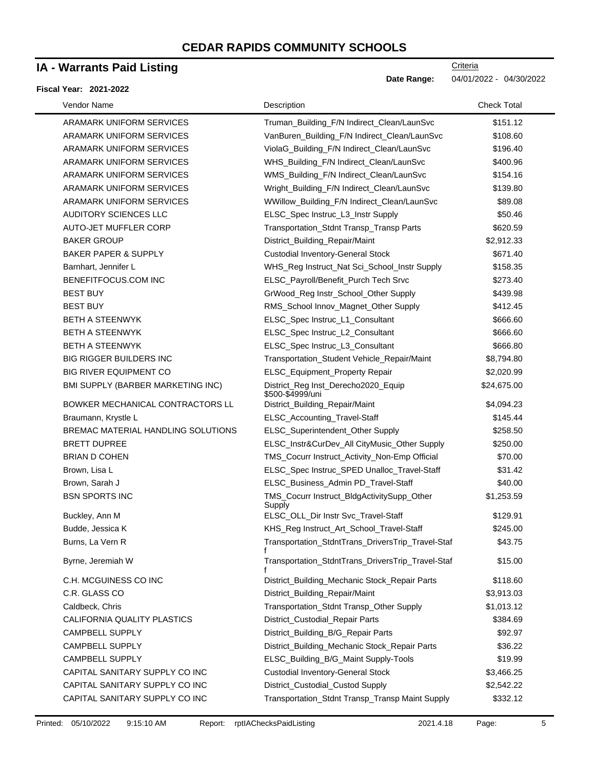# CEDAR RAPIDS COMMUNITY SCHOOLS

## IA - Warrants Paid Listing

Criteria

**Date Range:** 04/01/2022 - 04/30/2022

**Fiscal Year: 2021-2022**

| Vendor Name | Description | Check Total |
|---|---|---|
| ARAMARK UNIFORM SERVICES | Truman_Building_F/N Indirect_Clean/LaunSvc | $151.12 |
| ARAMARK UNIFORM SERVICES | VanBuren_Building_F/N Indirect_Clean/LaunSvc | $108.60 |
| ARAMARK UNIFORM SERVICES | ViolaG_Building_F/N Indirect_Clean/LaunSvc | $196.40 |
| ARAMARK UNIFORM SERVICES | WHS_Building_F/N Indirect_Clean/LaunSvc | $400.96 |
| ARAMARK UNIFORM SERVICES | WMS_Building_F/N Indirect_Clean/LaunSvc | $154.16 |
| ARAMARK UNIFORM SERVICES | Wright_Building_F/N Indirect_Clean/LaunSvc | $139.80 |
| ARAMARK UNIFORM SERVICES | WWillow_Building_F/N Indirect_Clean/LaunSvc | $89.08 |
| AUDITORY SCIENCES LLC | ELSC_Spec Instruc_L3_Instr Supply | $50.46 |
| AUTO-JET MUFFLER CORP | Transportation_Stdnt Transp_Transp Parts | $620.59 |
| BAKER GROUP | District_Building_Repair/Maint | $2,912.33 |
| BAKER PAPER & SUPPLY | Custodial Inventory-General Stock | $671.40 |
| Barnhart, Jennifer L | WHS_Reg Instruct_Nat Sci_School_Instr Supply | $158.35 |
| BENEFITFOCUS.COM INC | ELSC_Payroll/Benefit_Purch Tech Srvc | $273.40 |
| BEST BUY | GrWood_Reg Instr_School_Other Supply | $439.98 |
| BEST BUY | RMS_School Innov_Magnet_Other Supply | $412.45 |
| BETH A STEENWYK | ELSC_Spec Instruc_L1_Consultant | $666.60 |
| BETH A STEENWYK | ELSC_Spec Instruc_L2_Consultant | $666.60 |
| BETH A STEENWYK | ELSC_Spec Instruc_L3_Consultant | $666.80 |
| BIG RIGGER BUILDERS INC | Transportation_Student Vehicle_Repair/Maint | $8,794.80 |
| BIG RIVER EQUIPMENT CO | ELSC_Equipment_Property Repair | $2,020.99 |
| BMI SUPPLY (BARBER MARKETING INC) | District_Reg Inst_Derecho2020_Equip $500-$4999/uni | $24,675.00 |
| BOWKER MECHANICAL CONTRACTORS LL | District_Building_Repair/Maint | $4,094.23 |
| Braumann, Krystle L | ELSC_Accounting_Travel-Staff | $145.44 |
| BREMAC MATERIAL HANDLING SOLUTIONS | ELSC_Superintendent_Other Supply | $258.50 |
| BRETT DUPREE | ELSC_Instr&CurDev_All CityMusic_Other Supply | $250.00 |
| BRIAN D COHEN | TMS_Cocurr Instruct_Activity_Non-Emp Official | $70.00 |
| Brown, Lisa L | ELSC_Spec Instruc_SPED Unalloc_Travel-Staff | $31.42 |
| Brown, Sarah J | ELSC_Business_Admin PD_Travel-Staff | $40.00 |
| BSN SPORTS INC | TMS_Cocurr Instruct_BldgActivitySupp_Other Supply | $1,253.59 |
| Buckley, Ann M | ELSC_OLL_Dir Instr Svc_Travel-Staff | $129.91 |
| Budde, Jessica K | KHS_Reg Instruct_Art_School_Travel-Staff | $245.00 |
| Burns, La Vern R | Transportation_StdntTrans_DriversTrip_Travel-Staff | $43.75 |
| Byrne, Jeremiah W | Transportation_StdntTrans_DriversTrip_Travel-Staff | $15.00 |
| C.H. MCGUINESS CO INC | District_Building_Mechanic Stock_Repair Parts | $118.60 |
| C.R. GLASS CO | District_Building_Repair/Maint | $3,913.03 |
| Caldbeck, Chris | Transportation_Stdnt Transp_Other Supply | $1,013.12 |
| CALIFORNIA QUALITY PLASTICS | District_Custodial_Repair Parts | $384.69 |
| CAMPBELL SUPPLY | District_Building_B/G_Repair Parts | $92.97 |
| CAMPBELL SUPPLY | District_Building_Mechanic Stock_Repair Parts | $36.22 |
| CAMPBELL SUPPLY | ELSC_Building_B/G_Maint Supply-Tools | $19.99 |
| CAPITAL SANITARY SUPPLY CO INC | Custodial Inventory-General Stock | $3,466.25 |
| CAPITAL SANITARY SUPPLY CO INC | District_Custodial_Custod Supply | $2,542.22 |
| CAPITAL SANITARY SUPPLY CO INC | Transportation_Stdnt Transp_Transp Maint Supply | $332.12 |

Printed: 05/10/2022 9:15:10 AM Report: rptIAChecksPaidListing 2021.4.18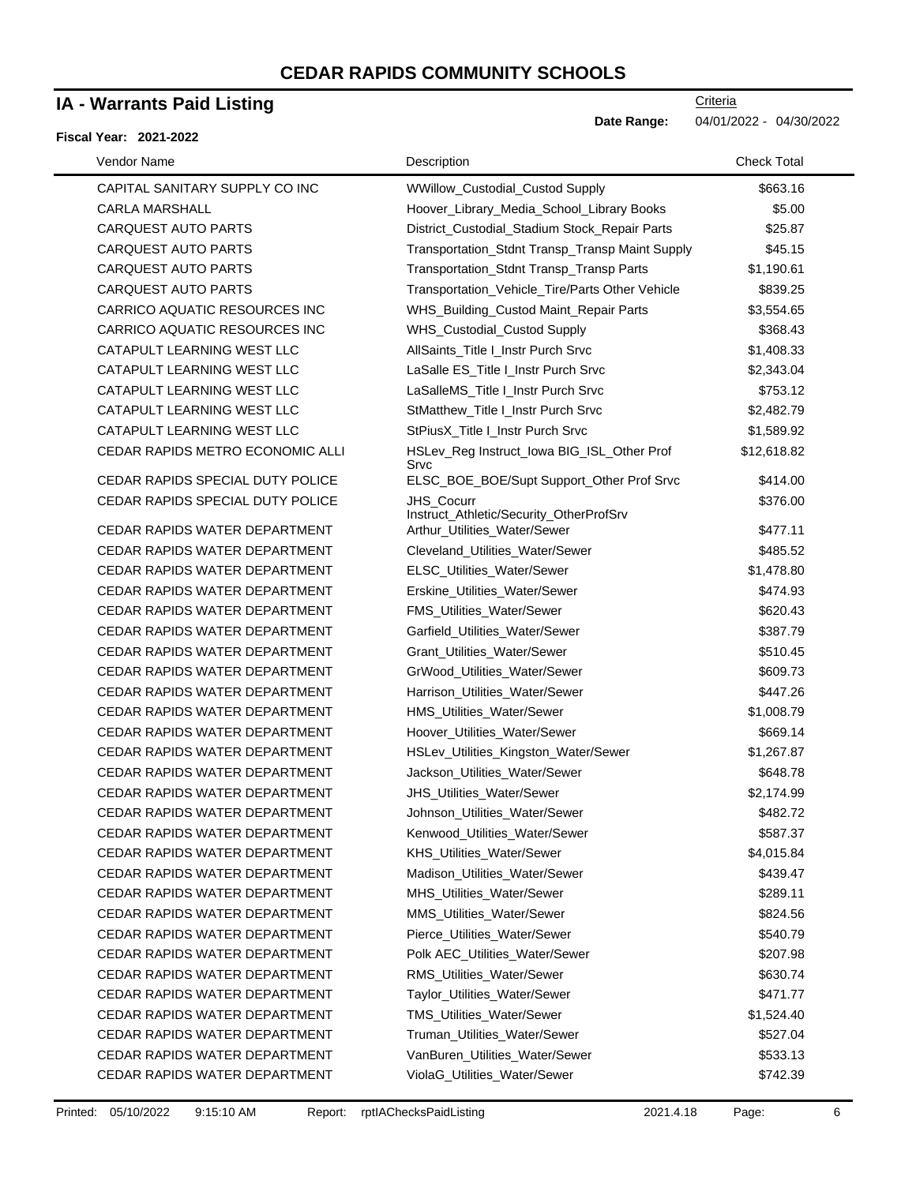# CEDAR RAPIDS COMMUNITY SCHOOLS

## IA - Warrants Paid Listing

**Fiscal Year: 2021-2022**

Criteria

**Date Range:** 04/01/2022 - 04/30/2022

| Vendor Name | Description | Check Total |
|---|---|---|
| CAPITAL SANITARY SUPPLY CO INC | WWillow_Custodial_Custod Supply | $663.16 |
| CARLA MARSHALL | Hoover_Library_Media_School_Library Books | $5.00 |
| CARQUEST AUTO PARTS | District_Custodial_Stadium Stock_Repair Parts | $25.87 |
| CARQUEST AUTO PARTS | Transportation_Stdnt Transp_Transp Maint Supply | $45.15 |
| CARQUEST AUTO PARTS | Transportation_Stdnt Transp_Transp Parts | $1,190.61 |
| CARQUEST AUTO PARTS | Transportation_Vehicle_Tire/Parts Other Vehicle | $839.25 |
| CARRICO AQUATIC RESOURCES INC | WHS_Building_Custod Maint_Repair Parts | $3,554.65 |
| CARRICO AQUATIC RESOURCES INC | WHS_Custodial_Custod Supply | $368.43 |
| CATAPULT LEARNING WEST LLC | AllSaints_Title I_Instr Purch Srvc | $1,408.33 |
| CATAPULT LEARNING WEST LLC | LaSalle ES_Title I_Instr Purch Srvc | $2,343.04 |
| CATAPULT LEARNING WEST LLC | LaSalleMS_Title I_Instr Purch Srvc | $753.12 |
| CATAPULT LEARNING WEST LLC | StMatthew_Title I_Instr Purch Srvc | $2,482.79 |
| CATAPULT LEARNING WEST LLC | StPiusX_Title I_Instr Purch Srvc | $1,589.92 |
| CEDAR RAPIDS METRO ECONOMIC ALLI | HSLev_Reg Instruct_Iowa BIG_ISL_Other Prof Srvc | $12,618.82 |
| CEDAR RAPIDS SPECIAL DUTY POLICE | ELSC_BOE_BOE/Supt Support_Other Prof Srvc | $414.00 |
| CEDAR RAPIDS SPECIAL DUTY POLICE | JHS_Cocurr Instruct_Athletic/Security_OtherProfSrv | $376.00 |
| CEDAR RAPIDS WATER DEPARTMENT | Arthur_Utilities_Water/Sewer | $477.11 |
| CEDAR RAPIDS WATER DEPARTMENT | Cleveland_Utilities_Water/Sewer | $485.52 |
| CEDAR RAPIDS WATER DEPARTMENT | ELSC_Utilities_Water/Sewer | $1,478.80 |
| CEDAR RAPIDS WATER DEPARTMENT | Erskine_Utilities_Water/Sewer | $474.93 |
| CEDAR RAPIDS WATER DEPARTMENT | FMS_Utilities_Water/Sewer | $620.43 |
| CEDAR RAPIDS WATER DEPARTMENT | Garfield_Utilities_Water/Sewer | $387.79 |
| CEDAR RAPIDS WATER DEPARTMENT | Grant_Utilities_Water/Sewer | $510.45 |
| CEDAR RAPIDS WATER DEPARTMENT | GrWood_Utilities_Water/Sewer | $609.73 |
| CEDAR RAPIDS WATER DEPARTMENT | Harrison_Utilities_Water/Sewer | $447.26 |
| CEDAR RAPIDS WATER DEPARTMENT | HMS_Utilities_Water/Sewer | $1,008.79 |
| CEDAR RAPIDS WATER DEPARTMENT | Hoover_Utilities_Water/Sewer | $669.14 |
| CEDAR RAPIDS WATER DEPARTMENT | HSLev_Utilities_Kingston_Water/Sewer | $1,267.87 |
| CEDAR RAPIDS WATER DEPARTMENT | Jackson_Utilities_Water/Sewer | $648.78 |
| CEDAR RAPIDS WATER DEPARTMENT | JHS_Utilities_Water/Sewer | $2,174.99 |
| CEDAR RAPIDS WATER DEPARTMENT | Johnson_Utilities_Water/Sewer | $482.72 |
| CEDAR RAPIDS WATER DEPARTMENT | Kenwood_Utilities_Water/Sewer | $587.37 |
| CEDAR RAPIDS WATER DEPARTMENT | KHS_Utilities_Water/Sewer | $4,015.84 |
| CEDAR RAPIDS WATER DEPARTMENT | Madison_Utilities_Water/Sewer | $439.47 |
| CEDAR RAPIDS WATER DEPARTMENT | MHS_Utilities_Water/Sewer | $289.11 |
| CEDAR RAPIDS WATER DEPARTMENT | MMS_Utilities_Water/Sewer | $824.56 |
| CEDAR RAPIDS WATER DEPARTMENT | Pierce_Utilities_Water/Sewer | $540.79 |
| CEDAR RAPIDS WATER DEPARTMENT | Polk AEC_Utilities_Water/Sewer | $207.98 |
| CEDAR RAPIDS WATER DEPARTMENT | RMS_Utilities_Water/Sewer | $630.74 |
| CEDAR RAPIDS WATER DEPARTMENT | Taylor_Utilities_Water/Sewer | $471.77 |
| CEDAR RAPIDS WATER DEPARTMENT | TMS_Utilities_Water/Sewer | $1,524.40 |
| CEDAR RAPIDS WATER DEPARTMENT | Truman_Utilities_Water/Sewer | $527.04 |
| CEDAR RAPIDS WATER DEPARTMENT | VanBuren_Utilities_Water/Sewer | $533.13 |
| CEDAR RAPIDS WATER DEPARTMENT | ViolaG_Utilities_Water/Sewer | $742.39 |

Printed: 05/10/2022 9:15:10 AM Report: rptIAChecksPaidListing 2021.4.18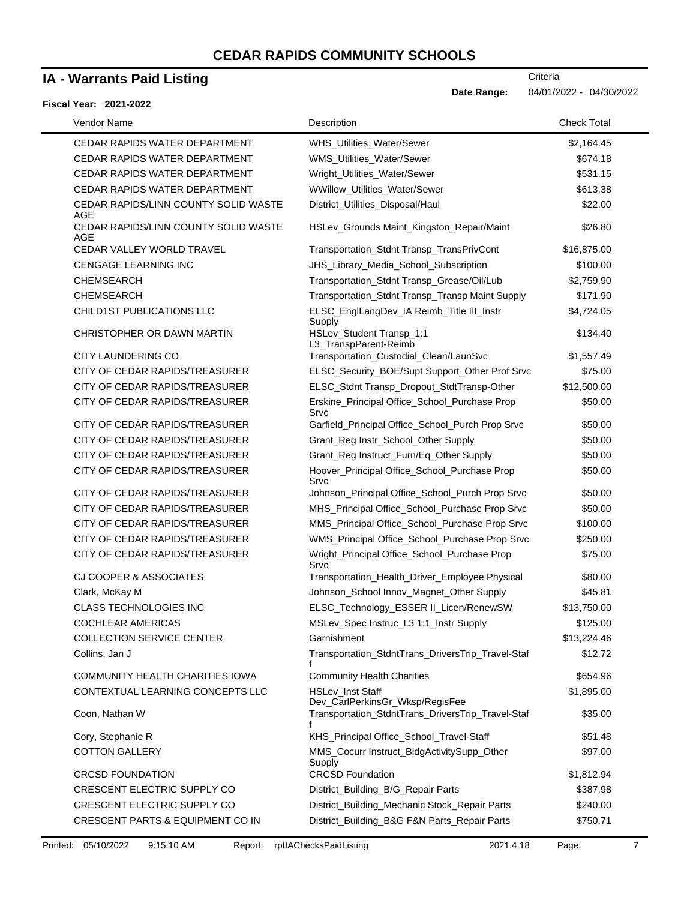# CEDAR RAPIDS COMMUNITY SCHOOLS

## IA - Warrants Paid Listing

Criteria

**Date Range:** 04/01/2022 - 04/30/2022

**Fiscal Year: 2021-2022**

| Vendor Name | Description | Check Total |
|---|---|---|
| CEDAR RAPIDS WATER DEPARTMENT | WHS_Utilities_Water/Sewer | $2,164.45 |
| CEDAR RAPIDS WATER DEPARTMENT | WMS_Utilities_Water/Sewer | $674.18 |
| CEDAR RAPIDS WATER DEPARTMENT | Wright_Utilities_Water/Sewer | $531.15 |
| CEDAR RAPIDS WATER DEPARTMENT | WWillow_Utilities_Water/Sewer | $613.38 |
| CEDAR RAPIDS/LINN COUNTY SOLID WASTE AGE | District_Utilities_Disposal/Haul | $22.00 |
| CEDAR RAPIDS/LINN COUNTY SOLID WASTE AGE | HSLev_Grounds Maint_Kingston_Repair/Maint | $26.80 |
| CEDAR VALLEY WORLD TRAVEL | Transportation_Stdnt Transp_TransPrivCont | $16,875.00 |
| CENGAGE LEARNING INC | JHS_Library_Media_School_Subscription | $100.00 |
| CHEMSEARCH | Transportation_Stdnt Transp_Grease/Oil/Lub | $2,759.90 |
| CHEMSEARCH | Transportation_Stdnt Transp_Transp Maint Supply | $171.90 |
| CHILD1ST PUBLICATIONS LLC | ELSC_EnglLangDev_IA Reimb_Title III_Instr Supply | $4,724.05 |
| CHRISTOPHER OR DAWN MARTIN | HSLev_Student Transp_1:1 L3_TranspParent-Reimb | $134.40 |
| CITY LAUNDERING CO | Transportation_Custodial_Clean/LaunSvc | $1,557.49 |
| CITY OF CEDAR RAPIDS/TREASURER | ELSC_Security_BOE/Supt Support_Other Prof Srvc | $75.00 |
| CITY OF CEDAR RAPIDS/TREASURER | ELSC_Stdnt Transp_Dropout_StdtTransp-Other | $12,500.00 |
| CITY OF CEDAR RAPIDS/TREASURER | Erskine_Principal Office_School_Purchase Prop Srvc | $50.00 |
| CITY OF CEDAR RAPIDS/TREASURER | Garfield_Principal Office_School_Purch Prop Srvc | $50.00 |
| CITY OF CEDAR RAPIDS/TREASURER | Grant_Reg Instr_School_Other Supply | $50.00 |
| CITY OF CEDAR RAPIDS/TREASURER | Grant_Reg Instruct_Furn/Eq_Other Supply | $50.00 |
| CITY OF CEDAR RAPIDS/TREASURER | Hoover_Principal Office_School_Purchase Prop Srvc | $50.00 |
| CITY OF CEDAR RAPIDS/TREASURER | Johnson_Principal Office_School_Purch Prop Srvc | $50.00 |
| CITY OF CEDAR RAPIDS/TREASURER | MHS_Principal Office_School_Purchase Prop Srvc | $50.00 |
| CITY OF CEDAR RAPIDS/TREASURER | MMS_Principal Office_School_Purchase Prop Srvc | $100.00 |
| CITY OF CEDAR RAPIDS/TREASURER | WMS_Principal Office_School_Purchase Prop Srvc | $250.00 |
| CITY OF CEDAR RAPIDS/TREASURER | Wright_Principal Office_School_Purchase Prop Srvc | $75.00 |
| CJ COOPER & ASSOCIATES | Transportation_Health_Driver_Employee Physical | $80.00 |
| Clark, McKay M | Johnson_School Innov_Magnet_Other Supply | $45.81 |
| CLASS TECHNOLOGIES INC | ELSC_Technology_ESSER II_Licen/RenewSW | $13,750.00 |
| COCHLEAR AMERICAS | MSLev_Spec Instruc_L3 1:1_Instr Supply | $125.00 |
| COLLECTION SERVICE CENTER | Garnishment | $13,224.46 |
| Collins, Jan J | Transportation_StdntTrans_DriversTrip_Travel-Staff | $12.72 |
| COMMUNITY HEALTH CHARITIES IOWA | Community Health Charities | $654.96 |
| CONTEXTUAL LEARNING CONCEPTS LLC | HSLev_Inst Staff Dev_CarlPerkinsGr_Wksp/RegisFee | $1,895.00 |
| Coon, Nathan W | Transportation_StdntTrans_DriversTrip_Travel-Staff | $35.00 |
| Cory, Stephanie R | KHS_Principal Office_School_Travel-Staff | $51.48 |
| COTTON GALLERY | MMS_Cocurr Instruct_BldgActivitySupp_Other Supply | $97.00 |
| CRCSD FOUNDATION | CRCSD Foundation | $1,812.94 |
| CRESCENT ELECTRIC SUPPLY CO | District_Building_B/G_Repair Parts | $387.98 |
| CRESCENT ELECTRIC SUPPLY CO | District_Building_Mechanic Stock_Repair Parts | $240.00 |
| CRESCENT PARTS & EQUIPMENT CO IN | District_Building_B&G F&N Parts_Repair Parts | $750.71 |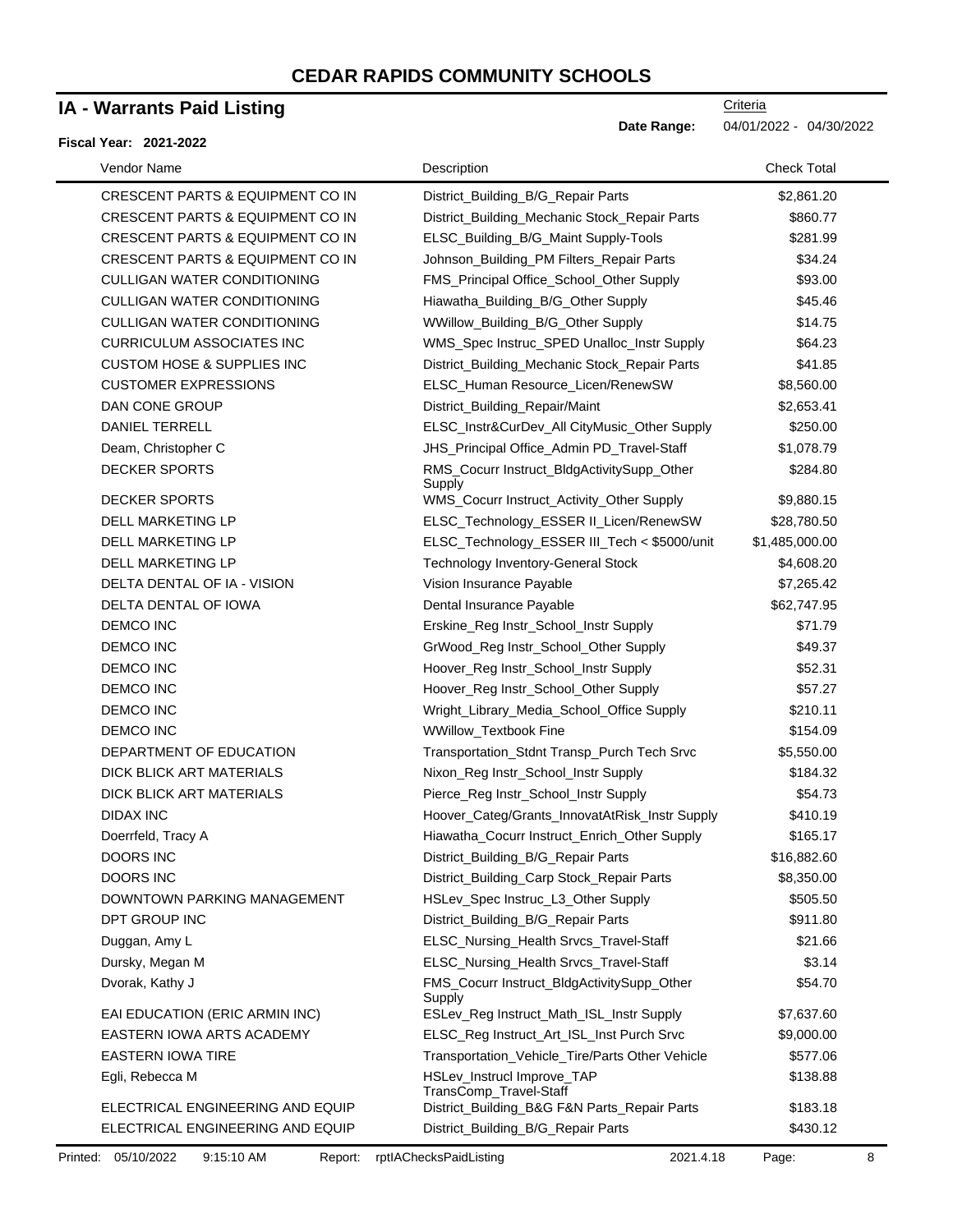# CEDAR RAPIDS COMMUNITY SCHOOLS

## IA - Warrants Paid Listing

Criteria

**Date Range:** 04/01/2022 - 04/30/2022

**Fiscal Year: 2021-2022**

| Vendor Name | Description | Check Total |
|---|---|---|
| CRESCENT PARTS & EQUIPMENT CO IN | District_Building_B/G_Repair Parts | $2,861.20 |
| CRESCENT PARTS & EQUIPMENT CO IN | District_Building_Mechanic Stock_Repair Parts | $860.77 |
| CRESCENT PARTS & EQUIPMENT CO IN | ELSC_Building_B/G_Maint Supply-Tools | $281.99 |
| CRESCENT PARTS & EQUIPMENT CO IN | Johnson_Building_PM Filters_Repair Parts | $34.24 |
| CULLIGAN WATER CONDITIONING | FMS_Principal Office_School_Other Supply | $93.00 |
| CULLIGAN WATER CONDITIONING | Hiawatha_Building_B/G_Other Supply | $45.46 |
| CULLIGAN WATER CONDITIONING | WWillow_Building_B/G_Other Supply | $14.75 |
| CURRICULUM ASSOCIATES INC | WMS_Spec Instruc_SPED Unalloc_Instr Supply | $64.23 |
| CUSTOM HOSE & SUPPLIES INC | District_Building_Mechanic Stock_Repair Parts | $41.85 |
| CUSTOMER EXPRESSIONS | ELSC_Human Resource_Licen/RenewSW | $8,560.00 |
| DAN CONE GROUP | District_Building_Repair/Maint | $2,653.41 |
| DANIEL TERRELL | ELSC_Instr&CurDev_All CityMusic_Other Supply | $250.00 |
| Deam, Christopher C | JHS_Principal Office_Admin PD_Travel-Staff | $1,078.79 |
| DECKER SPORTS | RMS_Cocurr Instruct_BldgActivitySupp_Other Supply | $284.80 |
| DECKER SPORTS | WMS_Cocurr Instruct_Activity_Other Supply | $9,880.15 |
| DELL MARKETING LP | ELSC_Technology_ESSER II_Licen/RenewSW | $28,780.50 |
| DELL MARKETING LP | ELSC_Technology_ESSER III_Tech < $5000/unit | $1,485,000.00 |
| DELL MARKETING LP | Technology Inventory-General Stock | $4,608.20 |
| DELTA DENTAL OF IA - VISION | Vision Insurance Payable | $7,265.42 |
| DELTA DENTAL OF IOWA | Dental Insurance Payable | $62,747.95 |
| DEMCO INC | Erskine_Reg Instr_School_Instr Supply | $71.79 |
| DEMCO INC | GrWood_Reg Instr_School_Other Supply | $49.37 |
| DEMCO INC | Hoover_Reg Instr_School_Instr Supply | $52.31 |
| DEMCO INC | Hoover_Reg Instr_School_Other Supply | $57.27 |
| DEMCO INC | Wright_Library_Media_School_Office Supply | $210.11 |
| DEMCO INC | WWillow_Textbook Fine | $154.09 |
| DEPARTMENT OF EDUCATION | Transportation_Stdnt Transp_Purch Tech Srvc | $5,550.00 |
| DICK BLICK ART MATERIALS | Nixon_Reg Instr_School_Instr Supply | $184.32 |
| DICK BLICK ART MATERIALS | Pierce_Reg Instr_School_Instr Supply | $54.73 |
| DIDAX INC | Hoover_Categ/Grants_InnovatAtRisk_Instr Supply | $410.19 |
| Doerrfeld, Tracy A | Hiawatha_Cocurr Instruct_Enrich_Other Supply | $165.17 |
| DOORS INC | District_Building_B/G_Repair Parts | $16,882.60 |
| DOORS INC | District_Building_Carp Stock_Repair Parts | $8,350.00 |
| DOWNTOWN PARKING MANAGEMENT | HSLev_Spec Instruc_L3_Other Supply | $505.50 |
| DPT GROUP INC | District_Building_B/G_Repair Parts | $911.80 |
| Duggan, Amy L | ELSC_Nursing_Health Srvcs_Travel-Staff | $21.66 |
| Dursky, Megan M | ELSC_Nursing_Health Srvcs_Travel-Staff | $3.14 |
| Dvorak, Kathy J | FMS_Cocurr Instruct_BldgActivitySupp_Other Supply | $54.70 |
| EAI EDUCATION (ERIC ARMIN INC) | ESLev_Reg Instruct_Math_ISL_Instr Supply | $7,637.60 |
| EASTERN IOWA ARTS ACADEMY | ELSC_Reg Instruct_Art_ISL_Inst Purch Srvc | $9,000.00 |
| EASTERN IOWA TIRE | Transportation_Vehicle_Tire/Parts Other Vehicle | $577.06 |
| Egli, Rebecca M | HSLev_Instrucl Improve_TAP TransComp_Travel-Staff | $138.88 |
| ELECTRICAL ENGINEERING AND EQUIP | District_Building_B&G F&N Parts_Repair Parts | $183.18 |
| ELECTRICAL ENGINEERING AND EQUIP | District_Building_B/G_Repair Parts | $430.12 |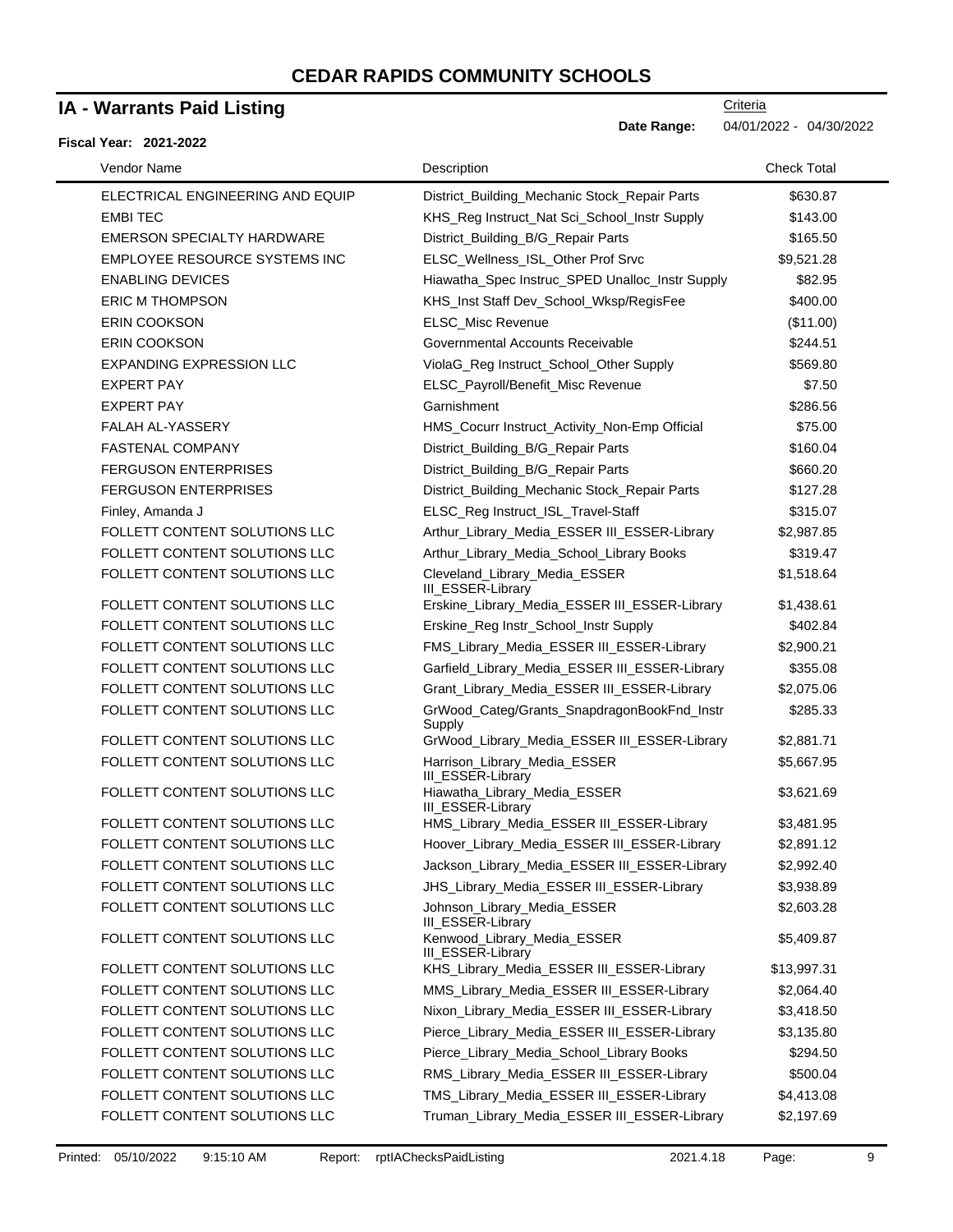# CEDAR RAPIDS COMMUNITY SCHOOLS

## IA - Warrants Paid Listing

Criteria

**Date Range:** 04/01/2022 - 04/30/2022

**Fiscal Year: 2021-2022**

| Vendor Name | Description | Check Total |
|---|---|---|
| ELECTRICAL ENGINEERING AND EQUIP | District_Building_Mechanic Stock_Repair Parts | $630.87 |
| EMBI TEC | KHS_Reg Instruct_Nat Sci_School_Instr Supply | $143.00 |
| EMERSON SPECIALTY HARDWARE | District_Building_B/G_Repair Parts | $165.50 |
| EMPLOYEE RESOURCE SYSTEMS INC | ELSC_Wellness_ISL_Other Prof Srvc | $9,521.28 |
| ENABLING DEVICES | Hiawatha_Spec Instruc_SPED Unalloc_Instr Supply | $82.95 |
| ERIC M THOMPSON | KHS_Inst Staff Dev_School_Wksp/RegisFee | $400.00 |
| ERIN COOKSON | ELSC_Misc Revenue | ($11.00) |
| ERIN COOKSON | Governmental Accounts Receivable | $244.51 |
| EXPANDING EXPRESSION LLC | ViolaG_Reg Instruct_School_Other Supply | $569.80 |
| EXPERT PAY | ELSC_Payroll/Benefit_Misc Revenue | $7.50 |
| EXPERT PAY | Garnishment | $286.56 |
| FALAH AL-YASSERY | HMS_Cocurr Instruct_Activity_Non-Emp Official | $75.00 |
| FASTENAL COMPANY | District_Building_B/G_Repair Parts | $160.04 |
| FERGUSON ENTERPRISES | District_Building_B/G_Repair Parts | $660.20 |
| FERGUSON ENTERPRISES | District_Building_Mechanic Stock_Repair Parts | $127.28 |
| Finley, Amanda J | ELSC_Reg Instruct_ISL_Travel-Staff | $315.07 |
| FOLLETT CONTENT SOLUTIONS LLC | Arthur_Library_Media_ESSER III_ESSER-Library | $2,987.85 |
| FOLLETT CONTENT SOLUTIONS LLC | Arthur_Library_Media_School_Library Books | $319.47 |
| FOLLETT CONTENT SOLUTIONS LLC | Cleveland_Library_Media_ESSER III_ESSER-Library | $1,518.64 |
| FOLLETT CONTENT SOLUTIONS LLC | Erskine_Library_Media_ESSER III_ESSER-Library | $1,438.61 |
| FOLLETT CONTENT SOLUTIONS LLC | Erskine_Reg Instr_School_Instr Supply | $402.84 |
| FOLLETT CONTENT SOLUTIONS LLC | FMS_Library_Media_ESSER III_ESSER-Library | $2,900.21 |
| FOLLETT CONTENT SOLUTIONS LLC | Garfield_Library_Media_ESSER III_ESSER-Library | $355.08 |
| FOLLETT CONTENT SOLUTIONS LLC | Grant_Library_Media_ESSER III_ESSER-Library | $2,075.06 |
| FOLLETT CONTENT SOLUTIONS LLC | GrWood_Categ/Grants_SnapdragonBookFnd_Instr Supply | $285.33 |
| FOLLETT CONTENT SOLUTIONS LLC | GrWood_Library_Media_ESSER III_ESSER-Library | $2,881.71 |
| FOLLETT CONTENT SOLUTIONS LLC | Harrison_Library_Media_ESSER III_ESSER-Library | $5,667.95 |
| FOLLETT CONTENT SOLUTIONS LLC | Hiawatha_Library_Media_ESSER III_ESSER-Library | $3,621.69 |
| FOLLETT CONTENT SOLUTIONS LLC | HMS_Library_Media_ESSER III_ESSER-Library | $3,481.95 |
| FOLLETT CONTENT SOLUTIONS LLC | Hoover_Library_Media_ESSER III_ESSER-Library | $2,891.12 |
| FOLLETT CONTENT SOLUTIONS LLC | Jackson_Library_Media_ESSER III_ESSER-Library | $2,992.40 |
| FOLLETT CONTENT SOLUTIONS LLC | JHS_Library_Media_ESSER III_ESSER-Library | $3,938.89 |
| FOLLETT CONTENT SOLUTIONS LLC | Johnson_Library_Media_ESSER III_ESSER-Library | $2,603.28 |
| FOLLETT CONTENT SOLUTIONS LLC | Kenwood_Library_Media_ESSER III_ESSER-Library | $5,409.87 |
| FOLLETT CONTENT SOLUTIONS LLC | KHS_Library_Media_ESSER III_ESSER-Library | $13,997.31 |
| FOLLETT CONTENT SOLUTIONS LLC | MMS_Library_Media_ESSER III_ESSER-Library | $2,064.40 |
| FOLLETT CONTENT SOLUTIONS LLC | Nixon_Library_Media_ESSER III_ESSER-Library | $3,418.50 |
| FOLLETT CONTENT SOLUTIONS LLC | Pierce_Library_Media_ESSER III_ESSER-Library | $3,135.80 |
| FOLLETT CONTENT SOLUTIONS LLC | Pierce_Library_Media_School_Library Books | $294.50 |
| FOLLETT CONTENT SOLUTIONS LLC | RMS_Library_Media_ESSER III_ESSER-Library | $500.04 |
| FOLLETT CONTENT SOLUTIONS LLC | TMS_Library_Media_ESSER III_ESSER-Library | $4,413.08 |
| FOLLETT CONTENT SOLUTIONS LLC | Truman_Library_Media_ESSER III_ESSER-Library | $2,197.69 |

Printed: 05/10/2022 9:15:10 AM Report: rptIAChecksPaidListing 2021.4.18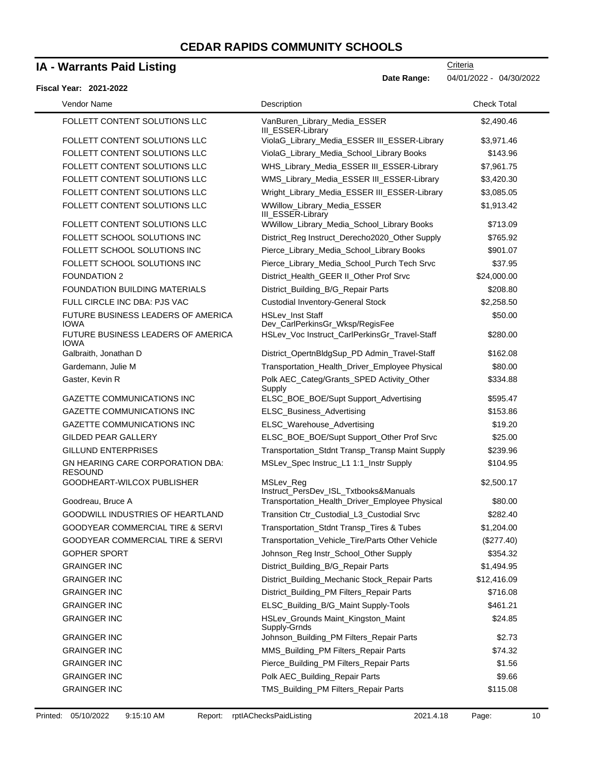# CEDAR RAPIDS COMMUNITY SCHOOLS

## IA - Warrants Paid Listing

Criteria

**Date Range:** 04/01/2022 - 04/30/2022

**Fiscal Year: 2021-2022**

| Vendor Name | Description | Check Total |
|---|---|---|
| FOLLETT CONTENT SOLUTIONS LLC | VanBuren_Library_Media_ESSER III_ESSER-Library | $2,490.46 |
| FOLLETT CONTENT SOLUTIONS LLC | ViolaG_Library_Media_ESSER III_ESSER-Library | $3,971.46 |
| FOLLETT CONTENT SOLUTIONS LLC | ViolaG_Library_Media_School_Library Books | $143.96 |
| FOLLETT CONTENT SOLUTIONS LLC | WHS_Library_Media_ESSER III_ESSER-Library | $7,961.75 |
| FOLLETT CONTENT SOLUTIONS LLC | WMS_Library_Media_ESSER III_ESSER-Library | $3,420.30 |
| FOLLETT CONTENT SOLUTIONS LLC | Wright_Library_Media_ESSER III_ESSER-Library | $3,085.05 |
| FOLLETT CONTENT SOLUTIONS LLC | WWillow_Library_Media_ESSER III_ESSER-Library | $1,913.42 |
| FOLLETT CONTENT SOLUTIONS LLC | WWillow_Library_Media_School_Library Books | $713.09 |
| FOLLETT SCHOOL SOLUTIONS INC | District_Reg Instruct_Derecho2020_Other Supply | $765.92 |
| FOLLETT SCHOOL SOLUTIONS INC | Pierce_Library_Media_School_Library Books | $901.07 |
| FOLLETT SCHOOL SOLUTIONS INC | Pierce_Library_Media_School_Purch Tech Srvc | $37.95 |
| FOUNDATION 2 | District_Health_GEER II_Other Prof Srvc | $24,000.00 |
| FOUNDATION BUILDING MATERIALS | District_Building_B/G_Repair Parts | $208.80 |
| FULL CIRCLE INC DBA: PJS VAC | Custodial Inventory-General Stock | $2,258.50 |
| FUTURE BUSINESS LEADERS OF AMERICA IOWA | HSLev_Inst Staff Dev_CarlPerkinsGr_Wksp/RegisFee | $50.00 |
| FUTURE BUSINESS LEADERS OF AMERICA IOWA | HSLev_Voc Instruct_CarlPerkinsGr_Travel-Staff | $280.00 |
| Galbraith, Jonathan D | District_OpertnBldgSup_PD Admin_Travel-Staff | $162.08 |
| Gardemann, Julie M | Transportation_Health_Driver_Employee Physical | $80.00 |
| Gaster, Kevin R | Polk AEC_Categ/Grants_SPED Activity_Other Supply | $334.88 |
| GAZETTE COMMUNICATIONS INC | ELSC_BOE_BOE/Supt Support_Advertising | $595.47 |
| GAZETTE COMMUNICATIONS INC | ELSC_Business_Advertising | $153.86 |
| GAZETTE COMMUNICATIONS INC | ELSC_Warehouse_Advertising | $19.20 |
| GILDED PEAR GALLERY | ELSC_BOE_BOE/Supt Support_Other Prof Srvc | $25.00 |
| GILLUND ENTERPRISES | Transportation_Stdnt Transp_Transp Maint Supply | $239.96 |
| GN HEARING CARE CORPORATION DBA: RESOUND | MSLev_Spec Instruc_L1 1:1_Instr Supply | $104.95 |
| GOODHEART-WILCOX PUBLISHER | MSLev_Reg Instruct_PersDev_ISL_Txtbooks&Manuals | $2,500.17 |
| Goodreau, Bruce A | Transportation_Health_Driver_Employee Physical | $80.00 |
| GOODWILL INDUSTRIES OF HEARTLAND | Transition Ctr_Custodial_L3_Custodial Srvc | $282.40 |
| GOODYEAR COMMERCIAL TIRE & SERVI | Transportation_Stdnt Transp_Tires & Tubes | $1,204.00 |
| GOODYEAR COMMERCIAL TIRE & SERVI | Transportation_Vehicle_Tire/Parts Other Vehicle | ($277.40) |
| GOPHER SPORT | Johnson_Reg Instr_School_Other Supply | $354.32 |
| GRAINGER INC | District_Building_B/G_Repair Parts | $1,494.95 |
| GRAINGER INC | District_Building_Mechanic Stock_Repair Parts | $12,416.09 |
| GRAINGER INC | District_Building_PM Filters_Repair Parts | $716.08 |
| GRAINGER INC | ELSC_Building_B/G_Maint Supply-Tools | $461.21 |
| GRAINGER INC | HSLev_Grounds Maint_Kingston_Maint Supply-Grnds | $24.85 |
| GRAINGER INC | Johnson_Building_PM Filters_Repair Parts | $2.73 |
| GRAINGER INC | MMS_Building_PM Filters_Repair Parts | $74.32 |
| GRAINGER INC | Pierce_Building_PM Filters_Repair Parts | $1.56 |
| GRAINGER INC | Polk AEC_Building_Repair Parts | $9.66 |
| GRAINGER INC | TMS_Building_PM Filters_Repair Parts | $115.08 |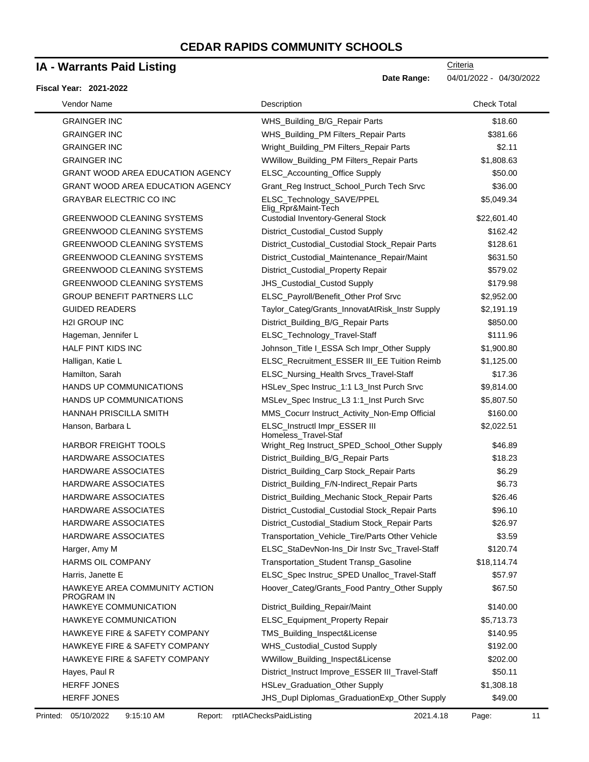# CEDAR RAPIDS COMMUNITY SCHOOLS

## IA - Warrants Paid Listing

Criteria

**Date Range:** 04/01/2022 - 04/30/2022

**Fiscal Year: 2021-2022**

| Vendor Name | Description | Check Total |
|---|---|---|
| GRAINGER INC | WHS_Building_B/G_Repair Parts | $18.60 |
| GRAINGER INC | WHS_Building_PM Filters_Repair Parts | $381.66 |
| GRAINGER INC | Wright_Building_PM Filters_Repair Parts | $2.11 |
| GRAINGER INC | WWillow_Building_PM Filters_Repair Parts | $1,808.63 |
| GRANT WOOD AREA EDUCATION AGENCY | ELSC_Accounting_Office Supply | $50.00 |
| GRANT WOOD AREA EDUCATION AGENCY | Grant_Reg Instruct_School_Purch Tech Srvc | $36.00 |
| GRAYBAR ELECTRIC CO INC | ELSC_Technology_SAVE/PPEL Elig_Rpr&Maint-Tech | $5,049.34 |
| GREENWOOD CLEANING SYSTEMS | Custodial Inventory-General Stock | $22,601.40 |
| GREENWOOD CLEANING SYSTEMS | District_Custodial_Custod Supply | $162.42 |
| GREENWOOD CLEANING SYSTEMS | District_Custodial_Custodial Stock_Repair Parts | $128.61 |
| GREENWOOD CLEANING SYSTEMS | District_Custodial_Maintenance_Repair/Maint | $631.50 |
| GREENWOOD CLEANING SYSTEMS | District_Custodial_Property Repair | $579.02 |
| GREENWOOD CLEANING SYSTEMS | JHS_Custodial_Custod Supply | $179.98 |
| GROUP BENEFIT PARTNERS LLC | ELSC_Payroll/Benefit_Other Prof Srvc | $2,952.00 |
| GUIDED READERS | Taylor_Categ/Grants_InnovatAtRisk_Instr Supply | $2,191.19 |
| H2I GROUP INC | District_Building_B/G_Repair Parts | $850.00 |
| Hageman, Jennifer L | ELSC_Technology_Travel-Staff | $111.96 |
| HALF PINT KIDS INC | Johnson_Title I_ESSA Sch Impr_Other Supply | $1,900.80 |
| Halligan, Katie L | ELSC_Recruitment_ESSER III_EE Tuition Reimb | $1,125.00 |
| Hamilton, Sarah | ELSC_Nursing_Health Srvcs_Travel-Staff | $17.36 |
| HANDS UP COMMUNICATIONS | HSLev_Spec Instruc_1:1 L3_Inst Purch Srvc | $9,814.00 |
| HANDS UP COMMUNICATIONS | MSLev_Spec Instruc_L3 1:1_Inst Purch Srvc | $5,807.50 |
| HANNAH PRISCILLA SMITH | MMS_Cocurr Instruct_Activity_Non-Emp Official | $160.00 |
| Hanson, Barbara L | ELSC_Instructl Impr_ESSER III Homeless_Travel-Staf | $2,022.51 |
| HARBOR FREIGHT TOOLS | Wright_Reg Instruct_SPED_School_Other Supply | $46.89 |
| HARDWARE ASSOCIATES | District_Building_B/G_Repair Parts | $18.23 |
| HARDWARE ASSOCIATES | District_Building_Carp Stock_Repair Parts | $6.29 |
| HARDWARE ASSOCIATES | District_Building_F/N-Indirect_Repair Parts | $6.73 |
| HARDWARE ASSOCIATES | District_Building_Mechanic Stock_Repair Parts | $26.46 |
| HARDWARE ASSOCIATES | District_Custodial_Custodial Stock_Repair Parts | $96.10 |
| HARDWARE ASSOCIATES | District_Custodial_Stadium Stock_Repair Parts | $26.97 |
| HARDWARE ASSOCIATES | Transportation_Vehicle_Tire/Parts Other Vehicle | $3.59 |
| Harger, Amy M | ELSC_StaDevNon-Ins_Dir Instr Svc_Travel-Staff | $120.74 |
| HARMS OIL COMPANY | Transportation_Student Transp_Gasoline | $18,114.74 |
| Harris, Janette E | ELSC_Spec Instruc_SPED Unalloc_Travel-Staff | $57.97 |
| HAWKEYE AREA COMMUNITY ACTION PROGRAM IN | Hoover_Categ/Grants_Food Pantry_Other Supply | $67.50 |
| HAWKEYE COMMUNICATION | District_Building_Repair/Maint | $140.00 |
| HAWKEYE COMMUNICATION | ELSC_Equipment_Property Repair | $5,713.73 |
| HAWKEYE FIRE & SAFETY COMPANY | TMS_Building_Inspect&License | $140.95 |
| HAWKEYE FIRE & SAFETY COMPANY | WHS_Custodial_Custod Supply | $192.00 |
| HAWKEYE FIRE & SAFETY COMPANY | WWillow_Building_Inspect&License | $202.00 |
| Hayes, Paul R | District_Instruct Improve_ESSER III_Travel-Staff | $50.11 |
| HERFF JONES | HSLev_Graduation_Other Supply | $1,308.18 |
| HERFF JONES | JHS_Dupl Diplomas_GraduationExp_Other Supply | $49.00 |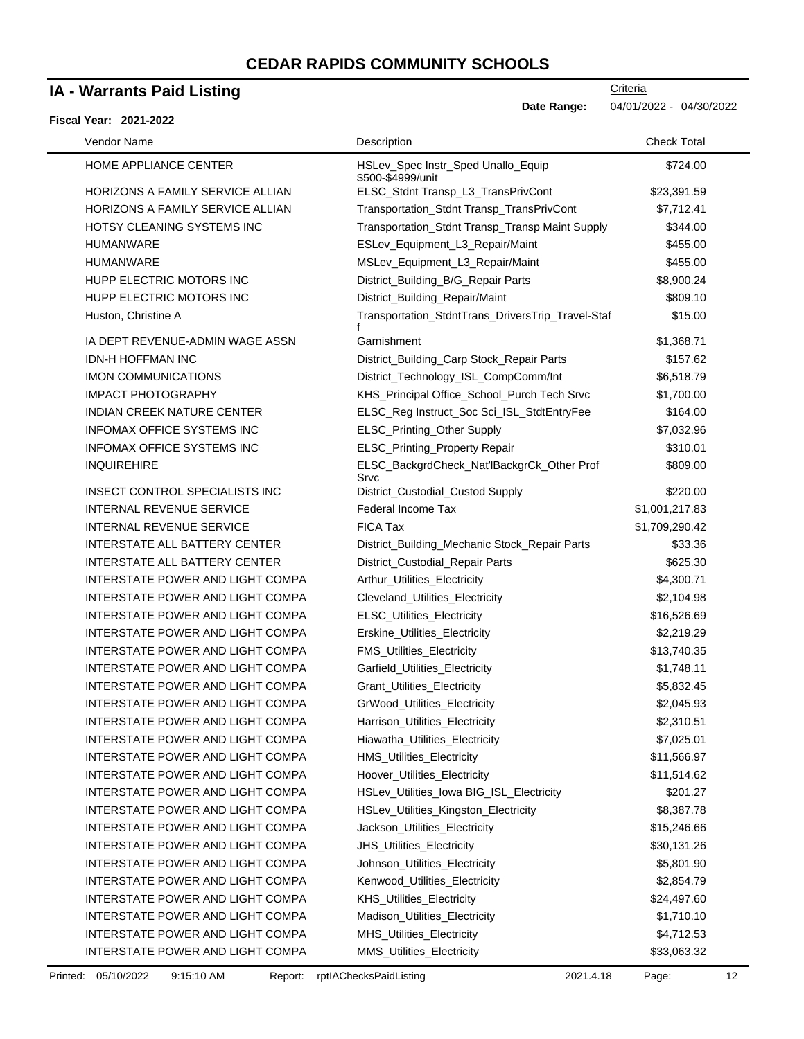# CEDAR RAPIDS COMMUNITY SCHOOLS

## IA - Warrants Paid Listing

Criteria

**Date Range:** 04/01/2022 - 04/30/2022

**Fiscal Year: 2021-2022**

| Vendor Name | Description | Check Total |
|---|---|---|
| HOME APPLIANCE CENTER | HSLev_Spec Instr_Sped Unallo_Equip $500-$4999/unit | $724.00 |
| HORIZONS A FAMILY SERVICE ALLIAN | ELSC_Stdnt Transp_L3_TransPrivCont | $23,391.59 |
| HORIZONS A FAMILY SERVICE ALLIAN | Transportation_Stdnt Transp_TransPrivCont | $7,712.41 |
| HOTSY CLEANING SYSTEMS INC | Transportation_Stdnt Transp_Transp Maint Supply | $344.00 |
| HUMANWARE | ESLev_Equipment_L3_Repair/Maint | $455.00 |
| HUMANWARE | MSLev_Equipment_L3_Repair/Maint | $455.00 |
| HUPP ELECTRIC MOTORS INC | District_Building_B/G_Repair Parts | $8,900.24 |
| HUPP ELECTRIC MOTORS INC | District_Building_Repair/Maint | $809.10 |
| Huston, Christine A | Transportation_StdntTrans_DriversTrip_Travel-Staff | $15.00 |
| IA DEPT REVENUE-ADMIN WAGE ASSN | Garnishment | $1,368.71 |
| IDN-H HOFFMAN INC | District_Building_Carp Stock_Repair Parts | $157.62 |
| IMON COMMUNICATIONS | District_Technology_ISL_CompComm/Int | $6,518.79 |
| IMPACT PHOTOGRAPHY | KHS_Principal Office_School_Purch Tech Srvc | $1,700.00 |
| INDIAN CREEK NATURE CENTER | ELSC_Reg Instruct_Soc Sci_ISL_StdtEntryFee | $164.00 |
| INFOMAX OFFICE SYSTEMS INC | ELSC_Printing_Other Supply | $7,032.96 |
| INFOMAX OFFICE SYSTEMS INC | ELSC_Printing_Property Repair | $310.01 |
| INQUIREHIRE | ELSC_BackgrdCheck_Nat'lBackgrCk_Other Prof Srvc | $809.00 |
| INSECT CONTROL SPECIALISTS INC | District_Custodial_Custod Supply | $220.00 |
| INTERNAL REVENUE SERVICE | Federal Income Tax | $1,001,217.83 |
| INTERNAL REVENUE SERVICE | FICA Tax | $1,709,290.42 |
| INTERSTATE ALL BATTERY CENTER | District_Building_Mechanic Stock_Repair Parts | $33.36 |
| INTERSTATE ALL BATTERY CENTER | District_Custodial_Repair Parts | $625.30 |
| INTERSTATE POWER AND LIGHT COMPA | Arthur_Utilities_Electricity | $4,300.71 |
| INTERSTATE POWER AND LIGHT COMPA | Cleveland_Utilities_Electricity | $2,104.98 |
| INTERSTATE POWER AND LIGHT COMPA | ELSC_Utilities_Electricity | $16,526.69 |
| INTERSTATE POWER AND LIGHT COMPA | Erskine_Utilities_Electricity | $2,219.29 |
| INTERSTATE POWER AND LIGHT COMPA | FMS_Utilities_Electricity | $13,740.35 |
| INTERSTATE POWER AND LIGHT COMPA | Garfield_Utilities_Electricity | $1,748.11 |
| INTERSTATE POWER AND LIGHT COMPA | Grant_Utilities_Electricity | $5,832.45 |
| INTERSTATE POWER AND LIGHT COMPA | GrWood_Utilities_Electricity | $2,045.93 |
| INTERSTATE POWER AND LIGHT COMPA | Harrison_Utilities_Electricity | $2,310.51 |
| INTERSTATE POWER AND LIGHT COMPA | Hiawatha_Utilities_Electricity | $7,025.01 |
| INTERSTATE POWER AND LIGHT COMPA | HMS_Utilities_Electricity | $11,566.97 |
| INTERSTATE POWER AND LIGHT COMPA | Hoover_Utilities_Electricity | $11,514.62 |
| INTERSTATE POWER AND LIGHT COMPA | HSLev_Utilities_Iowa BIG_ISL_Electricity | $201.27 |
| INTERSTATE POWER AND LIGHT COMPA | HSLev_Utilities_Kingston_Electricity | $8,387.78 |
| INTERSTATE POWER AND LIGHT COMPA | Jackson_Utilities_Electricity | $15,246.66 |
| INTERSTATE POWER AND LIGHT COMPA | JHS_Utilities_Electricity | $30,131.26 |
| INTERSTATE POWER AND LIGHT COMPA | Johnson_Utilities_Electricity | $5,801.90 |
| INTERSTATE POWER AND LIGHT COMPA | Kenwood_Utilities_Electricity | $2,854.79 |
| INTERSTATE POWER AND LIGHT COMPA | KHS_Utilities_Electricity | $24,497.60 |
| INTERSTATE POWER AND LIGHT COMPA | Madison_Utilities_Electricity | $1,710.10 |
| INTERSTATE POWER AND LIGHT COMPA | MHS_Utilities_Electricity | $4,712.53 |
| INTERSTATE POWER AND LIGHT COMPA | MMS_Utilities_Electricity | $33,063.32 |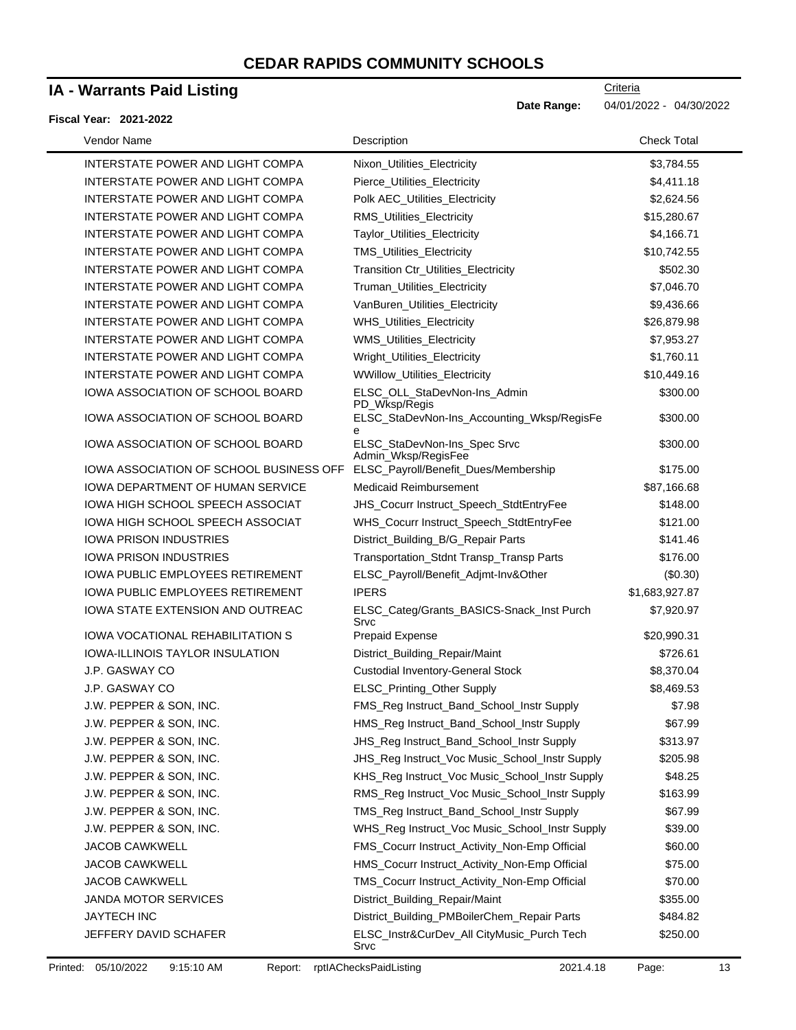# CEDAR RAPIDS COMMUNITY SCHOOLS

## IA - Warrants Paid Listing

Criteria

**Date Range:** 04/01/2022 - 04/30/2022

**Fiscal Year: 2021-2022**

| Vendor Name | Description | Check Total |
|---|---|---|
| INTERSTATE POWER AND LIGHT COMPA | Nixon_Utilities_Electricity | $3,784.55 |
| INTERSTATE POWER AND LIGHT COMPA | Pierce_Utilities_Electricity | $4,411.18 |
| INTERSTATE POWER AND LIGHT COMPA | Polk AEC_Utilities_Electricity | $2,624.56 |
| INTERSTATE POWER AND LIGHT COMPA | RMS_Utilities_Electricity | $15,280.67 |
| INTERSTATE POWER AND LIGHT COMPA | Taylor_Utilities_Electricity | $4,166.71 |
| INTERSTATE POWER AND LIGHT COMPA | TMS_Utilities_Electricity | $10,742.55 |
| INTERSTATE POWER AND LIGHT COMPA | Transition Ctr_Utilities_Electricity | $502.30 |
| INTERSTATE POWER AND LIGHT COMPA | Truman_Utilities_Electricity | $7,046.70 |
| INTERSTATE POWER AND LIGHT COMPA | VanBuren_Utilities_Electricity | $9,436.66 |
| INTERSTATE POWER AND LIGHT COMPA | WHS_Utilities_Electricity | $26,879.98 |
| INTERSTATE POWER AND LIGHT COMPA | WMS_Utilities_Electricity | $7,953.27 |
| INTERSTATE POWER AND LIGHT COMPA | Wright_Utilities_Electricity | $1,760.11 |
| INTERSTATE POWER AND LIGHT COMPA | WWillow_Utilities_Electricity | $10,449.16 |
| IOWA ASSOCIATION OF SCHOOL BOARD | ELSC_OLL_StaDevNon-Ins_Admin PD_Wksp/Regis | $300.00 |
| IOWA ASSOCIATION OF SCHOOL BOARD | ELSC_StaDevNon-Ins_Accounting_Wksp/RegisFee | $300.00 |
| IOWA ASSOCIATION OF SCHOOL BOARD | ELSC_StaDevNon-Ins_Spec Srvc Admin_Wksp/RegisFee | $300.00 |
| IOWA ASSOCIATION OF SCHOOL BUSINESS OFF | ELSC_Payroll/Benefit_Dues/Membership | $175.00 |
| IOWA DEPARTMENT OF HUMAN SERVICE | Medicaid Reimbursement | $87,166.68 |
| IOWA HIGH SCHOOL SPEECH ASSOCIAT | JHS_Cocurr Instruct_Speech_StdtEntryFee | $148.00 |
| IOWA HIGH SCHOOL SPEECH ASSOCIAT | WHS_Cocurr Instruct_Speech_StdtEntryFee | $121.00 |
| IOWA PRISON INDUSTRIES | District_Building_B/G_Repair Parts | $141.46 |
| IOWA PRISON INDUSTRIES | Transportation_Stdnt Transp_Transp Parts | $176.00 |
| IOWA PUBLIC EMPLOYEES RETIREMENT | ELSC_Payroll/Benefit_Adjmt-Inv&Other | ($0.30) |
| IOWA PUBLIC EMPLOYEES RETIREMENT | IPERS | $1,683,927.87 |
| IOWA STATE EXTENSION AND OUTREAC | ELSC_Categ/Grants_BASICS-Snack_Inst Purch Srvc | $7,920.97 |
| IOWA VOCATIONAL REHABILITATION S | Prepaid Expense | $20,990.31 |
| IOWA-ILLINOIS TAYLOR INSULATION | District_Building_Repair/Maint | $726.61 |
| J.P. GASWAY CO | Custodial Inventory-General Stock | $8,370.04 |
| J.P. GASWAY CO | ELSC_Printing_Other Supply | $8,469.53 |
| J.W. PEPPER & SON, INC. | FMS_Reg Instruct_Band_School_Instr Supply | $7.98 |
| J.W. PEPPER & SON, INC. | HMS_Reg Instruct_Band_School_Instr Supply | $67.99 |
| J.W. PEPPER & SON, INC. | JHS_Reg Instruct_Band_School_Instr Supply | $313.97 |
| J.W. PEPPER & SON, INC. | JHS_Reg Instruct_Voc Music_School_Instr Supply | $205.98 |
| J.W. PEPPER & SON, INC. | KHS_Reg Instruct_Voc Music_School_Instr Supply | $48.25 |
| J.W. PEPPER & SON, INC. | RMS_Reg Instruct_Voc Music_School_Instr Supply | $163.99 |
| J.W. PEPPER & SON, INC. | TMS_Reg Instruct_Band_School_Instr Supply | $67.99 |
| J.W. PEPPER & SON, INC. | WHS_Reg Instruct_Voc Music_School_Instr Supply | $39.00 |
| JACOB CAWKWELL | FMS_Cocurr Instruct_Activity_Non-Emp Official | $60.00 |
| JACOB CAWKWELL | HMS_Cocurr Instruct_Activity_Non-Emp Official | $75.00 |
| JACOB CAWKWELL | TMS_Cocurr Instruct_Activity_Non-Emp Official | $70.00 |
| JANDA MOTOR SERVICES | District_Building_Repair/Maint | $355.00 |
| JAYTECH INC | District_Building_PMBoilerChem_Repair Parts | $484.82 |
| JEFFERY DAVID SCHAFER | ELSC_Instr&CurDev_All CityMusic_Purch Tech Srvc | $250.00 |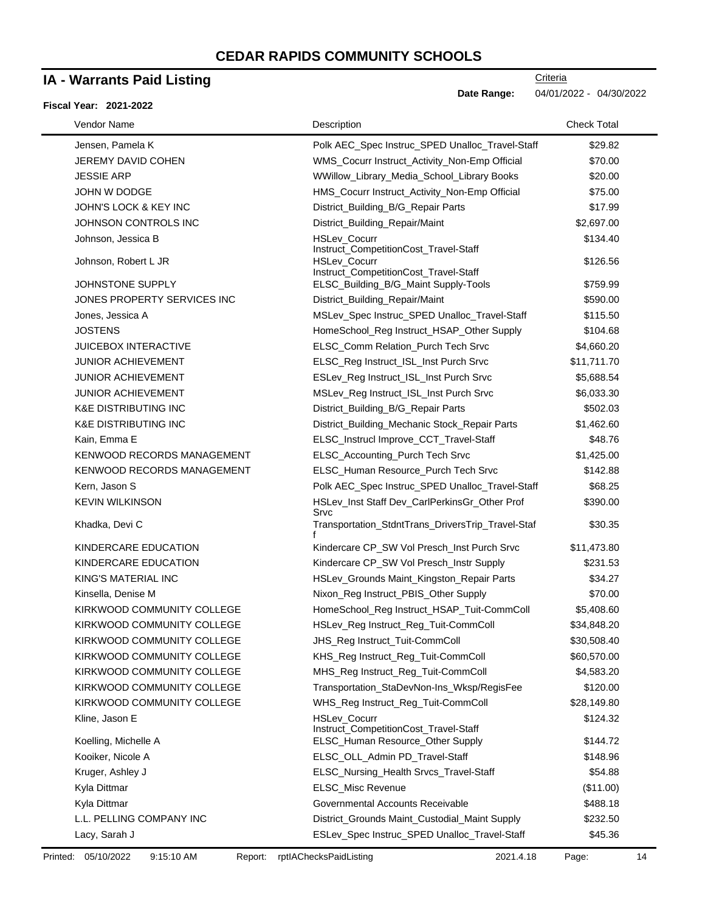# CEDAR RAPIDS COMMUNITY SCHOOLS

## IA - Warrants Paid Listing

**Fiscal Year: 2021-2022**

Criteria

**Date Range:** 04/01/2022 - 04/30/2022

| Vendor Name | Description | Check Total |
|---|---|---|
| Jensen, Pamela K | Polk AEC_Spec Instruc_SPED Unalloc_Travel-Staff | $29.82 |
| JEREMY DAVID COHEN | WMS_Cocurr Instruct_Activity_Non-Emp Official | $70.00 |
| JESSIE ARP | WWillow_Library_Media_School_Library Books | $20.00 |
| JOHN W DODGE | HMS_Cocurr Instruct_Activity_Non-Emp Official | $75.00 |
| JOHN'S LOCK & KEY INC | District_Building_B/G_Repair Parts | $17.99 |
| JOHNSON CONTROLS INC | District_Building_Repair/Maint | $2,697.00 |
| Johnson, Jessica B | HSLev_Cocurr Instruct_CompetitionCost_Travel-Staff | $134.40 |
| Johnson, Robert L JR | HSLev_Cocurr Instruct_CompetitionCost_Travel-Staff | $126.56 |
| JOHNSTONE SUPPLY | ELSC_Building_B/G_Maint Supply-Tools | $759.99 |
| JONES PROPERTY SERVICES INC | District_Building_Repair/Maint | $590.00 |
| Jones, Jessica A | MSLev_Spec Instruc_SPED Unalloc_Travel-Staff | $115.50 |
| JOSTENS | HomeSchool_Reg Instruct_HSAP_Other Supply | $104.68 |
| JUICEBOX INTERACTIVE | ELSC_Comm Relation_Purch Tech Srvc | $4,660.20 |
| JUNIOR ACHIEVEMENT | ELSC_Reg Instruct_ISL_Inst Purch Srvc | $11,711.70 |
| JUNIOR ACHIEVEMENT | ESLev_Reg Instruct_ISL_Inst Purch Srvc | $5,688.54 |
| JUNIOR ACHIEVEMENT | MSLev_Reg Instruct_ISL_Inst Purch Srvc | $6,033.30 |
| K&E DISTRIBUTING INC | District_Building_B/G_Repair Parts | $502.03 |
| K&E DISTRIBUTING INC | District_Building_Mechanic Stock_Repair Parts | $1,462.60 |
| Kain, Emma E | ELSC_Instrucl Improve_CCT_Travel-Staff | $48.76 |
| KENWOOD RECORDS MANAGEMENT | ELSC_Accounting_Purch Tech Srvc | $1,425.00 |
| KENWOOD RECORDS MANAGEMENT | ELSC_Human Resource_Purch Tech Srvc | $142.88 |
| Kern, Jason S | Polk AEC_Spec Instruc_SPED Unalloc_Travel-Staff | $68.25 |
| KEVIN WILKINSON | HSLev_Inst Staff Dev_CarlPerkinsGr_Other Prof Srvc | $390.00 |
| Khadka, Devi C | Transportation_StdntTrans_DriversTrip_Travel-Staff | $30.35 |
| KINDERCARE EDUCATION | Kindercare CP_SW Vol Presch_Inst Purch Srvc | $11,473.80 |
| KINDERCARE EDUCATION | Kindercare CP_SW Vol Presch_Instr Supply | $231.53 |
| KING'S MATERIAL INC | HSLev_Grounds Maint_Kingston_Repair Parts | $34.27 |
| Kinsella, Denise M | Nixon_Reg Instruct_PBIS_Other Supply | $70.00 |
| KIRKWOOD COMMUNITY COLLEGE | HomeSchool_Reg Instruct_HSAP_Tuit-CommColl | $5,408.60 |
| KIRKWOOD COMMUNITY COLLEGE | HSLev_Reg Instruct_Reg_Tuit-CommColl | $34,848.20 |
| KIRKWOOD COMMUNITY COLLEGE | JHS_Reg Instruct_Tuit-CommColl | $30,508.40 |
| KIRKWOOD COMMUNITY COLLEGE | KHS_Reg Instruct_Reg_Tuit-CommColl | $60,570.00 |
| KIRKWOOD COMMUNITY COLLEGE | MHS_Reg Instruct_Reg_Tuit-CommColl | $4,583.20 |
| KIRKWOOD COMMUNITY COLLEGE | Transportation_StaDevNon-Ins_Wksp/RegisFee | $120.00 |
| KIRKWOOD COMMUNITY COLLEGE | WHS_Reg Instruct_Reg_Tuit-CommColl | $28,149.80 |
| Kline, Jason E | HSLev_Cocurr Instruct_CompetitionCost_Travel-Staff | $124.32 |
| Koelling, Michelle A | ELSC_Human Resource_Other Supply | $144.72 |
| Kooiker, Nicole A | ELSC_OLL_Admin PD_Travel-Staff | $148.96 |
| Kruger, Ashley J | ELSC_Nursing_Health Srvcs_Travel-Staff | $54.88 |
| Kyla Dittmar | ELSC_Misc Revenue | ($11.00) |
| Kyla Dittmar | Governmental Accounts Receivable | $488.18 |
| L.L. PELLING COMPANY INC | District_Grounds Maint_Custodial_Maint Supply | $232.50 |
| Lacy, Sarah J | ESLev_Spec Instruc_SPED Unalloc_Travel-Staff | $45.36 |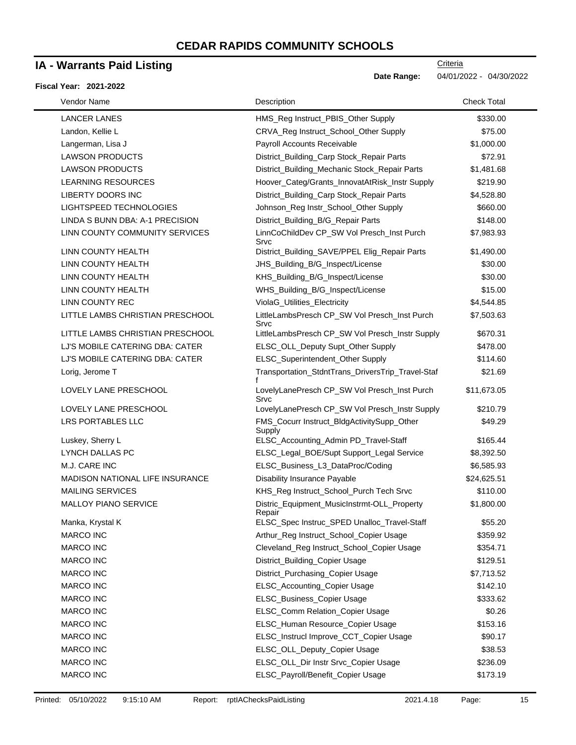# CEDAR RAPIDS COMMUNITY SCHOOLS

## IA - Warrants Paid Listing

Criteria

**Date Range:** 04/01/2022 - 04/30/2022

**Fiscal Year: 2021-2022**

| Vendor Name | Description | Check Total |
|---|---|---|
| LANCER LANES | HMS_Reg Instruct_PBIS_Other Supply | $330.00 |
| Landon, Kellie L | CRVA_Reg Instruct_School_Other Supply | $75.00 |
| Langerman, Lisa J | Payroll Accounts Receivable | $1,000.00 |
| LAWSON PRODUCTS | District_Building_Carp Stock_Repair Parts | $72.91 |
| LAWSON PRODUCTS | District_Building_Mechanic Stock_Repair Parts | $1,481.68 |
| LEARNING RESOURCES | Hoover_Categ/Grants_InnovatAtRisk_Instr Supply | $219.90 |
| LIBERTY DOORS INC | District_Building_Carp Stock_Repair Parts | $4,528.80 |
| LIGHTSPEED TECHNOLOGIES | Johnson_Reg Instr_School_Other Supply | $660.00 |
| LINDA S BUNN DBA: A-1 PRECISION | District_Building_B/G_Repair Parts | $148.00 |
| LINN COUNTY COMMUNITY SERVICES | LinnCoChildDev CP_SW Vol Presch_Inst Purch Srvc | $7,983.93 |
| LINN COUNTY HEALTH | District_Building_SAVE/PPEL Elig_Repair Parts | $1,490.00 |
| LINN COUNTY HEALTH | JHS_Building_B/G_Inspect/License | $30.00 |
| LINN COUNTY HEALTH | KHS_Building_B/G_Inspect/License | $30.00 |
| LINN COUNTY HEALTH | WHS_Building_B/G_Inspect/License | $15.00 |
| LINN COUNTY REC | ViolaG_Utilities_Electricity | $4,544.85 |
| LITTLE LAMBS CHRISTIAN PRESCHOOL | LittleLambsPresch CP_SW Vol Presch_Inst Purch Srvc | $7,503.63 |
| LITTLE LAMBS CHRISTIAN PRESCHOOL | LittleLambsPresch CP_SW Vol Presch_Instr Supply | $670.31 |
| LJ'S MOBILE CATERING DBA: CATER | ELSC_OLL_Deputy Supt_Other Supply | $478.00 |
| LJ'S MOBILE CATERING DBA: CATER | ELSC_Superintendent_Other Supply | $114.60 |
| Lorig, Jerome T | Transportation_StdntTrans_DriversTrip_Travel-Staff | $21.69 |
| LOVELY LANE PRESCHOOL | LovelyLanePresch CP_SW Vol Presch_Inst Purch Srvc | $11,673.05 |
| LOVELY LANE PRESCHOOL | LovelyLanePresch CP_SW Vol Presch_Instr Supply | $210.79 |
| LRS PORTABLES LLC | FMS_Cocurr Instruct_BldgActivitySupp_Other Supply | $49.29 |
| Luskey, Sherry L | ELSC_Accounting_Admin PD_Travel-Staff | $165.44 |
| LYNCH DALLAS PC | ELSC_Legal_BOE/Supt Support_Legal Service | $8,392.50 |
| M.J. CARE INC | ELSC_Business_L3_DataProc/Coding | $6,585.93 |
| MADISON NATIONAL LIFE INSURANCE | Disability Insurance Payable | $24,625.51 |
| MAILING SERVICES | KHS_Reg Instruct_School_Purch Tech Srvc | $110.00 |
| MALLOY PIANO SERVICE | Distric_Equipment_MusicInstrmt-OLL_Property Repair | $1,800.00 |
| Manka, Krystal K | ELSC_Spec Instruc_SPED Unalloc_Travel-Staff | $55.20 |
| MARCO INC | Arthur_Reg Instruct_School_Copier Usage | $359.92 |
| MARCO INC | Cleveland_Reg Instruct_School_Copier Usage | $354.71 |
| MARCO INC | District_Building_Copier Usage | $129.51 |
| MARCO INC | District_Purchasing_Copier Usage | $7,713.52 |
| MARCO INC | ELSC_Accounting_Copier Usage | $142.10 |
| MARCO INC | ELSC_Business_Copier Usage | $333.62 |
| MARCO INC | ELSC_Comm Relation_Copier Usage | $0.26 |
| MARCO INC | ELSC_Human Resource_Copier Usage | $153.16 |
| MARCO INC | ELSC_Instrucl Improve_CCT_Copier Usage | $90.17 |
| MARCO INC | ELSC_OLL_Deputy_Copier Usage | $38.53 |
| MARCO INC | ELSC_OLL_Dir Instr Srvc_Copier Usage | $236.09 |
| MARCO INC | ELSC_Payroll/Benefit_Copier Usage | $173.19 |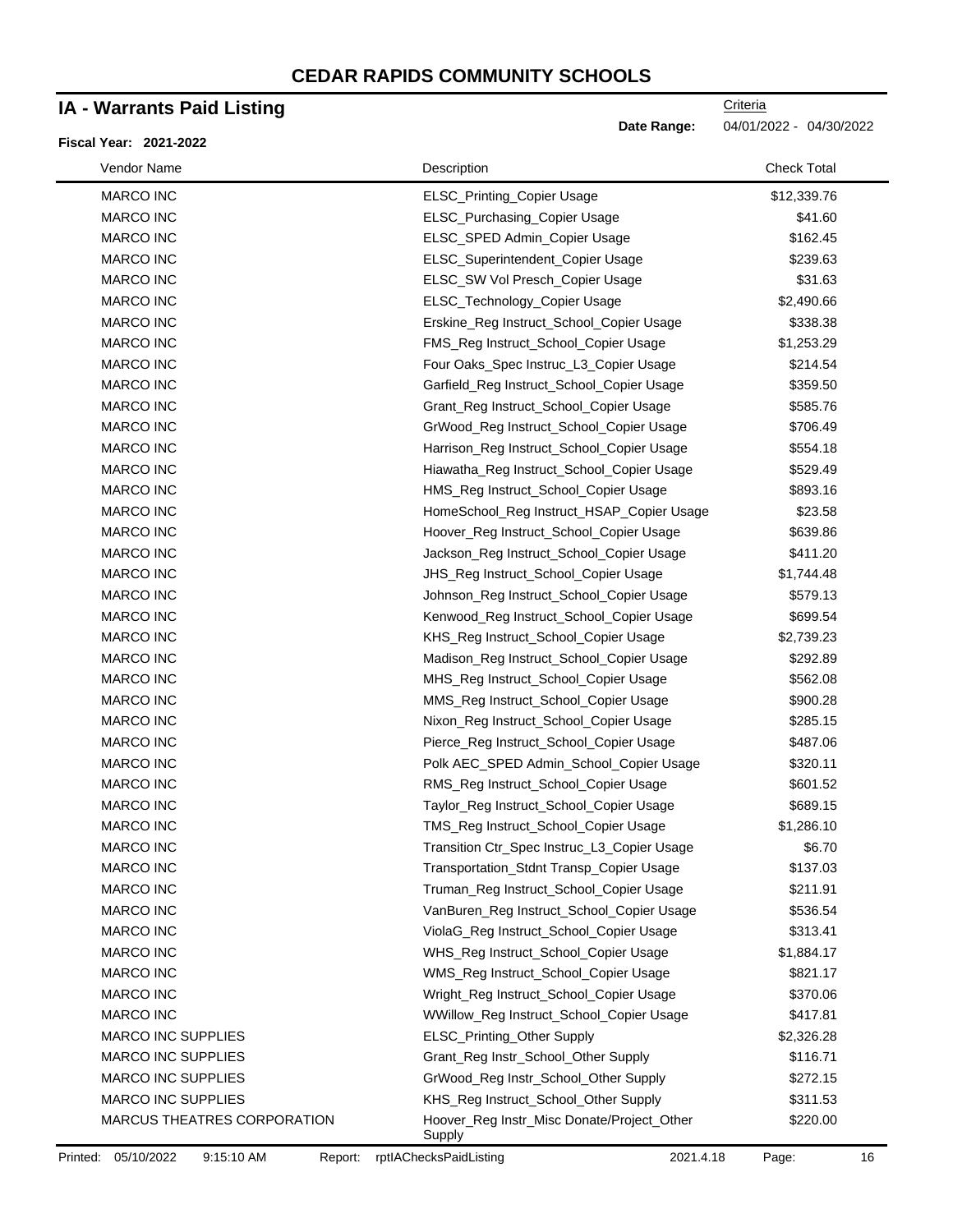# CEDAR RAPIDS COMMUNITY SCHOOLS

## IA - Warrants Paid Listing

**Fiscal Year: 2021-2022**

Criteria

**Date Range:** 04/01/2022 - 04/30/2022

| Vendor Name | Description | Check Total |
|---|---|---|
| MARCO INC | ELSC_Printing_Copier Usage | $12,339.76 |
| MARCO INC | ELSC_Purchasing_Copier Usage | $41.60 |
| MARCO INC | ELSC_SPED Admin_Copier Usage | $162.45 |
| MARCO INC | ELSC_Superintendent_Copier Usage | $239.63 |
| MARCO INC | ELSC_SW Vol Presch_Copier Usage | $31.63 |
| MARCO INC | ELSC_Technology_Copier Usage | $2,490.66 |
| MARCO INC | Erskine_Reg Instruct_School_Copier Usage | $338.38 |
| MARCO INC | FMS_Reg Instruct_School_Copier Usage | $1,253.29 |
| MARCO INC | Four Oaks_Spec Instruc_L3_Copier Usage | $214.54 |
| MARCO INC | Garfield_Reg Instruct_School_Copier Usage | $359.50 |
| MARCO INC | Grant_Reg Instruct_School_Copier Usage | $585.76 |
| MARCO INC | GrWood_Reg Instruct_School_Copier Usage | $706.49 |
| MARCO INC | Harrison_Reg Instruct_School_Copier Usage | $554.18 |
| MARCO INC | Hiawatha_Reg Instruct_School_Copier Usage | $529.49 |
| MARCO INC | HMS_Reg Instruct_School_Copier Usage | $893.16 |
| MARCO INC | HomeSchool_Reg Instruct_HSAP_Copier Usage | $23.58 |
| MARCO INC | Hoover_Reg Instruct_School_Copier Usage | $639.86 |
| MARCO INC | Jackson_Reg Instruct_School_Copier Usage | $411.20 |
| MARCO INC | JHS_Reg Instruct_School_Copier Usage | $1,744.48 |
| MARCO INC | Johnson_Reg Instruct_School_Copier Usage | $579.13 |
| MARCO INC | Kenwood_Reg Instruct_School_Copier Usage | $699.54 |
| MARCO INC | KHS_Reg Instruct_School_Copier Usage | $2,739.23 |
| MARCO INC | Madison_Reg Instruct_School_Copier Usage | $292.89 |
| MARCO INC | MHS_Reg Instruct_School_Copier Usage | $562.08 |
| MARCO INC | MMS_Reg Instruct_School_Copier Usage | $900.28 |
| MARCO INC | Nixon_Reg Instruct_School_Copier Usage | $285.15 |
| MARCO INC | Pierce_Reg Instruct_School_Copier Usage | $487.06 |
| MARCO INC | Polk AEC_SPED Admin_School_Copier Usage | $320.11 |
| MARCO INC | RMS_Reg Instruct_School_Copier Usage | $601.52 |
| MARCO INC | Taylor_Reg Instruct_School_Copier Usage | $689.15 |
| MARCO INC | TMS_Reg Instruct_School_Copier Usage | $1,286.10 |
| MARCO INC | Transition Ctr_Spec Instruc_L3_Copier Usage | $6.70 |
| MARCO INC | Transportation_Stdnt Transp_Copier Usage | $137.03 |
| MARCO INC | Truman_Reg Instruct_School_Copier Usage | $211.91 |
| MARCO INC | VanBuren_Reg Instruct_School_Copier Usage | $536.54 |
| MARCO INC | ViolaG_Reg Instruct_School_Copier Usage | $313.41 |
| MARCO INC | WHS_Reg Instruct_School_Copier Usage | $1,884.17 |
| MARCO INC | WMS_Reg Instruct_School_Copier Usage | $821.17 |
| MARCO INC | Wright_Reg Instruct_School_Copier Usage | $370.06 |
| MARCO INC | WWillow_Reg Instruct_School_Copier Usage | $417.81 |
| MARCO INC SUPPLIES | ELSC_Printing_Other Supply | $2,326.28 |
| MARCO INC SUPPLIES | Grant_Reg Instr_School_Other Supply | $116.71 |
| MARCO INC SUPPLIES | GrWood_Reg Instr_School_Other Supply | $272.15 |
| MARCO INC SUPPLIES | KHS_Reg Instruct_School_Other Supply | $311.53 |
| MARCUS THEATRES CORPORATION | Hoover_Reg Instr_Misc Donate/Project_Other Supply | $220.00 |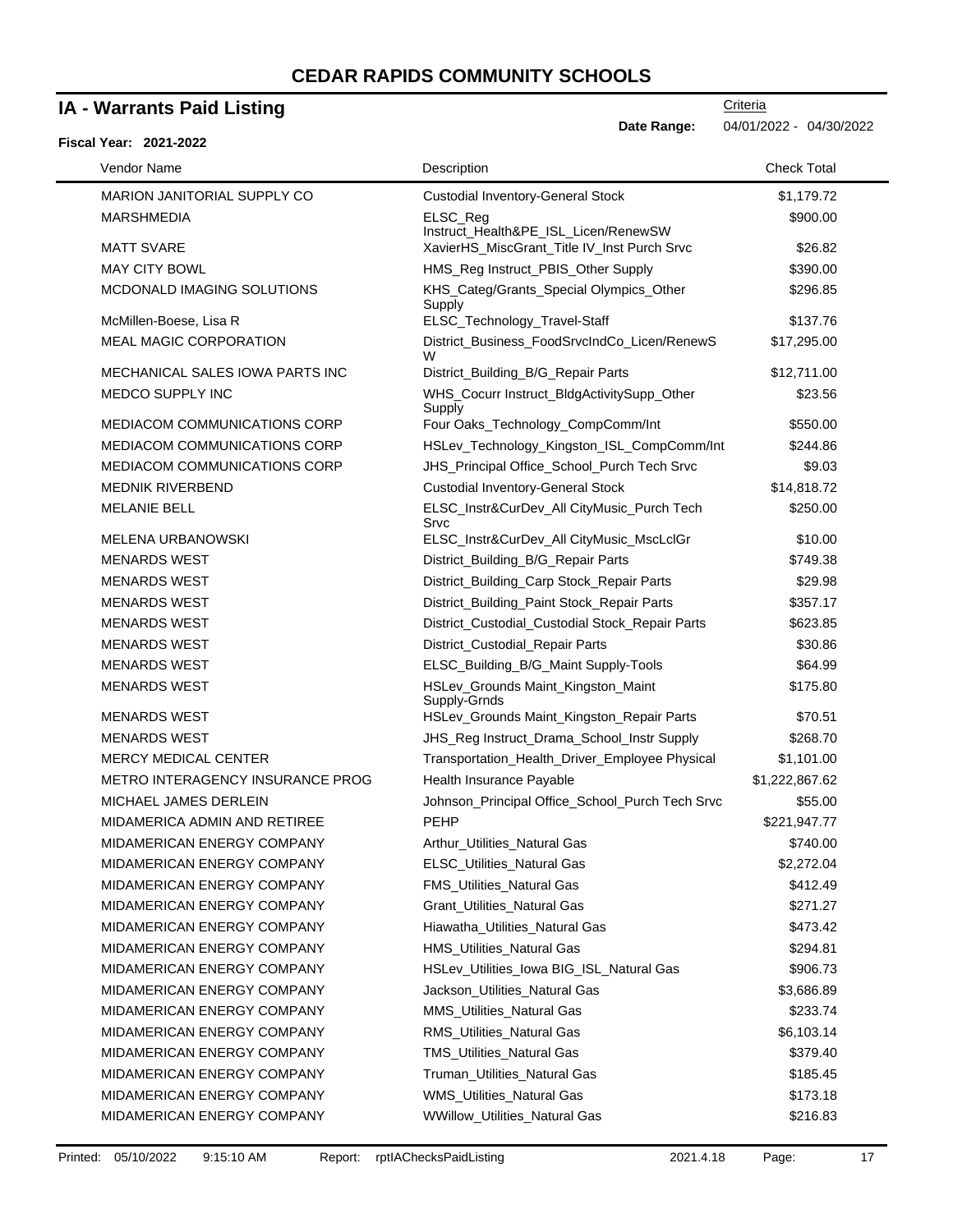# CEDAR RAPIDS COMMUNITY SCHOOLS

## IA - Warrants Paid Listing

Criteria

**Date Range:** 04/01/2022 - 04/30/2022

**Fiscal Year: 2021-2022**

| Vendor Name | Description | Check Total |
|---|---|---|
| MARION JANITORIAL SUPPLY CO | Custodial Inventory-General Stock | $1,179.72 |
| MARSHMEDIA | ELSC_Reg Instruct_Health&PE_ISL_Licen/RenewSW | $900.00 |
| MATT SVARE | XavierHS_MiscGrant_Title IV_Inst Purch Srvc | $26.82 |
| MAY CITY BOWL | HMS_Reg Instruct_PBIS_Other Supply | $390.00 |
| MCDONALD IMAGING SOLUTIONS | KHS_Categ/Grants_Special Olympics_Other Supply | $296.85 |
| McMillen-Boese, Lisa R | ELSC_Technology_Travel-Staff | $137.76 |
| MEAL MAGIC CORPORATION | District_Business_FoodSrvcIndCo_Licen/RenewSW | $17,295.00 |
| MECHANICAL SALES IOWA PARTS INC | District_Building_B/G_Repair Parts | $12,711.00 |
| MEDCO SUPPLY INC | WHS_Cocurr Instruct_BldgActivitySupp_Other Supply | $23.56 |
| MEDIACOM COMMUNICATIONS CORP | Four Oaks_Technology_CompComm/Int | $550.00 |
| MEDIACOM COMMUNICATIONS CORP | HSLev_Technology_Kingston_ISL_CompComm/Int | $244.86 |
| MEDIACOM COMMUNICATIONS CORP | JHS_Principal Office_School_Purch Tech Srvc | $9.03 |
| MEDNIK RIVERBEND | Custodial Inventory-General Stock | $14,818.72 |
| MELANIE BELL | ELSC_Instr&CurDev_All CityMusic_Purch Tech Srvc | $250.00 |
| MELENA URBANOWSKI | ELSC_Instr&CurDev_All CityMusic_MscLclGr | $10.00 |
| MENARDS WEST | District_Building_B/G_Repair Parts | $749.38 |
| MENARDS WEST | District_Building_Carp Stock_Repair Parts | $29.98 |
| MENARDS WEST | District_Building_Paint Stock_Repair Parts | $357.17 |
| MENARDS WEST | District_Custodial_Custodial Stock_Repair Parts | $623.85 |
| MENARDS WEST | District_Custodial_Repair Parts | $30.86 |
| MENARDS WEST | ELSC_Building_B/G_Maint Supply-Tools | $64.99 |
| MENARDS WEST | HSLev_Grounds Maint_Kingston_Maint Supply-Grnds | $175.80 |
| MENARDS WEST | HSLev_Grounds Maint_Kingston_Repair Parts | $70.51 |
| MENARDS WEST | JHS_Reg Instruct_Drama_School_Instr Supply | $268.70 |
| MERCY MEDICAL CENTER | Transportation_Health_Driver_Employee Physical | $1,101.00 |
| METRO INTERAGENCY INSURANCE PROG | Health Insurance Payable | $1,222,867.62 |
| MICHAEL JAMES DERLEIN | Johnson_Principal Office_School_Purch Tech Srvc | $55.00 |
| MIDAMERICA ADMIN AND RETIREE | PEHP | $221,947.77 |
| MIDAMERICAN ENERGY COMPANY | Arthur_Utilities_Natural Gas | $740.00 |
| MIDAMERICAN ENERGY COMPANY | ELSC_Utilities_Natural Gas | $2,272.04 |
| MIDAMERICAN ENERGY COMPANY | FMS_Utilities_Natural Gas | $412.49 |
| MIDAMERICAN ENERGY COMPANY | Grant_Utilities_Natural Gas | $271.27 |
| MIDAMERICAN ENERGY COMPANY | Hiawatha_Utilities_Natural Gas | $473.42 |
| MIDAMERICAN ENERGY COMPANY | HMS_Utilities_Natural Gas | $294.81 |
| MIDAMERICAN ENERGY COMPANY | HSLev_Utilities_Iowa BIG_ISL_Natural Gas | $906.73 |
| MIDAMERICAN ENERGY COMPANY | Jackson_Utilities_Natural Gas | $3,686.89 |
| MIDAMERICAN ENERGY COMPANY | MMS_Utilities_Natural Gas | $233.74 |
| MIDAMERICAN ENERGY COMPANY | RMS_Utilities_Natural Gas | $6,103.14 |
| MIDAMERICAN ENERGY COMPANY | TMS_Utilities_Natural Gas | $379.40 |
| MIDAMERICAN ENERGY COMPANY | Truman_Utilities_Natural Gas | $185.45 |
| MIDAMERICAN ENERGY COMPANY | WMS_Utilities_Natural Gas | $173.18 |
| MIDAMERICAN ENERGY COMPANY | WWillow_Utilities_Natural Gas | $216.83 |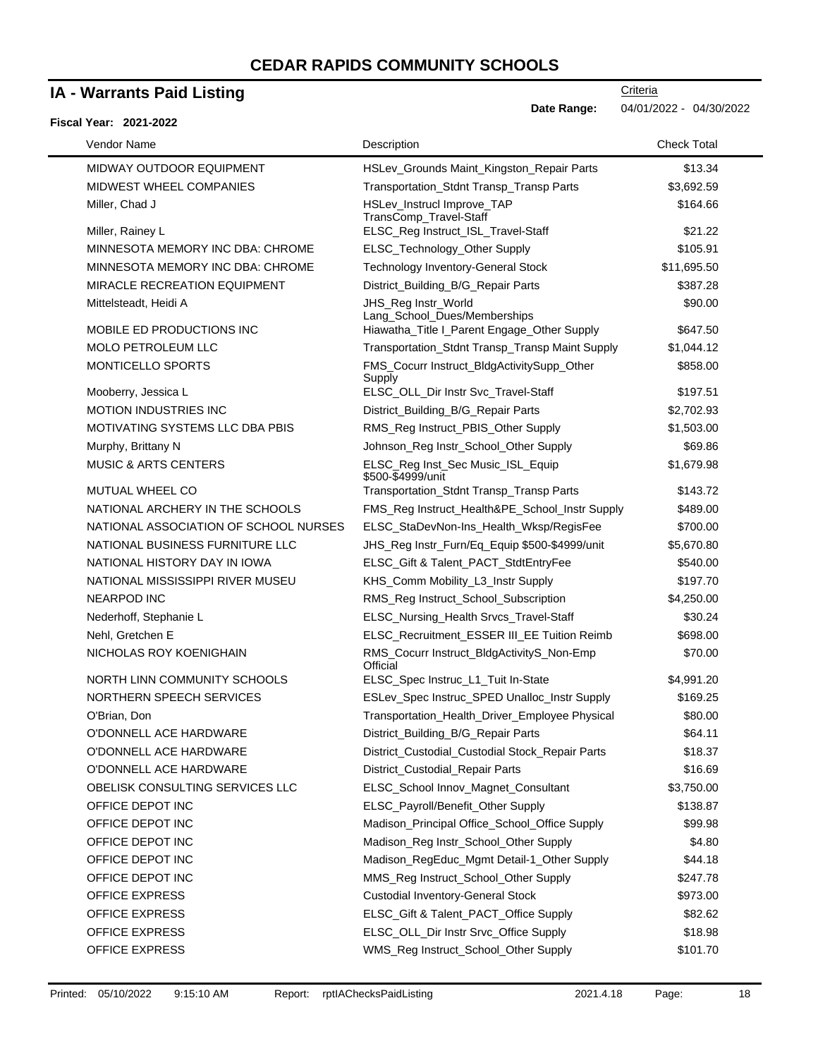# CEDAR RAPIDS COMMUNITY SCHOOLS

## IA - Warrants Paid Listing

**Fiscal Year: 2021-2022**

Criteria

**Date Range:** 04/01/2022 - 04/30/2022

| Vendor Name | Description | Check Total |
|---|---|---|
| MIDWAY OUTDOOR EQUIPMENT | HSLev_Grounds Maint_Kingston_Repair Parts | $13.34 |
| MIDWEST WHEEL COMPANIES | Transportation_Stdnt Transp_Transp Parts | $3,692.59 |
| Miller, Chad J | HSLev_Instrucl Improve_TAP TransComp_Travel-Staff | $164.66 |
| Miller, Rainey L | ELSC_Reg Instruct_ISL_Travel-Staff | $21.22 |
| MINNESOTA MEMORY INC DBA: CHROME | ELSC_Technology_Other Supply | $105.91 |
| MINNESOTA MEMORY INC DBA: CHROME | Technology Inventory-General Stock | $11,695.50 |
| MIRACLE RECREATION EQUIPMENT | District_Building_B/G_Repair Parts | $387.28 |
| Mittelsteadt, Heidi A | JHS_Reg Instr_World Lang_School_Dues/Memberships | $90.00 |
| MOBILE ED PRODUCTIONS INC | Hiawatha_Title I_Parent Engage_Other Supply | $647.50 |
| MOLO PETROLEUM LLC | Transportation_Stdnt Transp_Transp Maint Supply | $1,044.12 |
| MONTICELLO SPORTS | FMS_Cocurr Instruct_BldgActivitySupp_Other Supply | $858.00 |
| Mooberry, Jessica L | ELSC_OLL_Dir Instr Svc_Travel-Staff | $197.51 |
| MOTION INDUSTRIES INC | District_Building_B/G_Repair Parts | $2,702.93 |
| MOTIVATING SYSTEMS LLC DBA PBIS | RMS_Reg Instruct_PBIS_Other Supply | $1,503.00 |
| Murphy, Brittany N | Johnson_Reg Instr_School_Other Supply | $69.86 |
| MUSIC & ARTS CENTERS | ELSC_Reg Inst_Sec Music_ISL_Equip $500-$4999/unit | $1,679.98 |
| MUTUAL WHEEL CO | Transportation_Stdnt Transp_Transp Parts | $143.72 |
| NATIONAL ARCHERY IN THE SCHOOLS | FMS_Reg Instruct_Health&PE_School_Instr Supply | $489.00 |
| NATIONAL ASSOCIATION OF SCHOOL NURSES | ELSC_StaDevNon-Ins_Health_Wksp/RegisFee | $700.00 |
| NATIONAL BUSINESS FURNITURE LLC | JHS_Reg Instr_Furn/Eq_Equip $500-$4999/unit | $5,670.80 |
| NATIONAL HISTORY DAY IN IOWA | ELSC_Gift & Talent_PACT_StdtEntryFee | $540.00 |
| NATIONAL MISSISSIPPI RIVER MUSEU | KHS_Comm Mobility_L3_Instr Supply | $197.70 |
| NEARPOD INC | RMS_Reg Instruct_School_Subscription | $4,250.00 |
| Nederhoff, Stephanie L | ELSC_Nursing_Health Srvcs_Travel-Staff | $30.24 |
| Nehl, Gretchen E | ELSC_Recruitment_ESSER III_EE Tuition Reimb | $698.00 |
| NICHOLAS ROY KOENIGHAIN | RMS_Cocurr Instruct_BldgActivityS_Non-Emp Official | $70.00 |
| NORTH LINN COMMUNITY SCHOOLS | ELSC_Spec Instruc_L1_Tuit In-State | $4,991.20 |
| NORTHERN SPEECH SERVICES | ESLev_Spec Instruc_SPED Unalloc_Instr Supply | $169.25 |
| O'Brian, Don | Transportation_Health_Driver_Employee Physical | $80.00 |
| O'DONNELL ACE HARDWARE | District_Building_B/G_Repair Parts | $64.11 |
| O'DONNELL ACE HARDWARE | District_Custodial_Custodial Stock_Repair Parts | $18.37 |
| O'DONNELL ACE HARDWARE | District_Custodial_Repair Parts | $16.69 |
| OBELISK CONSULTING SERVICES LLC | ELSC_School Innov_Magnet_Consultant | $3,750.00 |
| OFFICE DEPOT INC | ELSC_Payroll/Benefit_Other Supply | $138.87 |
| OFFICE DEPOT INC | Madison_Principal Office_School_Office Supply | $99.98 |
| OFFICE DEPOT INC | Madison_Reg Instr_School_Other Supply | $4.80 |
| OFFICE DEPOT INC | Madison_RegEduc_Mgmt Detail-1_Other Supply | $44.18 |
| OFFICE DEPOT INC | MMS_Reg Instruct_School_Other Supply | $247.78 |
| OFFICE EXPRESS | Custodial Inventory-General Stock | $973.00 |
| OFFICE EXPRESS | ELSC_Gift & Talent_PACT_Office Supply | $82.62 |
| OFFICE EXPRESS | ELSC_OLL_Dir Instr Srvc_Office Supply | $18.98 |
| OFFICE EXPRESS | WMS_Reg Instruct_School_Other Supply | $101.70 |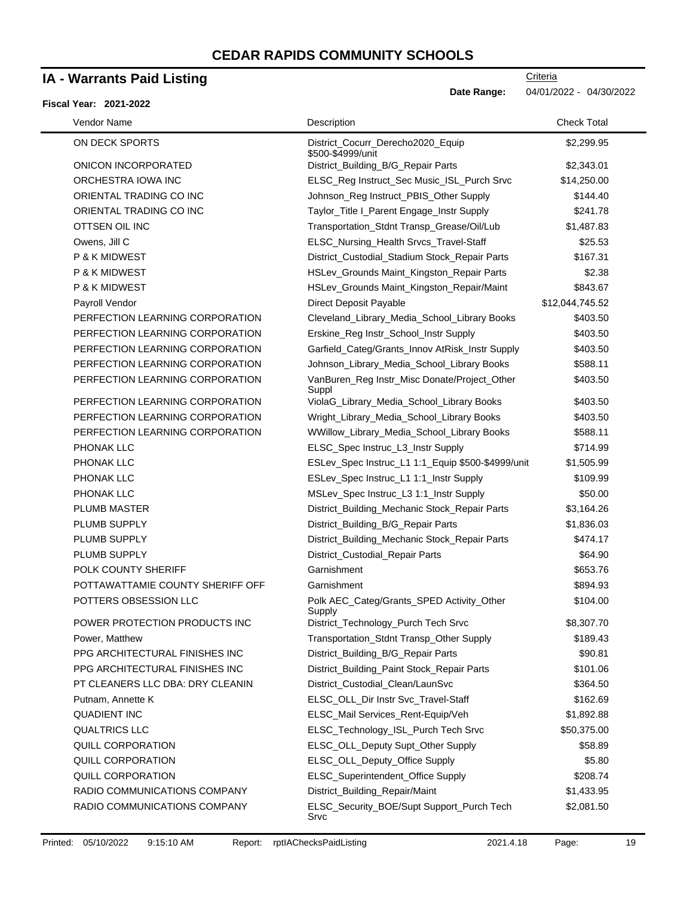# CEDAR RAPIDS COMMUNITY SCHOOLS

## IA - Warrants Paid Listing

Criteria

**Date Range:** 04/01/2022 - 04/30/2022

**Fiscal Year: 2021-2022**

| Vendor Name | Description | Check Total |
|---|---|---|
| ON DECK SPORTS | District_Cocurr_Derecho2020_Equip $500-$4999/unit | $2,299.95 |
| ONICON INCORPORATED | District_Building_B/G_Repair Parts | $2,343.01 |
| ORCHESTRA IOWA INC | ELSC_Reg Instruct_Sec Music_ISL_Purch Srvc | $14,250.00 |
| ORIENTAL TRADING CO INC | Johnson_Reg Instruct_PBIS_Other Supply | $144.40 |
| ORIENTAL TRADING CO INC | Taylor_Title I_Parent Engage_Instr Supply | $241.78 |
| OTTSEN OIL INC | Transportation_Stdnt Transp_Grease/Oil/Lub | $1,487.83 |
| Owens, Jill C | ELSC_Nursing_Health Srvcs_Travel-Staff | $25.53 |
| P & K MIDWEST | District_Custodial_Stadium Stock_Repair Parts | $167.31 |
| P & K MIDWEST | HSLev_Grounds Maint_Kingston_Repair Parts | $2.38 |
| P & K MIDWEST | HSLev_Grounds Maint_Kingston_Repair/Maint | $843.67 |
| Payroll Vendor | Direct Deposit Payable | $12,044,745.52 |
| PERFECTION LEARNING CORPORATION | Cleveland_Library_Media_School_Library Books | $403.50 |
| PERFECTION LEARNING CORPORATION | Erskine_Reg Instr_School_Instr Supply | $403.50 |
| PERFECTION LEARNING CORPORATION | Garfield_Categ/Grants_Innov AtRisk_Instr Supply | $403.50 |
| PERFECTION LEARNING CORPORATION | Johnson_Library_Media_School_Library Books | $588.11 |
| PERFECTION LEARNING CORPORATION | VanBuren_Reg Instr_Misc Donate/Project_Other Suppl | $403.50 |
| PERFECTION LEARNING CORPORATION | ViolaG_Library_Media_School_Library Books | $403.50 |
| PERFECTION LEARNING CORPORATION | Wright_Library_Media_School_Library Books | $403.50 |
| PERFECTION LEARNING CORPORATION | WWillow_Library_Media_School_Library Books | $588.11 |
| PHONAK LLC | ELSC_Spec Instruc_L3_Instr Supply | $714.99 |
| PHONAK LLC | ESLev_Spec Instruc_L1 1:1_Equip $500-$4999/unit | $1,505.99 |
| PHONAK LLC | ESLev_Spec Instruc_L1 1:1_Instr Supply | $109.99 |
| PHONAK LLC | MSLev_Spec Instruc_L3 1:1_Instr Supply | $50.00 |
| PLUMB MASTER | District_Building_Mechanic Stock_Repair Parts | $3,164.26 |
| PLUMB SUPPLY | District_Building_B/G_Repair Parts | $1,836.03 |
| PLUMB SUPPLY | District_Building_Mechanic Stock_Repair Parts | $474.17 |
| PLUMB SUPPLY | District_Custodial_Repair Parts | $64.90 |
| POLK COUNTY SHERIFF | Garnishment | $653.76 |
| POTTAWATTAMIE COUNTY SHERIFF OFF | Garnishment | $894.93 |
| POTTERS OBSESSION LLC | Polk AEC_Categ/Grants_SPED Activity_Other Supply | $104.00 |
| POWER PROTECTION PRODUCTS INC | District_Technology_Purch Tech Srvc | $8,307.70 |
| Power, Matthew | Transportation_Stdnt Transp_Other Supply | $189.43 |
| PPG ARCHITECTURAL FINISHES INC | District_Building_B/G_Repair Parts | $90.81 |
| PPG ARCHITECTURAL FINISHES INC | District_Building_Paint Stock_Repair Parts | $101.06 |
| PT CLEANERS LLC DBA: DRY CLEANIN | District_Custodial_Clean/LaunSvc | $364.50 |
| Putnam, Annette K | ELSC_OLL_Dir Instr Svc_Travel-Staff | $162.69 |
| QUADIENT INC | ELSC_Mail Services_Rent-Equip/Veh | $1,892.88 |
| QUALTRICS LLC | ELSC_Technology_ISL_Purch Tech Srvc | $50,375.00 |
| QUILL CORPORATION | ELSC_OLL_Deputy Supt_Other Supply | $58.89 |
| QUILL CORPORATION | ELSC_OLL_Deputy_Office Supply | $5.80 |
| QUILL CORPORATION | ELSC_Superintendent_Office Supply | $208.74 |
| RADIO COMMUNICATIONS COMPANY | District_Building_Repair/Maint | $1,433.95 |
| RADIO COMMUNICATIONS COMPANY | ELSC_Security_BOE/Supt Support_Purch Tech Srvc | $2,081.50 |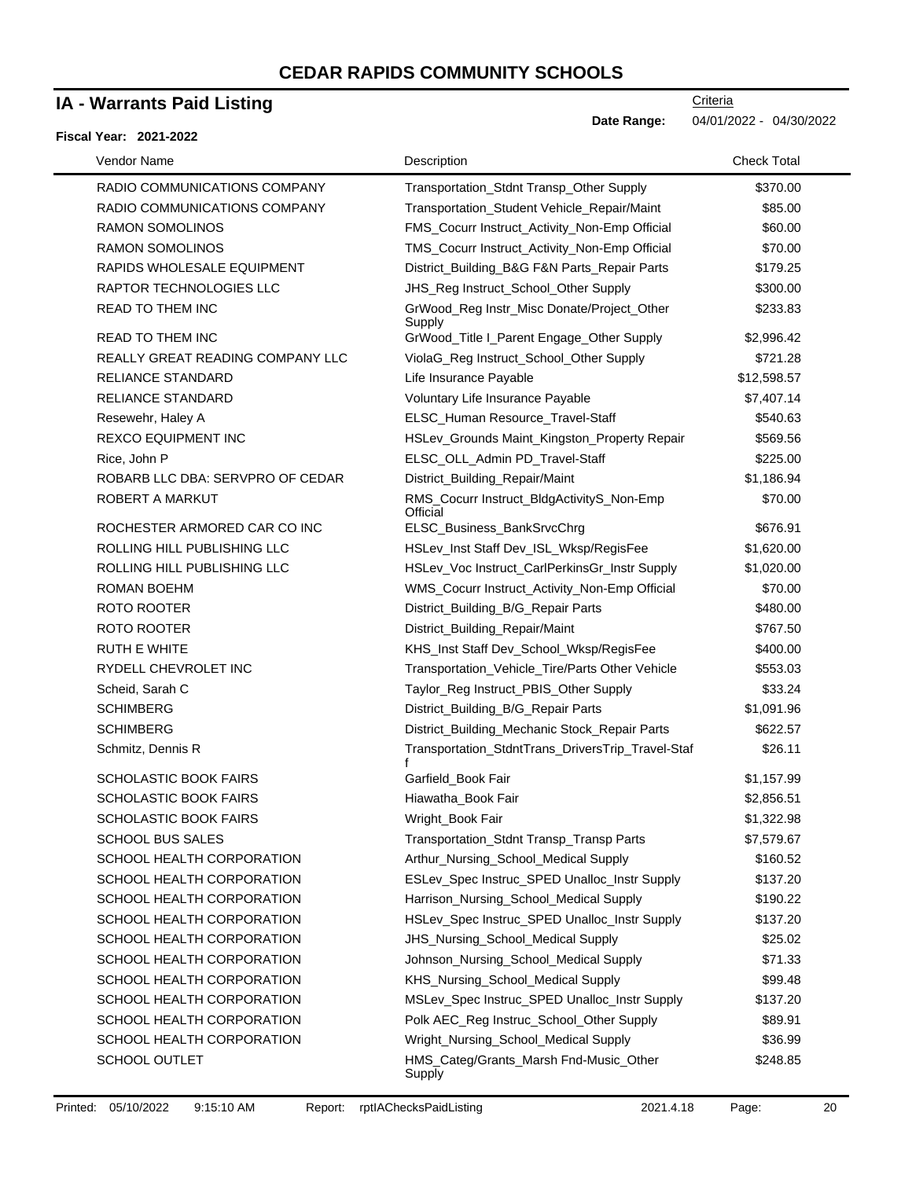# CEDAR RAPIDS COMMUNITY SCHOOLS

## IA - Warrants Paid Listing

**Fiscal Year: 2021-2022**

Criteria

**Date Range:** 04/01/2022 - 04/30/2022

| Vendor Name | Description | Check Total |
|---|---|---|
| RADIO COMMUNICATIONS COMPANY | Transportation_Stdnt Transp_Other Supply | $370.00 |
| RADIO COMMUNICATIONS COMPANY | Transportation_Student Vehicle_Repair/Maint | $85.00 |
| RAMON SOMOLINOS | FMS_Cocurr Instruct_Activity_Non-Emp Official | $60.00 |
| RAMON SOMOLINOS | TMS_Cocurr Instruct_Activity_Non-Emp Official | $70.00 |
| RAPIDS WHOLESALE EQUIPMENT | District_Building_B&G F&N Parts_Repair Parts | $179.25 |
| RAPTOR TECHNOLOGIES LLC | JHS_Reg Instruct_School_Other Supply | $300.00 |
| READ TO THEM INC | GrWood_Reg Instr_Misc Donate/Project_Other Supply | $233.83 |
| READ TO THEM INC | GrWood_Title I_Parent Engage_Other Supply | $2,996.42 |
| REALLY GREAT READING COMPANY LLC | ViolaG_Reg Instruct_School_Other Supply | $721.28 |
| RELIANCE STANDARD | Life Insurance Payable | $12,598.57 |
| RELIANCE STANDARD | Voluntary Life Insurance Payable | $7,407.14 |
| Resewehr, Haley A | ELSC_Human Resource_Travel-Staff | $540.63 |
| REXCO EQUIPMENT INC | HSLev_Grounds Maint_Kingston_Property Repair | $569.56 |
| Rice, John P | ELSC_OLL_Admin PD_Travel-Staff | $225.00 |
| ROBARB LLC DBA: SERVPRO OF CEDAR | District_Building_Repair/Maint | $1,186.94 |
| ROBERT A MARKUT | RMS_Cocurr Instruct_BldgActivityS_Non-Emp Official | $70.00 |
| ROCHESTER ARMORED CAR CO INC | ELSC_Business_BankSrvcChrg | $676.91 |
| ROLLING HILL PUBLISHING LLC | HSLev_Inst Staff Dev_ISL_Wksp/RegisFee | $1,620.00 |
| ROLLING HILL PUBLISHING LLC | HSLev_Voc Instruct_CarlPerkinsGr_Instr Supply | $1,020.00 |
| ROMAN BOEHM | WMS_Cocurr Instruct_Activity_Non-Emp Official | $70.00 |
| ROTO ROOTER | District_Building_B/G_Repair Parts | $480.00 |
| ROTO ROOTER | District_Building_Repair/Maint | $767.50 |
| RUTH E WHITE | KHS_Inst Staff Dev_School_Wksp/RegisFee | $400.00 |
| RYDELL CHEVROLET INC | Transportation_Vehicle_Tire/Parts Other Vehicle | $553.03 |
| Scheid, Sarah C | Taylor_Reg Instruct_PBIS_Other Supply | $33.24 |
| SCHIMBERG | District_Building_B/G_Repair Parts | $1,091.96 |
| SCHIMBERG | District_Building_Mechanic Stock_Repair Parts | $622.57 |
| Schmitz, Dennis R | Transportation_StdntTrans_DriversTrip_Travel-Staff | $26.11 |
| SCHOLASTIC BOOK FAIRS | Garfield_Book Fair | $1,157.99 |
| SCHOLASTIC BOOK FAIRS | Hiawatha_Book Fair | $2,856.51 |
| SCHOLASTIC BOOK FAIRS | Wright_Book Fair | $1,322.98 |
| SCHOOL BUS SALES | Transportation_Stdnt Transp_Transp Parts | $7,579.67 |
| SCHOOL HEALTH CORPORATION | Arthur_Nursing_School_Medical Supply | $160.52 |
| SCHOOL HEALTH CORPORATION | ESLev_Spec Instruc_SPED Unalloc_Instr Supply | $137.20 |
| SCHOOL HEALTH CORPORATION | Harrison_Nursing_School_Medical Supply | $190.22 |
| SCHOOL HEALTH CORPORATION | HSLev_Spec Instruc_SPED Unalloc_Instr Supply | $137.20 |
| SCHOOL HEALTH CORPORATION | JHS_Nursing_School_Medical Supply | $25.02 |
| SCHOOL HEALTH CORPORATION | Johnson_Nursing_School_Medical Supply | $71.33 |
| SCHOOL HEALTH CORPORATION | KHS_Nursing_School_Medical Supply | $99.48 |
| SCHOOL HEALTH CORPORATION | MSLev_Spec Instruc_SPED Unalloc_Instr Supply | $137.20 |
| SCHOOL HEALTH CORPORATION | Polk AEC_Reg Instruc_School_Other Supply | $89.91 |
| SCHOOL HEALTH CORPORATION | Wright_Nursing_School_Medical Supply | $36.99 |
| SCHOOL OUTLET | HMS_Categ/Grants_Marsh Fnd-Music_Other Supply | $248.85 |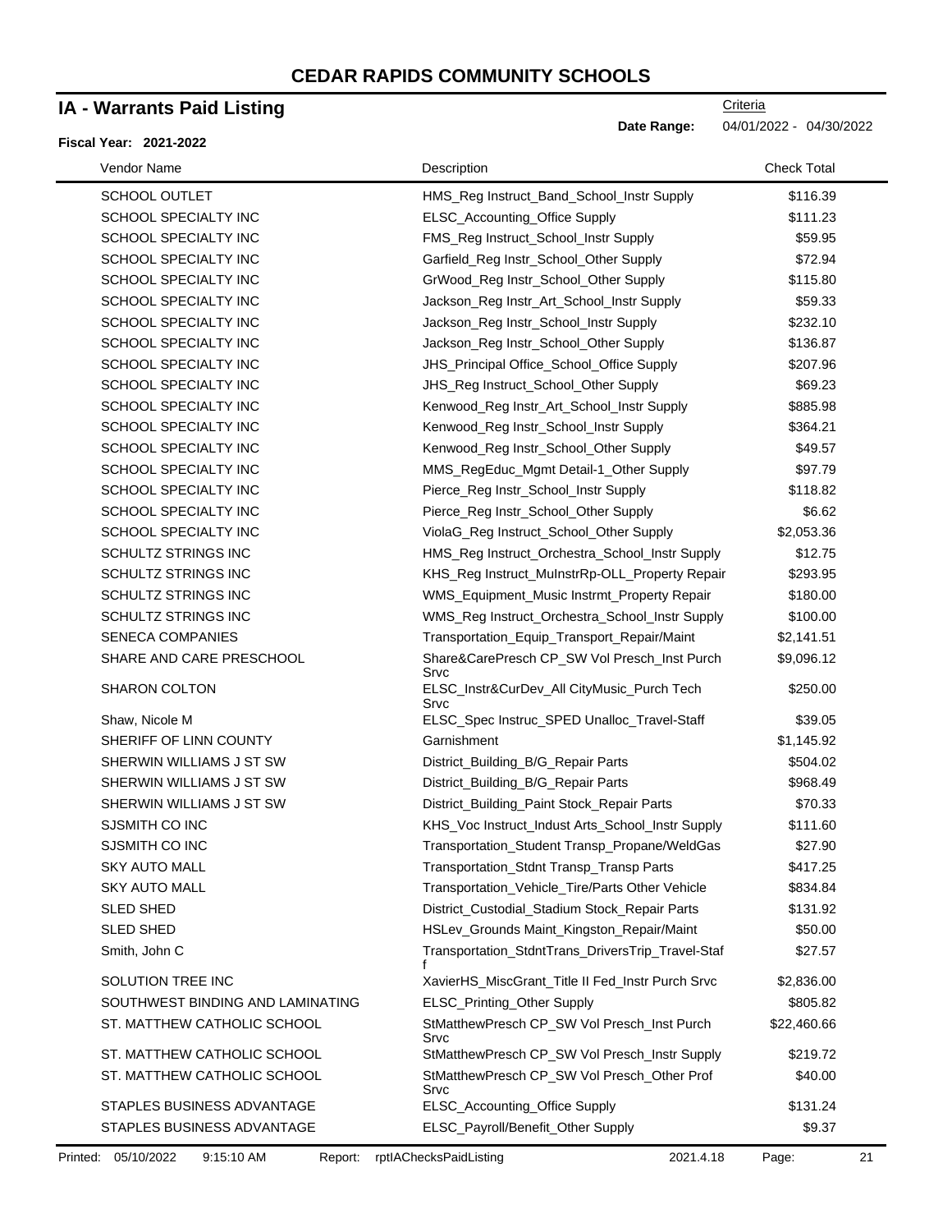# CEDAR RAPIDS COMMUNITY SCHOOLS

## IA - Warrants Paid Listing

Criteria

**Date Range:** 04/01/2022 - 04/30/2022

**Fiscal Year: 2021-2022**

| Vendor Name | Description | Check Total |
|---|---|---|
| SCHOOL OUTLET | HMS_Reg Instruct_Band_School_Instr Supply | $116.39 |
| SCHOOL SPECIALTY INC | ELSC_Accounting_Office Supply | $111.23 |
| SCHOOL SPECIALTY INC | FMS_Reg Instruct_School_Instr Supply | $59.95 |
| SCHOOL SPECIALTY INC | Garfield_Reg Instr_School_Other Supply | $72.94 |
| SCHOOL SPECIALTY INC | GrWood_Reg Instr_School_Other Supply | $115.80 |
| SCHOOL SPECIALTY INC | Jackson_Reg Instr_Art_School_Instr Supply | $59.33 |
| SCHOOL SPECIALTY INC | Jackson_Reg Instr_School_Instr Supply | $232.10 |
| SCHOOL SPECIALTY INC | Jackson_Reg Instr_School_Other Supply | $136.87 |
| SCHOOL SPECIALTY INC | JHS_Principal Office_School_Office Supply | $207.96 |
| SCHOOL SPECIALTY INC | JHS_Reg Instruct_School_Other Supply | $69.23 |
| SCHOOL SPECIALTY INC | Kenwood_Reg Instr_Art_School_Instr Supply | $885.98 |
| SCHOOL SPECIALTY INC | Kenwood_Reg Instr_School_Instr Supply | $364.21 |
| SCHOOL SPECIALTY INC | Kenwood_Reg Instr_School_Other Supply | $49.57 |
| SCHOOL SPECIALTY INC | MMS_RegEduc_Mgmt Detail-1_Other Supply | $97.79 |
| SCHOOL SPECIALTY INC | Pierce_Reg Instr_School_Instr Supply | $118.82 |
| SCHOOL SPECIALTY INC | Pierce_Reg Instr_School_Other Supply | $6.62 |
| SCHOOL SPECIALTY INC | ViolaG_Reg Instruct_School_Other Supply | $2,053.36 |
| SCHULTZ STRINGS INC | HMS_Reg Instruct_Orchestra_School_Instr Supply | $12.75 |
| SCHULTZ STRINGS INC | KHS_Reg Instruct_MuInstrRp-OLL_Property Repair | $293.95 |
| SCHULTZ STRINGS INC | WMS_Equipment_Music Instrmt_Property Repair | $180.00 |
| SCHULTZ STRINGS INC | WMS_Reg Instruct_Orchestra_School_Instr Supply | $100.00 |
| SENECA COMPANIES | Transportation_Equip_Transport_Repair/Maint | $2,141.51 |
| SHARE AND CARE PRESCHOOL | Share&CarePresch CP_SW Vol Presch_Inst Purch Srvc | $9,096.12 |
| SHARON COLTON | ELSC_Instr&CurDev_All CityMusic_Purch Tech Srvc | $250.00 |
| Shaw, Nicole M | ELSC_Spec Instruc_SPED Unalloc_Travel-Staff | $39.05 |
| SHERIFF OF LINN COUNTY | Garnishment | $1,145.92 |
| SHERWIN WILLIAMS J ST SW | District_Building_B/G_Repair Parts | $504.02 |
| SHERWIN WILLIAMS J ST SW | District_Building_B/G_Repair Parts | $968.49 |
| SHERWIN WILLIAMS J ST SW | District_Building_Paint Stock_Repair Parts | $70.33 |
| SJSMITH CO INC | KHS_Voc Instruct_Indust Arts_School_Instr Supply | $111.60 |
| SJSMITH CO INC | Transportation_Student Transp_Propane/WeldGas | $27.90 |
| SKY AUTO MALL | Transportation_Stdnt Transp_Transp Parts | $417.25 |
| SKY AUTO MALL | Transportation_Vehicle_Tire/Parts Other Vehicle | $834.84 |
| SLED SHED | District_Custodial_Stadium Stock_Repair Parts | $131.92 |
| SLED SHED | HSLev_Grounds Maint_Kingston_Repair/Maint | $50.00 |
| Smith, John C | Transportation_StdntTrans_DriversTrip_Travel-Staff | $27.57 |
| SOLUTION TREE INC | XavierHS_MiscGrant_Title II Fed_Instr Purch Srvc | $2,836.00 |
| SOUTHWEST BINDING AND LAMINATING | ELSC_Printing_Other Supply | $805.82 |
| ST. MATTHEW CATHOLIC SCHOOL | StMatthewPresch CP_SW Vol Presch_Inst Purch Srvc | $22,460.66 |
| ST. MATTHEW CATHOLIC SCHOOL | StMatthewPresch CP_SW Vol Presch_Instr Supply | $219.72 |
| ST. MATTHEW CATHOLIC SCHOOL | StMatthewPresch CP_SW Vol Presch_Other Prof Srvc | $40.00 |
| STAPLES BUSINESS ADVANTAGE | ELSC_Accounting_Office Supply | $131.24 |
| STAPLES BUSINESS ADVANTAGE | ELSC_Payroll/Benefit_Other Supply | $9.37 |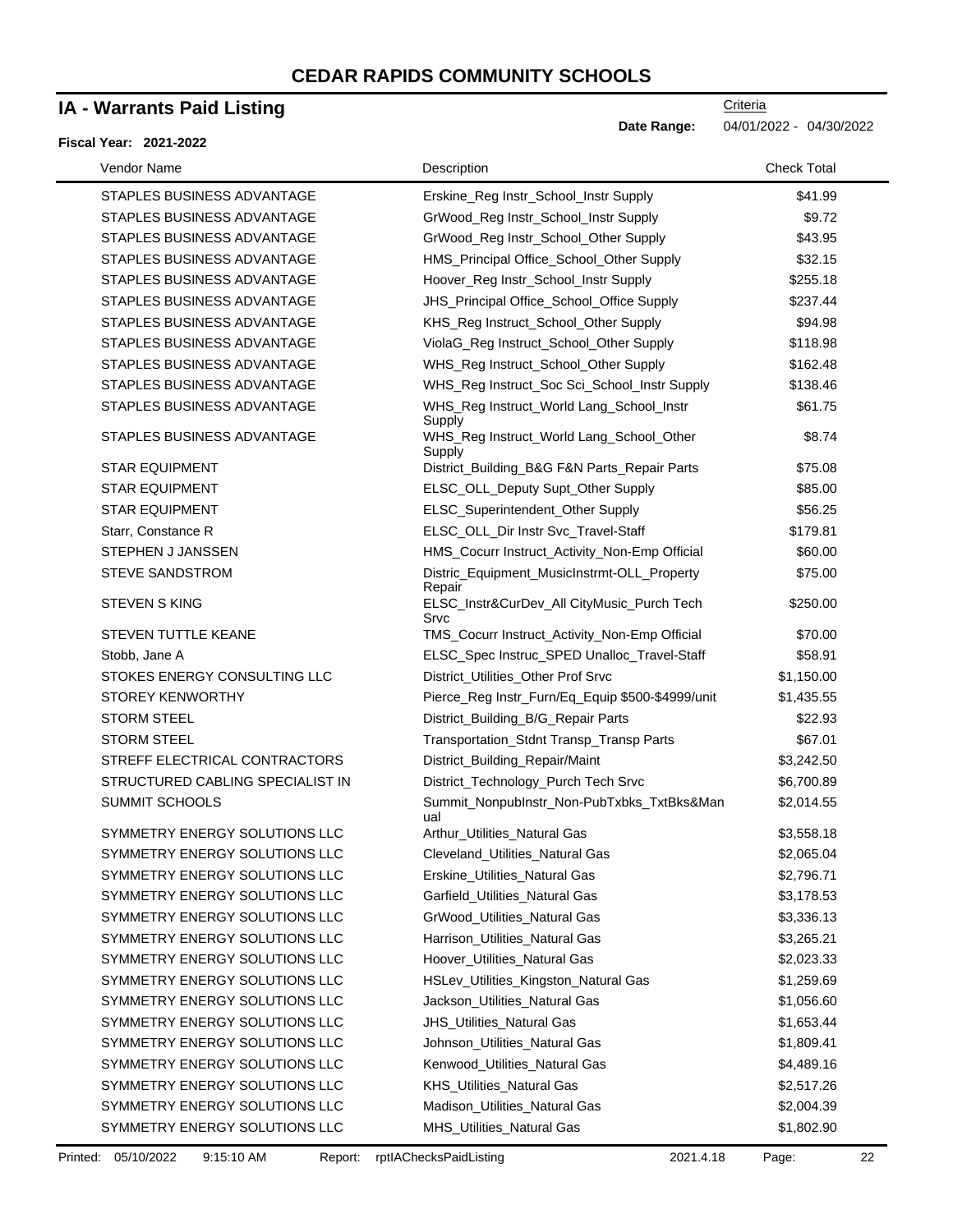# CEDAR RAPIDS COMMUNITY SCHOOLS

## IA - Warrants Paid Listing

**Fiscal Year: 2021-2022**

Criteria

**Date Range:** 04/01/2022 - 04/30/2022

| Vendor Name | Description | Check Total |
|---|---|---|
| STAPLES BUSINESS ADVANTAGE | Erskine_Reg Instr_School_Instr Supply | $41.99 |
| STAPLES BUSINESS ADVANTAGE | GrWood_Reg Instr_School_Instr Supply | $9.72 |
| STAPLES BUSINESS ADVANTAGE | GrWood_Reg Instr_School_Other Supply | $43.95 |
| STAPLES BUSINESS ADVANTAGE | HMS_Principal Office_School_Other Supply | $32.15 |
| STAPLES BUSINESS ADVANTAGE | Hoover_Reg Instr_School_Instr Supply | $255.18 |
| STAPLES BUSINESS ADVANTAGE | JHS_Principal Office_School_Office Supply | $237.44 |
| STAPLES BUSINESS ADVANTAGE | KHS_Reg Instruct_School_Other Supply | $94.98 |
| STAPLES BUSINESS ADVANTAGE | ViolaG_Reg Instruct_School_Other Supply | $118.98 |
| STAPLES BUSINESS ADVANTAGE | WHS_Reg Instruct_School_Other Supply | $162.48 |
| STAPLES BUSINESS ADVANTAGE | WHS_Reg Instruct_Soc Sci_School_Instr Supply | $138.46 |
| STAPLES BUSINESS ADVANTAGE | WHS_Reg Instruct_World Lang_School_Instr Supply | $61.75 |
| STAPLES BUSINESS ADVANTAGE | WHS_Reg Instruct_World Lang_School_Other Supply | $8.74 |
| STAR EQUIPMENT | District_Building_B&G F&N Parts_Repair Parts | $75.08 |
| STAR EQUIPMENT | ELSC_OLL_Deputy Supt_Other Supply | $85.00 |
| STAR EQUIPMENT | ELSC_Superintendent_Other Supply | $56.25 |
| Starr, Constance R | ELSC_OLL_Dir Instr Svc_Travel-Staff | $179.81 |
| STEPHEN J JANSSEN | HMS_Cocurr Instruct_Activity_Non-Emp Official | $60.00 |
| STEVE SANDSTROM | Distric_Equipment_MusicInstrmt-OLL_Property Repair | $75.00 |
| STEVEN S KING | ELSC_Instr&CurDev_All CityMusic_Purch Tech Srvc | $250.00 |
| STEVEN TUTTLE KEANE | TMS_Cocurr Instruct_Activity_Non-Emp Official | $70.00 |
| Stobb, Jane A | ELSC_Spec Instruc_SPED Unalloc_Travel-Staff | $58.91 |
| STOKES ENERGY CONSULTING LLC | District_Utilities_Other Prof Srvc | $1,150.00 |
| STOREY KENWORTHY | Pierce_Reg Instr_Furn/Eq_Equip $500-$4999/unit | $1,435.55 |
| STORM STEEL | District_Building_B/G_Repair Parts | $22.93 |
| STORM STEEL | Transportation_Stdnt Transp_Transp Parts | $67.01 |
| STREFF ELECTRICAL CONTRACTORS | District_Building_Repair/Maint | $3,242.50 |
| STRUCTURED CABLING SPECIALIST IN | District_Technology_Purch Tech Srvc | $6,700.89 |
| SUMMIT SCHOOLS | Summit_NonpubInstr_Non-PubTxbks_TxtBks&Manual | $2,014.55 |
| SYMMETRY ENERGY SOLUTIONS LLC | Arthur_Utilities_Natural Gas | $3,558.18 |
| SYMMETRY ENERGY SOLUTIONS LLC | Cleveland_Utilities_Natural Gas | $2,065.04 |
| SYMMETRY ENERGY SOLUTIONS LLC | Erskine_Utilities_Natural Gas | $2,796.71 |
| SYMMETRY ENERGY SOLUTIONS LLC | Garfield_Utilities_Natural Gas | $3,178.53 |
| SYMMETRY ENERGY SOLUTIONS LLC | GrWood_Utilities_Natural Gas | $3,336.13 |
| SYMMETRY ENERGY SOLUTIONS LLC | Harrison_Utilities_Natural Gas | $3,265.21 |
| SYMMETRY ENERGY SOLUTIONS LLC | Hoover_Utilities_Natural Gas | $2,023.33 |
| SYMMETRY ENERGY SOLUTIONS LLC | HSLev_Utilities_Kingston_Natural Gas | $1,259.69 |
| SYMMETRY ENERGY SOLUTIONS LLC | Jackson_Utilities_Natural Gas | $1,056.60 |
| SYMMETRY ENERGY SOLUTIONS LLC | JHS_Utilities_Natural Gas | $1,653.44 |
| SYMMETRY ENERGY SOLUTIONS LLC | Johnson_Utilities_Natural Gas | $1,809.41 |
| SYMMETRY ENERGY SOLUTIONS LLC | Kenwood_Utilities_Natural Gas | $4,489.16 |
| SYMMETRY ENERGY SOLUTIONS LLC | KHS_Utilities_Natural Gas | $2,517.26 |
| SYMMETRY ENERGY SOLUTIONS LLC | Madison_Utilities_Natural Gas | $2,004.39 |
| SYMMETRY ENERGY SOLUTIONS LLC | MHS_Utilities_Natural Gas | $1,802.90 |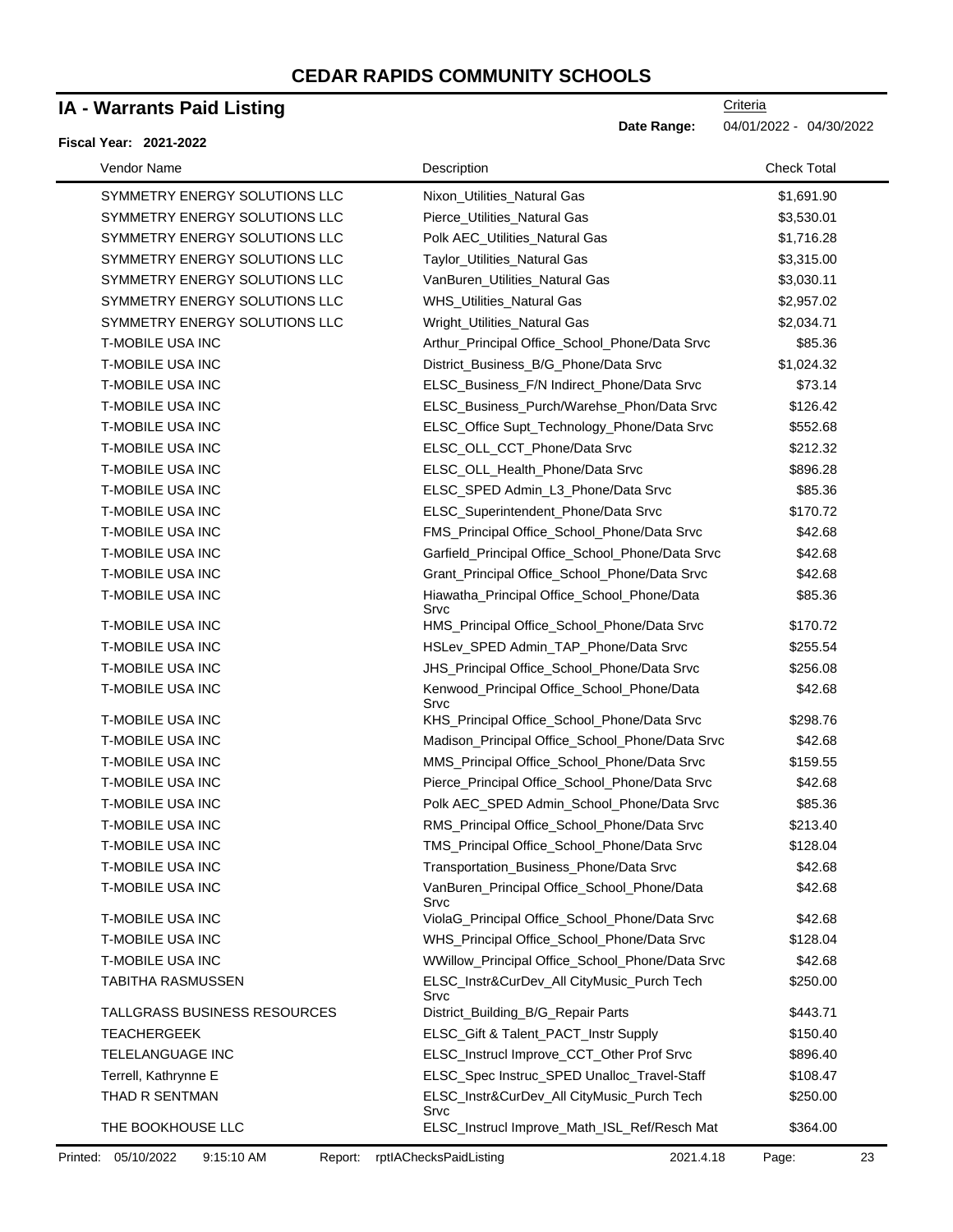# CEDAR RAPIDS COMMUNITY SCHOOLS

## IA - Warrants Paid Listing

Criteria

**Date Range:** 04/01/2022 - 04/30/2022

**Fiscal Year: 2021-2022**

| Vendor Name | Description | Check Total |
|---|---|---|
| SYMMETRY ENERGY SOLUTIONS LLC | Nixon_Utilities_Natural Gas | $1,691.90 |
| SYMMETRY ENERGY SOLUTIONS LLC | Pierce_Utilities_Natural Gas | $3,530.01 |
| SYMMETRY ENERGY SOLUTIONS LLC | Polk AEC_Utilities_Natural Gas | $1,716.28 |
| SYMMETRY ENERGY SOLUTIONS LLC | Taylor_Utilities_Natural Gas | $3,315.00 |
| SYMMETRY ENERGY SOLUTIONS LLC | VanBuren_Utilities_Natural Gas | $3,030.11 |
| SYMMETRY ENERGY SOLUTIONS LLC | WHS_Utilities_Natural Gas | $2,957.02 |
| SYMMETRY ENERGY SOLUTIONS LLC | Wright_Utilities_Natural Gas | $2,034.71 |
| T-MOBILE USA INC | Arthur_Principal Office_School_Phone/Data Srvc | $85.36 |
| T-MOBILE USA INC | District_Business_B/G_Phone/Data Srvc | $1,024.32 |
| T-MOBILE USA INC | ELSC_Business_F/N Indirect_Phone/Data Srvc | $73.14 |
| T-MOBILE USA INC | ELSC_Business_Purch/Warehse_Phon/Data Srvc | $126.42 |
| T-MOBILE USA INC | ELSC_Office Supt_Technology_Phone/Data Srvc | $552.68 |
| T-MOBILE USA INC | ELSC_OLL_CCT_Phone/Data Srvc | $212.32 |
| T-MOBILE USA INC | ELSC_OLL_Health_Phone/Data Srvc | $896.28 |
| T-MOBILE USA INC | ELSC_SPED Admin_L3_Phone/Data Srvc | $85.36 |
| T-MOBILE USA INC | ELSC_Superintendent_Phone/Data Srvc | $170.72 |
| T-MOBILE USA INC | FMS_Principal Office_School_Phone/Data Srvc | $42.68 |
| T-MOBILE USA INC | Garfield_Principal Office_School_Phone/Data Srvc | $42.68 |
| T-MOBILE USA INC | Grant_Principal Office_School_Phone/Data Srvc | $42.68 |
| T-MOBILE USA INC | Hiawatha_Principal Office_School_Phone/Data Srvc | $85.36 |
| T-MOBILE USA INC | HMS_Principal Office_School_Phone/Data Srvc | $170.72 |
| T-MOBILE USA INC | HSLev_SPED Admin_TAP_Phone/Data Srvc | $255.54 |
| T-MOBILE USA INC | JHS_Principal Office_School_Phone/Data Srvc | $256.08 |
| T-MOBILE USA INC | Kenwood_Principal Office_School_Phone/Data Srvc | $42.68 |
| T-MOBILE USA INC | KHS_Principal Office_School_Phone/Data Srvc | $298.76 |
| T-MOBILE USA INC | Madison_Principal Office_School_Phone/Data Srvc | $42.68 |
| T-MOBILE USA INC | MMS_Principal Office_School_Phone/Data Srvc | $159.55 |
| T-MOBILE USA INC | Pierce_Principal Office_School_Phone/Data Srvc | $42.68 |
| T-MOBILE USA INC | Polk AEC_SPED Admin_School_Phone/Data Srvc | $85.36 |
| T-MOBILE USA INC | RMS_Principal Office_School_Phone/Data Srvc | $213.40 |
| T-MOBILE USA INC | TMS_Principal Office_School_Phone/Data Srvc | $128.04 |
| T-MOBILE USA INC | Transportation_Business_Phone/Data Srvc | $42.68 |
| T-MOBILE USA INC | VanBuren_Principal Office_School_Phone/Data Srvc | $42.68 |
| T-MOBILE USA INC | ViolaG_Principal Office_School_Phone/Data Srvc | $42.68 |
| T-MOBILE USA INC | WHS_Principal Office_School_Phone/Data Srvc | $128.04 |
| T-MOBILE USA INC | WWillow_Principal Office_School_Phone/Data Srvc | $42.68 |
| TABITHA RASMUSSEN | ELSC_Instr&CurDev_All CityMusic_Purch Tech Srvc | $250.00 |
| TALLGRASS BUSINESS RESOURCES | District_Building_B/G_Repair Parts | $443.71 |
| TEACHERGEEK | ELSC_Gift & Talent_PACT_Instr Supply | $150.40 |
| TELELANGUAGE INC | ELSC_Instrucl Improve_CCT_Other Prof Srvc | $896.40 |
| Terrell, Kathrynne E | ELSC_Spec Instruc_SPED Unalloc_Travel-Staff | $108.47 |
| THAD R SENTMAN | ELSC_Instr&CurDev_All CityMusic_Purch Tech Srvc | $250.00 |
| THE BOOKHOUSE LLC | ELSC_Instrucl Improve_Math_ISL_Ref/Resch Mat | $364.00 |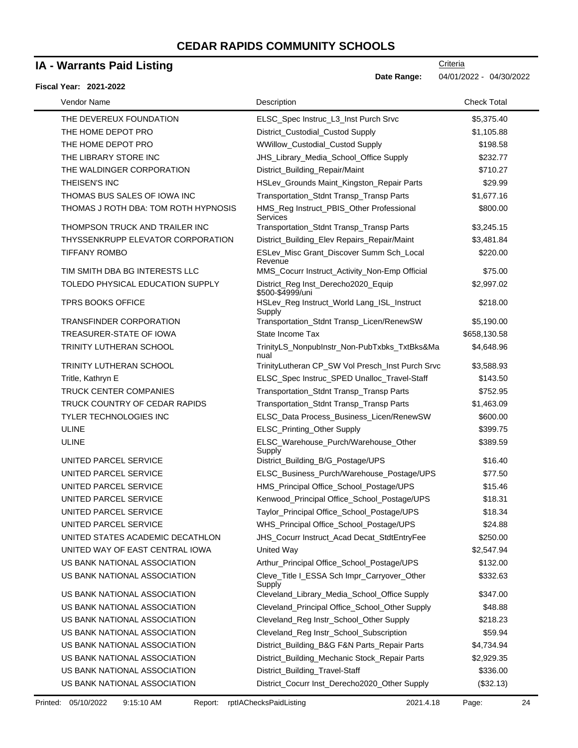# CEDAR RAPIDS COMMUNITY SCHOOLS

## IA - Warrants Paid Listing

Criteria

**Date Range:** 04/01/2022 - 04/30/2022

**Fiscal Year: 2021-2022**

| Vendor Name | Description | Check Total |
|---|---|---|
| THE DEVEREUX FOUNDATION | ELSC_Spec Instruc_L3_Inst Purch Srvc | $5,375.40 |
| THE HOME DEPOT PRO | District_Custodial_Custod Supply | $1,105.88 |
| THE HOME DEPOT PRO | WWillow_Custodial_Custod Supply | $198.58 |
| THE LIBRARY STORE INC | JHS_Library_Media_School_Office Supply | $232.77 |
| THE WALDINGER CORPORATION | District_Building_Repair/Maint | $710.27 |
| THEISEN'S INC | HSLev_Grounds Maint_Kingston_Repair Parts | $29.99 |
| THOMAS BUS SALES OF IOWA INC | Transportation_Stdnt Transp_Transp Parts | $1,677.16 |
| THOMAS J ROTH DBA: TOM ROTH HYPNOSIS | HMS_Reg Instruct_PBIS_Other Professional Services | $800.00 |
| THOMPSON TRUCK AND TRAILER INC | Transportation_Stdnt Transp_Transp Parts | $3,245.15 |
| THYSSENKRUPP ELEVATOR CORPORATION | District_Building_Elev Repairs_Repair/Maint | $3,481.84 |
| TIFFANY ROMBO | ESLev_Misc Grant_Discover Summ Sch_Local Revenue | $220.00 |
| TIM SMITH DBA BG INTERESTS LLC | MMS_Cocurr Instruct_Activity_Non-Emp Official | $75.00 |
| TOLEDO PHYSICAL EDUCATION SUPPLY | District_Reg Inst_Derecho2020_Equip $500-$4999/uni | $2,997.02 |
| TPRS BOOKS OFFICE | HSLev_Reg Instruct_World Lang_ISL_Instruct Supply | $218.00 |
| TRANSFINDER CORPORATION | Transportation_Stdnt Transp_Licen/RenewSW | $5,190.00 |
| TREASURER-STATE OF IOWA | State Income Tax | $658,130.58 |
| TRINITY LUTHERAN SCHOOL | TrinityLS_NonpubInstr_Non-PubTxbks_TxtBks&Manual | $4,648.96 |
| TRINITY LUTHERAN SCHOOL | TrinityLutheran CP_SW Vol Presch_Inst Purch Srvc | $3,588.93 |
| Tritle, Kathryn E | ELSC_Spec Instruc_SPED Unalloc_Travel-Staff | $143.50 |
| TRUCK CENTER COMPANIES | Transportation_Stdnt Transp_Transp Parts | $752.95 |
| TRUCK COUNTRY OF CEDAR RAPIDS | Transportation_Stdnt Transp_Transp Parts | $1,463.09 |
| TYLER TECHNOLOGIES INC | ELSC_Data Process_Business_Licen/RenewSW | $600.00 |
| ULINE | ELSC_Printing_Other Supply | $399.75 |
| ULINE | ELSC_Warehouse_Purch/Warehouse_Other Supply | $389.59 |
| UNITED PARCEL SERVICE | District_Building_B/G_Postage/UPS | $16.40 |
| UNITED PARCEL SERVICE | ELSC_Business_Purch/Warehouse_Postage/UPS | $77.50 |
| UNITED PARCEL SERVICE | HMS_Principal Office_School_Postage/UPS | $15.46 |
| UNITED PARCEL SERVICE | Kenwood_Principal Office_School_Postage/UPS | $18.31 |
| UNITED PARCEL SERVICE | Taylor_Principal Office_School_Postage/UPS | $18.34 |
| UNITED PARCEL SERVICE | WHS_Principal Office_School_Postage/UPS | $24.88 |
| UNITED STATES ACADEMIC DECATHLON | JHS_Cocurr Instruct_Acad Decat_StdtEntryFee | $250.00 |
| UNITED WAY OF EAST CENTRAL IOWA | United Way | $2,547.94 |
| US BANK NATIONAL ASSOCIATION | Arthur_Principal Office_School_Postage/UPS | $132.00 |
| US BANK NATIONAL ASSOCIATION | Cleve_Title I_ESSA Sch Impr_Carryover_Other Supply | $332.63 |
| US BANK NATIONAL ASSOCIATION | Cleveland_Library_Media_School_Office Supply | $347.00 |
| US BANK NATIONAL ASSOCIATION | Cleveland_Principal Office_School_Other Supply | $48.88 |
| US BANK NATIONAL ASSOCIATION | Cleveland_Reg Instr_School_Other Supply | $218.23 |
| US BANK NATIONAL ASSOCIATION | Cleveland_Reg Instr_School_Subscription | $59.94 |
| US BANK NATIONAL ASSOCIATION | District_Building_B&G F&N Parts_Repair Parts | $4,734.94 |
| US BANK NATIONAL ASSOCIATION | District_Building_Mechanic Stock_Repair Parts | $2,929.35 |
| US BANK NATIONAL ASSOCIATION | District_Building_Travel-Staff | $336.00 |
| US BANK NATIONAL ASSOCIATION | District_Cocurr Inst_Derecho2020_Other Supply | ($32.13) |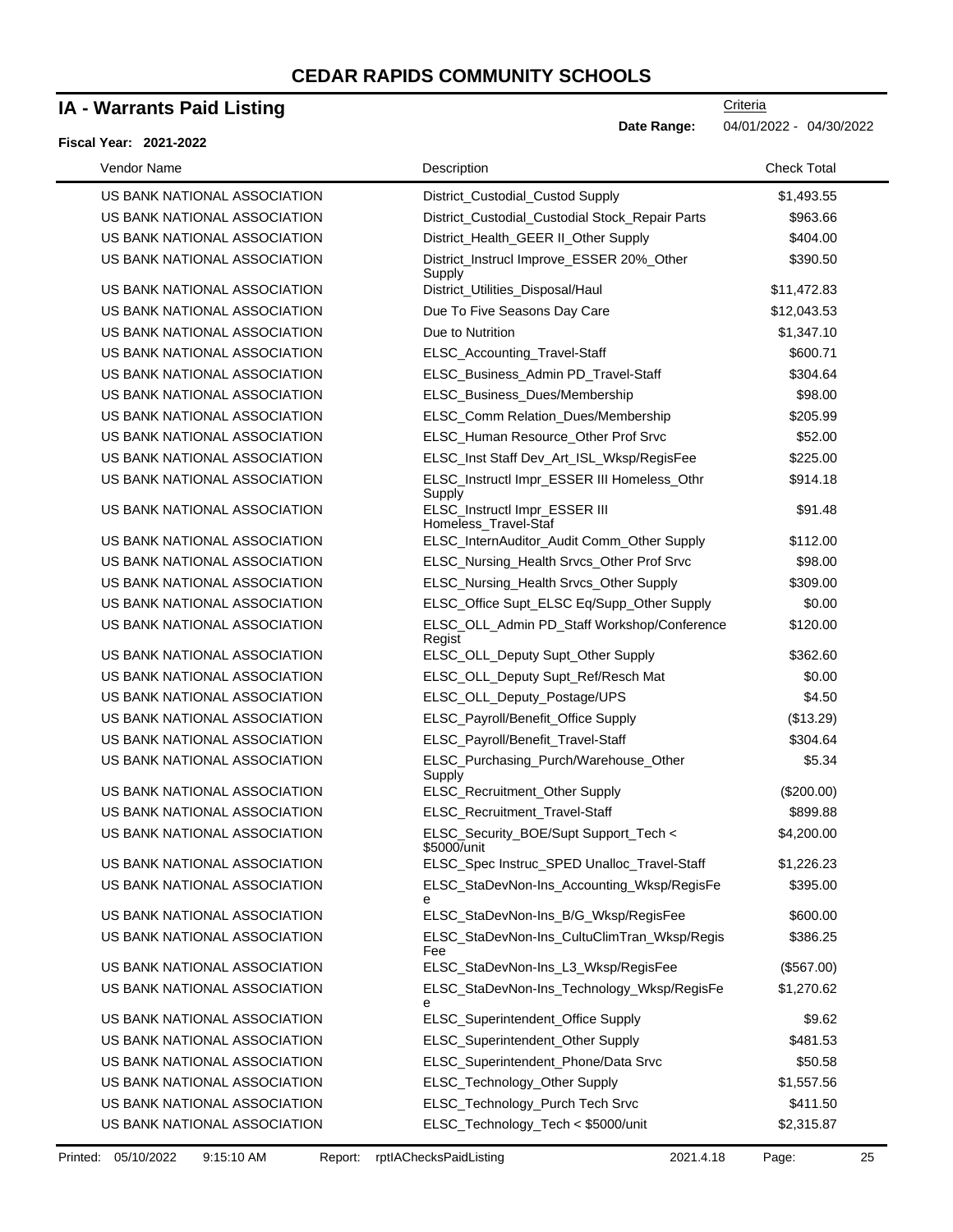# CEDAR RAPIDS COMMUNITY SCHOOLS

## IA - Warrants Paid Listing

Criteria

**Date Range:** 04/01/2022 - 04/30/2022

**Fiscal Year: 2021-2022**

| Vendor Name | Description | Check Total |
|---|---|---|
| US BANK NATIONAL ASSOCIATION | District_Custodial_Custod Supply | $1,493.55 |
| US BANK NATIONAL ASSOCIATION | District_Custodial_Custodial Stock_Repair Parts | $963.66 |
| US BANK NATIONAL ASSOCIATION | District_Health_GEER II_Other Supply | $404.00 |
| US BANK NATIONAL ASSOCIATION | District_Instrucl Improve_ESSER 20%_Other Supply | $390.50 |
| US BANK NATIONAL ASSOCIATION | District_Utilities_Disposal/Haul | $11,472.83 |
| US BANK NATIONAL ASSOCIATION | Due To Five Seasons Day Care | $12,043.53 |
| US BANK NATIONAL ASSOCIATION | Due to Nutrition | $1,347.10 |
| US BANK NATIONAL ASSOCIATION | ELSC_Accounting_Travel-Staff | $600.71 |
| US BANK NATIONAL ASSOCIATION | ELSC_Business_Admin PD_Travel-Staff | $304.64 |
| US BANK NATIONAL ASSOCIATION | ELSC_Business_Dues/Membership | $98.00 |
| US BANK NATIONAL ASSOCIATION | ELSC_Comm Relation_Dues/Membership | $205.99 |
| US BANK NATIONAL ASSOCIATION | ELSC_Human Resource_Other Prof Srvc | $52.00 |
| US BANK NATIONAL ASSOCIATION | ELSC_Inst Staff Dev_Art_ISL_Wksp/RegisFee | $225.00 |
| US BANK NATIONAL ASSOCIATION | ELSC_Instructl Impr_ESSER III Homeless_Othr Supply | $914.18 |
| US BANK NATIONAL ASSOCIATION | ELSC_Instructl Impr_ESSER III Homeless_Travel-Staf | $91.48 |
| US BANK NATIONAL ASSOCIATION | ELSC_InternAuditor_Audit Comm_Other Supply | $112.00 |
| US BANK NATIONAL ASSOCIATION | ELSC_Nursing_Health Srvcs_Other Prof Srvc | $98.00 |
| US BANK NATIONAL ASSOCIATION | ELSC_Nursing_Health Srvcs_Other Supply | $309.00 |
| US BANK NATIONAL ASSOCIATION | ELSC_Office Supt_ELSC Eq/Supp_Other Supply | $0.00 |
| US BANK NATIONAL ASSOCIATION | ELSC_OLL_Admin PD_Staff Workshop/Conference Regist | $120.00 |
| US BANK NATIONAL ASSOCIATION | ELSC_OLL_Deputy Supt_Other Supply | $362.60 |
| US BANK NATIONAL ASSOCIATION | ELSC_OLL_Deputy Supt_Ref/Resch Mat | $0.00 |
| US BANK NATIONAL ASSOCIATION | ELSC_OLL_Deputy_Postage/UPS | $4.50 |
| US BANK NATIONAL ASSOCIATION | ELSC_Payroll/Benefit_Office Supply | ($13.29) |
| US BANK NATIONAL ASSOCIATION | ELSC_Payroll/Benefit_Travel-Staff | $304.64 |
| US BANK NATIONAL ASSOCIATION | ELSC_Purchasing_Purch/Warehouse_Other Supply | $5.34 |
| US BANK NATIONAL ASSOCIATION | ELSC_Recruitment_Other Supply | ($200.00) |
| US BANK NATIONAL ASSOCIATION | ELSC_Recruitment_Travel-Staff | $899.88 |
| US BANK NATIONAL ASSOCIATION | ELSC_Security_BOE/Supt Support_Tech < $5000/unit | $4,200.00 |
| US BANK NATIONAL ASSOCIATION | ELSC_Spec Instruc_SPED Unalloc_Travel-Staff | $1,226.23 |
| US BANK NATIONAL ASSOCIATION | ELSC_StaDevNon-Ins_Accounting_Wksp/RegisFee | $395.00 |
| US BANK NATIONAL ASSOCIATION | ELSC_StaDevNon-Ins_B/G_Wksp/RegisFee | $600.00 |
| US BANK NATIONAL ASSOCIATION | ELSC_StaDevNon-Ins_CultuClimTran_Wksp/RegisFee | $386.25 |
| US BANK NATIONAL ASSOCIATION | ELSC_StaDevNon-Ins_L3_Wksp/RegisFee | ($567.00) |
| US BANK NATIONAL ASSOCIATION | ELSC_StaDevNon-Ins_Technology_Wksp/RegisFee | $1,270.62 |
| US BANK NATIONAL ASSOCIATION | ELSC_Superintendent_Office Supply | $9.62 |
| US BANK NATIONAL ASSOCIATION | ELSC_Superintendent_Other Supply | $481.53 |
| US BANK NATIONAL ASSOCIATION | ELSC_Superintendent_Phone/Data Srvc | $50.58 |
| US BANK NATIONAL ASSOCIATION | ELSC_Technology_Other Supply | $1,557.56 |
| US BANK NATIONAL ASSOCIATION | ELSC_Technology_Purch Tech Srvc | $411.50 |
| US BANK NATIONAL ASSOCIATION | ELSC_Technology_Tech < $5000/unit | $2,315.87 |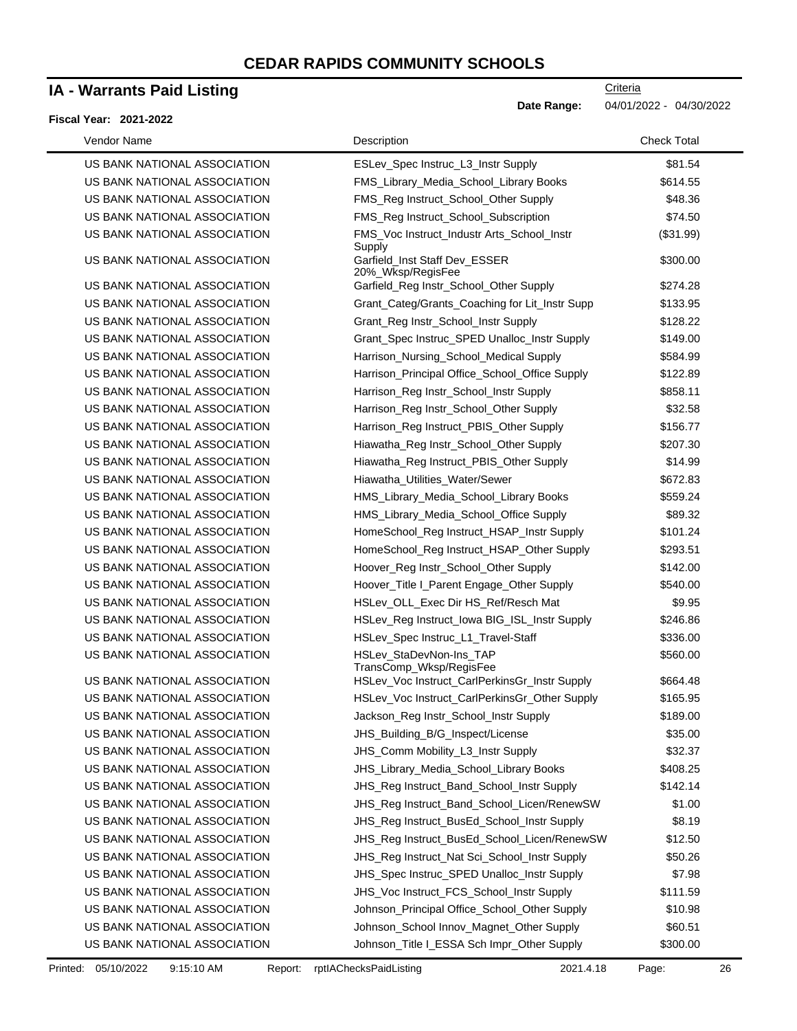# CEDAR RAPIDS COMMUNITY SCHOOLS

## IA - Warrants Paid Listing

**Fiscal Year: 2021-2022**

Criteria

**Date Range:** 04/01/2022 - 04/30/2022

| Vendor Name | Description | Check Total |
|---|---|---|
| US BANK NATIONAL ASSOCIATION | ESLev_Spec Instruc_L3_Instr Supply | $81.54 |
| US BANK NATIONAL ASSOCIATION | FMS_Library_Media_School_Library Books | $614.55 |
| US BANK NATIONAL ASSOCIATION | FMS_Reg Instruct_School_Other Supply | $48.36 |
| US BANK NATIONAL ASSOCIATION | FMS_Reg Instruct_School_Subscription | $74.50 |
| US BANK NATIONAL ASSOCIATION | FMS_Voc Instruct_Industr Arts_School_Instr Supply | ($31.99) |
| US BANK NATIONAL ASSOCIATION | Garfield_Inst Staff Dev_ESSER 20%_Wksp/RegisFee | $300.00 |
| US BANK NATIONAL ASSOCIATION | Garfield_Reg Instr_School_Other Supply | $274.28 |
| US BANK NATIONAL ASSOCIATION | Grant_Categ/Grants_Coaching for Lit_Instr Supp | $133.95 |
| US BANK NATIONAL ASSOCIATION | Grant_Reg Instr_School_Instr Supply | $128.22 |
| US BANK NATIONAL ASSOCIATION | Grant_Spec Instruc_SPED Unalloc_Instr Supply | $149.00 |
| US BANK NATIONAL ASSOCIATION | Harrison_Nursing_School_Medical Supply | $584.99 |
| US BANK NATIONAL ASSOCIATION | Harrison_Principal Office_School_Office Supply | $122.89 |
| US BANK NATIONAL ASSOCIATION | Harrison_Reg Instr_School_Instr Supply | $858.11 |
| US BANK NATIONAL ASSOCIATION | Harrison_Reg Instr_School_Other Supply | $32.58 |
| US BANK NATIONAL ASSOCIATION | Harrison_Reg Instruct_PBIS_Other Supply | $156.77 |
| US BANK NATIONAL ASSOCIATION | Hiawatha_Reg Instr_School_Other Supply | $207.30 |
| US BANK NATIONAL ASSOCIATION | Hiawatha_Reg Instruct_PBIS_Other Supply | $14.99 |
| US BANK NATIONAL ASSOCIATION | Hiawatha_Utilities_Water/Sewer | $672.83 |
| US BANK NATIONAL ASSOCIATION | HMS_Library_Media_School_Library Books | $559.24 |
| US BANK NATIONAL ASSOCIATION | HMS_Library_Media_School_Office Supply | $89.32 |
| US BANK NATIONAL ASSOCIATION | HomeSchool_Reg Instruct_HSAP_Instr Supply | $101.24 |
| US BANK NATIONAL ASSOCIATION | HomeSchool_Reg Instruct_HSAP_Other Supply | $293.51 |
| US BANK NATIONAL ASSOCIATION | Hoover_Reg Instr_School_Other Supply | $142.00 |
| US BANK NATIONAL ASSOCIATION | Hoover_Title I_Parent Engage_Other Supply | $540.00 |
| US BANK NATIONAL ASSOCIATION | HSLev_OLL_Exec Dir HS_Ref/Resch Mat | $9.95 |
| US BANK NATIONAL ASSOCIATION | HSLev_Reg Instruct_Iowa BIG_ISL_Instr Supply | $246.86 |
| US BANK NATIONAL ASSOCIATION | HSLev_Spec Instruc_L1_Travel-Staff | $336.00 |
| US BANK NATIONAL ASSOCIATION | HSLev_StaDevNon-Ins_TAP TransComp_Wksp/RegisFee | $560.00 |
| US BANK NATIONAL ASSOCIATION | HSLev_Voc Instruct_CarlPerkinsGr_Instr Supply | $664.48 |
| US BANK NATIONAL ASSOCIATION | HSLev_Voc Instruct_CarlPerkinsGr_Other Supply | $165.95 |
| US BANK NATIONAL ASSOCIATION | Jackson_Reg Instr_School_Instr Supply | $189.00 |
| US BANK NATIONAL ASSOCIATION | JHS_Building_B/G_Inspect/License | $35.00 |
| US BANK NATIONAL ASSOCIATION | JHS_Comm Mobility_L3_Instr Supply | $32.37 |
| US BANK NATIONAL ASSOCIATION | JHS_Library_Media_School_Library Books | $408.25 |
| US BANK NATIONAL ASSOCIATION | JHS_Reg Instruct_Band_School_Instr Supply | $142.14 |
| US BANK NATIONAL ASSOCIATION | JHS_Reg Instruct_Band_School_Licen/RenewSW | $1.00 |
| US BANK NATIONAL ASSOCIATION | JHS_Reg Instruct_BusEd_School_Instr Supply | $8.19 |
| US BANK NATIONAL ASSOCIATION | JHS_Reg Instruct_BusEd_School_Licen/RenewSW | $12.50 |
| US BANK NATIONAL ASSOCIATION | JHS_Reg Instruct_Nat Sci_School_Instr Supply | $50.26 |
| US BANK NATIONAL ASSOCIATION | JHS_Spec Instruc_SPED Unalloc_Instr Supply | $7.98 |
| US BANK NATIONAL ASSOCIATION | JHS_Voc Instruct_FCS_School_Instr Supply | $111.59 |
| US BANK NATIONAL ASSOCIATION | Johnson_Principal Office_School_Other Supply | $10.98 |
| US BANK NATIONAL ASSOCIATION | Johnson_School Innov_Magnet_Other Supply | $60.51 |
| US BANK NATIONAL ASSOCIATION | Johnson_Title I_ESSA Sch Impr_Other Supply | $300.00 |

Printed: 05/10/2022 9:15:10 AM Report: rptIAChecksPaidListing 2021.4.18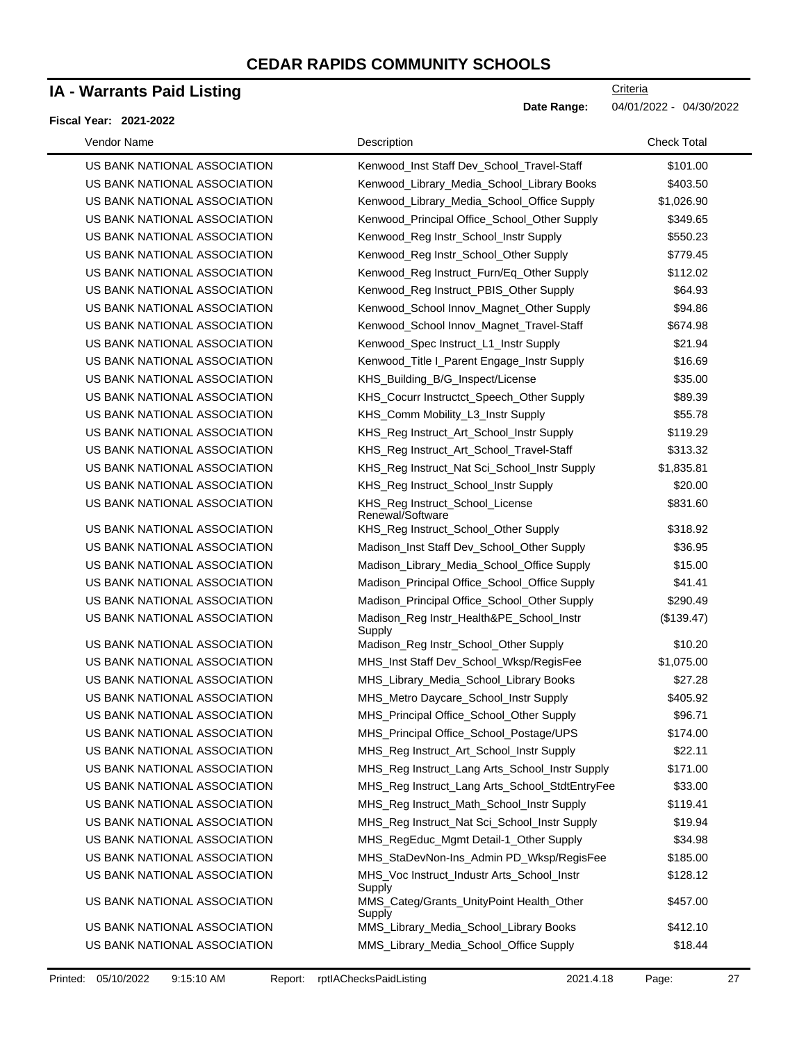# CEDAR RAPIDS COMMUNITY SCHOOLS

## IA - Warrants Paid Listing

Criteria

**Date Range:** 04/01/2022 - 04/30/2022

**Fiscal Year: 2021-2022**

| Vendor Name | Description | Check Total |
|---|---|---|
| US BANK NATIONAL ASSOCIATION | Kenwood_Inst Staff Dev_School_Travel-Staff | $101.00 |
| US BANK NATIONAL ASSOCIATION | Kenwood_Library_Media_School_Library Books | $403.50 |
| US BANK NATIONAL ASSOCIATION | Kenwood_Library_Media_School_Office Supply | $1,026.90 |
| US BANK NATIONAL ASSOCIATION | Kenwood_Principal Office_School_Other Supply | $349.65 |
| US BANK NATIONAL ASSOCIATION | Kenwood_Reg Instr_School_Instr Supply | $550.23 |
| US BANK NATIONAL ASSOCIATION | Kenwood_Reg Instr_School_Other Supply | $779.45 |
| US BANK NATIONAL ASSOCIATION | Kenwood_Reg Instruct_Furn/Eq_Other Supply | $112.02 |
| US BANK NATIONAL ASSOCIATION | Kenwood_Reg Instruct_PBIS_Other Supply | $64.93 |
| US BANK NATIONAL ASSOCIATION | Kenwood_School Innov_Magnet_Other Supply | $94.86 |
| US BANK NATIONAL ASSOCIATION | Kenwood_School Innov_Magnet_Travel-Staff | $674.98 |
| US BANK NATIONAL ASSOCIATION | Kenwood_Spec Instruct_L1_Instr Supply | $21.94 |
| US BANK NATIONAL ASSOCIATION | Kenwood_Title I_Parent Engage_Instr Supply | $16.69 |
| US BANK NATIONAL ASSOCIATION | KHS_Building_B/G_Inspect/License | $35.00 |
| US BANK NATIONAL ASSOCIATION | KHS_Cocurr Instructct_Speech_Other Supply | $89.39 |
| US BANK NATIONAL ASSOCIATION | KHS_Comm Mobility_L3_Instr Supply | $55.78 |
| US BANK NATIONAL ASSOCIATION | KHS_Reg Instruct_Art_School_Instr Supply | $119.29 |
| US BANK NATIONAL ASSOCIATION | KHS_Reg Instruct_Art_School_Travel-Staff | $313.32 |
| US BANK NATIONAL ASSOCIATION | KHS_Reg Instruct_Nat Sci_School_Instr Supply | $1,835.81 |
| US BANK NATIONAL ASSOCIATION | KHS_Reg Instruct_School_Instr Supply | $20.00 |
| US BANK NATIONAL ASSOCIATION | KHS_Reg Instruct_School_License Renewal/Software | $831.60 |
| US BANK NATIONAL ASSOCIATION | KHS_Reg Instruct_School_Other Supply | $318.92 |
| US BANK NATIONAL ASSOCIATION | Madison_Inst Staff Dev_School_Other Supply | $36.95 |
| US BANK NATIONAL ASSOCIATION | Madison_Library_Media_School_Office Supply | $15.00 |
| US BANK NATIONAL ASSOCIATION | Madison_Principal Office_School_Office Supply | $41.41 |
| US BANK NATIONAL ASSOCIATION | Madison_Principal Office_School_Other Supply | $290.49 |
| US BANK NATIONAL ASSOCIATION | Madison_Reg Instr_Health&PE_School_Instr Supply | ($139.47) |
| US BANK NATIONAL ASSOCIATION | Madison_Reg Instr_School_Other Supply | $10.20 |
| US BANK NATIONAL ASSOCIATION | MHS_Inst Staff Dev_School_Wksp/RegisFee | $1,075.00 |
| US BANK NATIONAL ASSOCIATION | MHS_Library_Media_School_Library Books | $27.28 |
| US BANK NATIONAL ASSOCIATION | MHS_Metro Daycare_School_Instr Supply | $405.92 |
| US BANK NATIONAL ASSOCIATION | MHS_Principal Office_School_Other Supply | $96.71 |
| US BANK NATIONAL ASSOCIATION | MHS_Principal Office_School_Postage/UPS | $174.00 |
| US BANK NATIONAL ASSOCIATION | MHS_Reg Instruct_Art_School_Instr Supply | $22.11 |
| US BANK NATIONAL ASSOCIATION | MHS_Reg Instruct_Lang Arts_School_Instr Supply | $171.00 |
| US BANK NATIONAL ASSOCIATION | MHS_Reg Instruct_Lang Arts_School_StdtEntryFee | $33.00 |
| US BANK NATIONAL ASSOCIATION | MHS_Reg Instruct_Math_School_Instr Supply | $119.41 |
| US BANK NATIONAL ASSOCIATION | MHS_Reg Instruct_Nat Sci_School_Instr Supply | $19.94 |
| US BANK NATIONAL ASSOCIATION | MHS_RegEduc_Mgmt Detail-1_Other Supply | $34.98 |
| US BANK NATIONAL ASSOCIATION | MHS_StaDevNon-Ins_Admin PD_Wksp/RegisFee | $185.00 |
| US BANK NATIONAL ASSOCIATION | MHS_Voc Instruct_Industr Arts_School_Instr Supply | $128.12 |
| US BANK NATIONAL ASSOCIATION | MMS_Categ/Grants_UnityPoint Health_Other Supply | $457.00 |
| US BANK NATIONAL ASSOCIATION | MMS_Library_Media_School_Library Books | $412.10 |
| US BANK NATIONAL ASSOCIATION | MMS_Library_Media_School_Office Supply | $18.44 |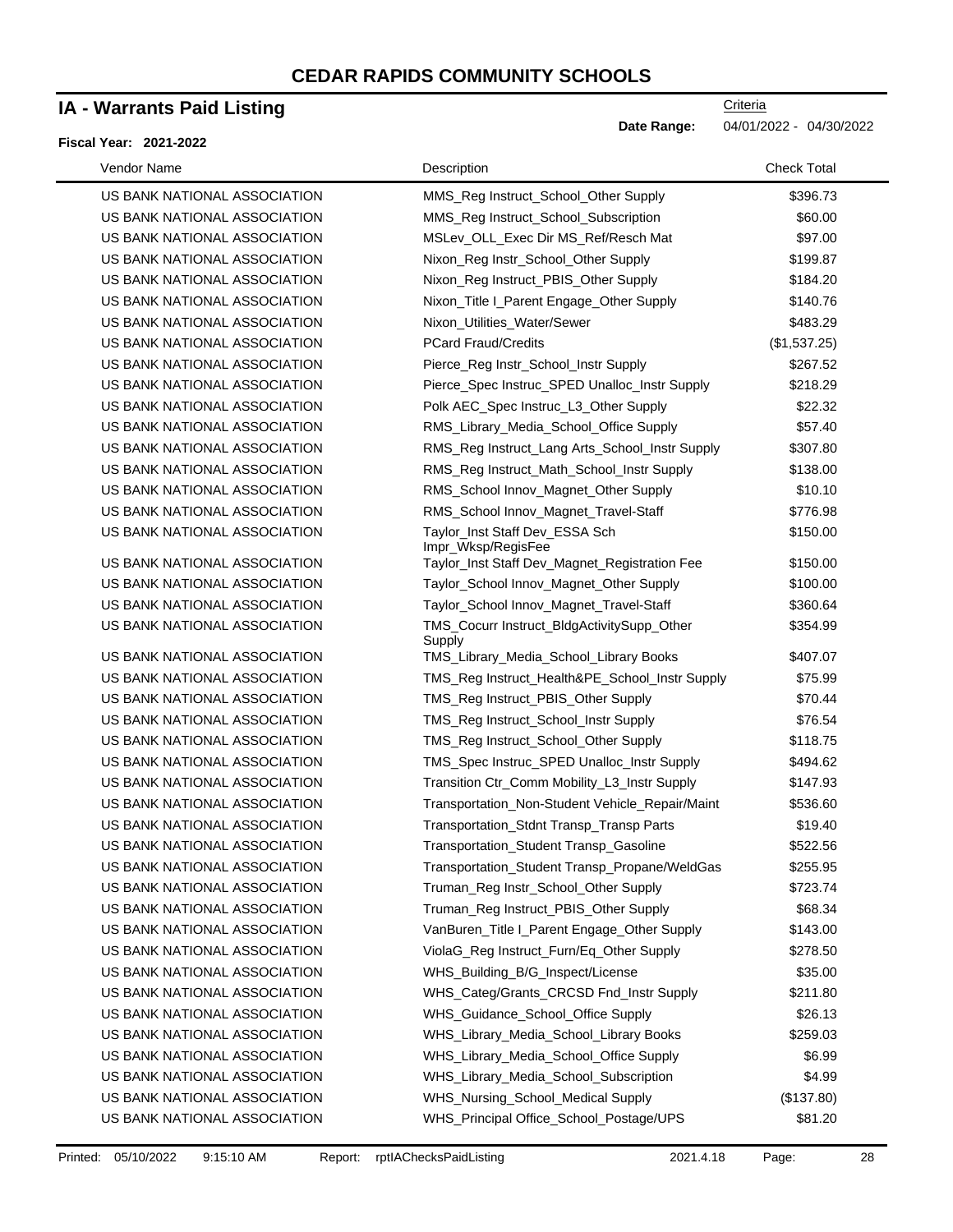# CEDAR RAPIDS COMMUNITY SCHOOLS

## IA - Warrants Paid Listing

Criteria

**Date Range:** 04/01/2022 - 04/30/2022

**Fiscal Year: 2021-2022**

| Vendor Name | Description | Check Total |
|---|---|---|
| US BANK NATIONAL ASSOCIATION | MMS_Reg Instruct_School_Other Supply | $396.73 |
| US BANK NATIONAL ASSOCIATION | MMS_Reg Instruct_School_Subscription | $60.00 |
| US BANK NATIONAL ASSOCIATION | MSLev_OLL_Exec Dir MS_Ref/Resch Mat | $97.00 |
| US BANK NATIONAL ASSOCIATION | Nixon_Reg Instr_School_Other Supply | $199.87 |
| US BANK NATIONAL ASSOCIATION | Nixon_Reg Instruct_PBIS_Other Supply | $184.20 |
| US BANK NATIONAL ASSOCIATION | Nixon_Title I_Parent Engage_Other Supply | $140.76 |
| US BANK NATIONAL ASSOCIATION | Nixon_Utilities_Water/Sewer | $483.29 |
| US BANK NATIONAL ASSOCIATION | PCard Fraud/Credits | ($1,537.25) |
| US BANK NATIONAL ASSOCIATION | Pierce_Reg Instr_School_Instr Supply | $267.52 |
| US BANK NATIONAL ASSOCIATION | Pierce_Spec Instruc_SPED Unalloc_Instr Supply | $218.29 |
| US BANK NATIONAL ASSOCIATION | Polk AEC_Spec Instruc_L3_Other Supply | $22.32 |
| US BANK NATIONAL ASSOCIATION | RMS_Library_Media_School_Office Supply | $57.40 |
| US BANK NATIONAL ASSOCIATION | RMS_Reg Instruct_Lang Arts_School_Instr Supply | $307.80 |
| US BANK NATIONAL ASSOCIATION | RMS_Reg Instruct_Math_School_Instr Supply | $138.00 |
| US BANK NATIONAL ASSOCIATION | RMS_School Innov_Magnet_Other Supply | $10.10 |
| US BANK NATIONAL ASSOCIATION | RMS_School Innov_Magnet_Travel-Staff | $776.98 |
| US BANK NATIONAL ASSOCIATION | Taylor_Inst Staff Dev_ESSA Sch Impr_Wksp/RegisFee | $150.00 |
| US BANK NATIONAL ASSOCIATION | Taylor_Inst Staff Dev_Magnet_Registration Fee | $150.00 |
| US BANK NATIONAL ASSOCIATION | Taylor_School Innov_Magnet_Other Supply | $100.00 |
| US BANK NATIONAL ASSOCIATION | Taylor_School Innov_Magnet_Travel-Staff | $360.64 |
| US BANK NATIONAL ASSOCIATION | TMS_Cocurr Instruct_BldgActivitySupp_Other Supply | $354.99 |
| US BANK NATIONAL ASSOCIATION | TMS_Library_Media_School_Library Books | $407.07 |
| US BANK NATIONAL ASSOCIATION | TMS_Reg Instruct_Health&PE_School_Instr Supply | $75.99 |
| US BANK NATIONAL ASSOCIATION | TMS_Reg Instruct_PBIS_Other Supply | $70.44 |
| US BANK NATIONAL ASSOCIATION | TMS_Reg Instruct_School_Instr Supply | $76.54 |
| US BANK NATIONAL ASSOCIATION | TMS_Reg Instruct_School_Other Supply | $118.75 |
| US BANK NATIONAL ASSOCIATION | TMS_Spec Instruc_SPED Unalloc_Instr Supply | $494.62 |
| US BANK NATIONAL ASSOCIATION | Transition Ctr_Comm Mobility_L3_Instr Supply | $147.93 |
| US BANK NATIONAL ASSOCIATION | Transportation_Non-Student Vehicle_Repair/Maint | $536.60 |
| US BANK NATIONAL ASSOCIATION | Transportation_Stdnt Transp_Transp Parts | $19.40 |
| US BANK NATIONAL ASSOCIATION | Transportation_Student Transp_Gasoline | $522.56 |
| US BANK NATIONAL ASSOCIATION | Transportation_Student Transp_Propane/WeldGas | $255.95 |
| US BANK NATIONAL ASSOCIATION | Truman_Reg Instr_School_Other Supply | $723.74 |
| US BANK NATIONAL ASSOCIATION | Truman_Reg Instruct_PBIS_Other Supply | $68.34 |
| US BANK NATIONAL ASSOCIATION | VanBuren_Title I_Parent Engage_Other Supply | $143.00 |
| US BANK NATIONAL ASSOCIATION | ViolaG_Reg Instruct_Furn/Eq_Other Supply | $278.50 |
| US BANK NATIONAL ASSOCIATION | WHS_Building_B/G_Inspect/License | $35.00 |
| US BANK NATIONAL ASSOCIATION | WHS_Categ/Grants_CRCSD Fnd_Instr Supply | $211.80 |
| US BANK NATIONAL ASSOCIATION | WHS_Guidance_School_Office Supply | $26.13 |
| US BANK NATIONAL ASSOCIATION | WHS_Library_Media_School_Library Books | $259.03 |
| US BANK NATIONAL ASSOCIATION | WHS_Library_Media_School_Office Supply | $6.99 |
| US BANK NATIONAL ASSOCIATION | WHS_Library_Media_School_Subscription | $4.99 |
| US BANK NATIONAL ASSOCIATION | WHS_Nursing_School_Medical Supply | ($137.80) |
| US BANK NATIONAL ASSOCIATION | WHS_Principal Office_School_Postage/UPS | $81.20 |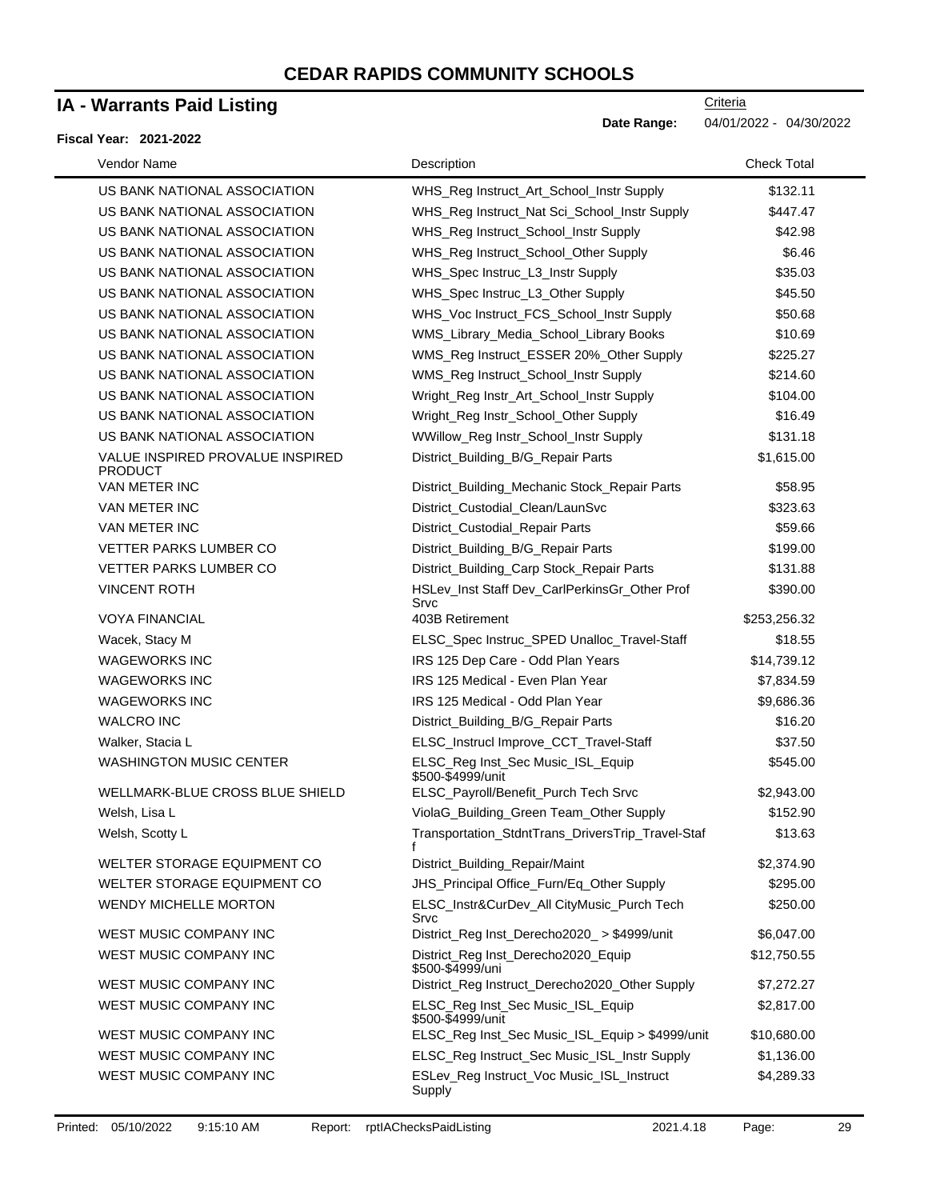# CEDAR RAPIDS COMMUNITY SCHOOLS

## IA - Warrants Paid Listing

**Fiscal Year: 2021-2022**

Criteria

**Date Range:** 04/01/2022 - 04/30/2022

| Vendor Name | Description | Check Total |
|---|---|---|
| US BANK NATIONAL ASSOCIATION | WHS_Reg Instruct_Art_School_Instr Supply | $132.11 |
| US BANK NATIONAL ASSOCIATION | WHS_Reg Instruct_Nat Sci_School_Instr Supply | $447.47 |
| US BANK NATIONAL ASSOCIATION | WHS_Reg Instruct_School_Instr Supply | $42.98 |
| US BANK NATIONAL ASSOCIATION | WHS_Reg Instruct_School_Other Supply | $6.46 |
| US BANK NATIONAL ASSOCIATION | WHS_Spec Instruc_L3_Instr Supply | $35.03 |
| US BANK NATIONAL ASSOCIATION | WHS_Spec Instruc_L3_Other Supply | $45.50 |
| US BANK NATIONAL ASSOCIATION | WHS_Voc Instruct_FCS_School_Instr Supply | $50.68 |
| US BANK NATIONAL ASSOCIATION | WMS_Library_Media_School_Library Books | $10.69 |
| US BANK NATIONAL ASSOCIATION | WMS_Reg Instruct_ESSER 20%_Other Supply | $225.27 |
| US BANK NATIONAL ASSOCIATION | WMS_Reg Instruct_School_Instr Supply | $214.60 |
| US BANK NATIONAL ASSOCIATION | Wright_Reg Instr_Art_School_Instr Supply | $104.00 |
| US BANK NATIONAL ASSOCIATION | Wright_Reg Instr_School_Other Supply | $16.49 |
| US BANK NATIONAL ASSOCIATION | WWillow_Reg Instr_School_Instr Supply | $131.18 |
| VALUE INSPIRED PROVALUE INSPIRED PRODUCT | District_Building_B/G_Repair Parts | $1,615.00 |
| VAN METER INC | District_Building_Mechanic Stock_Repair Parts | $58.95 |
| VAN METER INC | District_Custodial_Clean/LaunSvc | $323.63 |
| VAN METER INC | District_Custodial_Repair Parts | $59.66 |
| VETTER PARKS LUMBER CO | District_Building_B/G_Repair Parts | $199.00 |
| VETTER PARKS LUMBER CO | District_Building_Carp Stock_Repair Parts | $131.88 |
| VINCENT ROTH | HSLev_Inst Staff Dev_CarlPerkinsGr_Other Prof Srvc | $390.00 |
| VOYA FINANCIAL | 403B Retirement | $253,256.32 |
| Wacek, Stacy M | ELSC_Spec Instruc_SPED Unalloc_Travel-Staff | $18.55 |
| WAGEWORKS INC | IRS 125 Dep Care - Odd Plan Years | $14,739.12 |
| WAGEWORKS INC | IRS 125 Medical - Even Plan Year | $7,834.59 |
| WAGEWORKS INC | IRS 125 Medical - Odd Plan Year | $9,686.36 |
| WALCRO INC | District_Building_B/G_Repair Parts | $16.20 |
| Walker, Stacia L | ELSC_Instrucl Improve_CCT_Travel-Staff | $37.50 |
| WASHINGTON MUSIC CENTER | ELSC_Reg Inst_Sec Music_ISL_Equip $500-$4999/unit | $545.00 |
| WELLMARK-BLUE CROSS BLUE SHIELD | ELSC_Payroll/Benefit_Purch Tech Srvc | $2,943.00 |
| Welsh, Lisa L | ViolaG_Building_Green Team_Other Supply | $152.90 |
| Welsh, Scotty L | Transportation_StdntTrans_DriversTrip_Travel-Staff | $13.63 |
| WELTER STORAGE EQUIPMENT CO | District_Building_Repair/Maint | $2,374.90 |
| WELTER STORAGE EQUIPMENT CO | JHS_Principal Office_Furn/Eq_Other Supply | $295.00 |
| WENDY MICHELLE MORTON | ELSC_Instr&CurDev_All CityMusic_Purch Tech Srvc | $250.00 |
| WEST MUSIC COMPANY INC | District_Reg Inst_Derecho2020_ > $4999/unit | $6,047.00 |
| WEST MUSIC COMPANY INC | District_Reg Inst_Derecho2020_Equip $500-$4999/uni | $12,750.55 |
| WEST MUSIC COMPANY INC | District_Reg Instruct_Derecho2020_Other Supply | $7,272.27 |
| WEST MUSIC COMPANY INC | ELSC_Reg Inst_Sec Music_ISL_Equip $500-$4999/unit | $2,817.00 |
| WEST MUSIC COMPANY INC | ELSC_Reg Inst_Sec Music_ISL_Equip > $4999/unit | $10,680.00 |
| WEST MUSIC COMPANY INC | ELSC_Reg Instruct_Sec Music_ISL_Instr Supply | $1,136.00 |
| WEST MUSIC COMPANY INC | ESLev_Reg Instruct_Voc Music_ISL_Instruct Supply | $4,289.33 |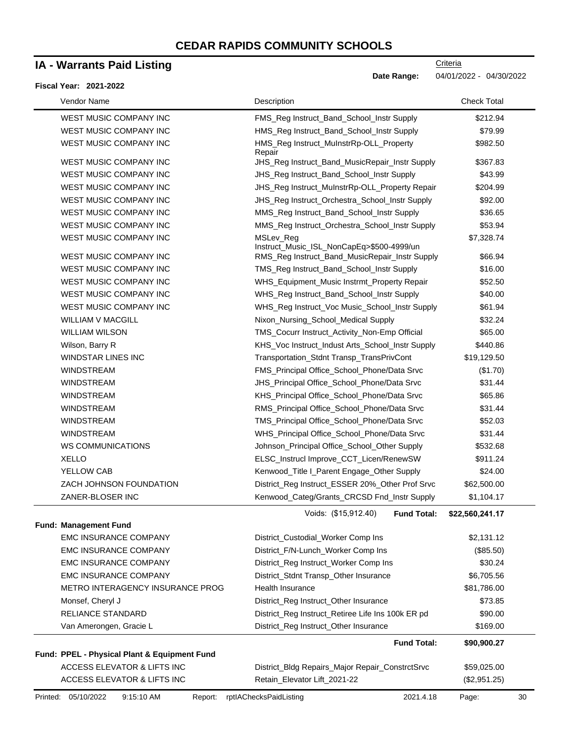# CEDAR RAPIDS COMMUNITY SCHOOLS

## IA - Warrants Paid Listing

**Fiscal Year: 2021-2022**

Criteria
**Date Range:** 04/01/2022 - 04/30/2022

| Vendor Name | Description | Check Total |
|---|---|---|
| WEST MUSIC COMPANY INC | FMS_Reg Instruct_Band_School_Instr Supply | $212.94 |
| WEST MUSIC COMPANY INC | HMS_Reg Instruct_Band_School_Instr Supply | $79.99 |
| WEST MUSIC COMPANY INC | HMS_Reg Instruct_MuInstrRp-OLL_Property Repair | $982.50 |
| WEST MUSIC COMPANY INC | JHS_Reg Instruct_Band_MusicRepair_Instr Supply | $367.83 |
| WEST MUSIC COMPANY INC | JHS_Reg Instruct_Band_School_Instr Supply | $43.99 |
| WEST MUSIC COMPANY INC | JHS_Reg Instruct_MuInstrRp-OLL_Property Repair | $204.99 |
| WEST MUSIC COMPANY INC | JHS_Reg Instruct_Orchestra_School_Instr Supply | $92.00 |
| WEST MUSIC COMPANY INC | MMS_Reg Instruct_Band_School_Instr Supply | $36.65 |
| WEST MUSIC COMPANY INC | MMS_Reg Instruct_Orchestra_School_Instr Supply | $53.94 |
| WEST MUSIC COMPANY INC | MSLev_Reg Instruct_Music_ISL_NonCapEq>$500-4999/un | $7,328.74 |
| WEST MUSIC COMPANY INC | RMS_Reg Instruct_Band_MusicRepair_Instr Supply | $66.94 |
| WEST MUSIC COMPANY INC | TMS_Reg Instruct_Band_School_Instr Supply | $16.00 |
| WEST MUSIC COMPANY INC | WHS_Equipment_Music Instrmt_Property Repair | $52.50 |
| WEST MUSIC COMPANY INC | WHS_Reg Instruct_Band_School_Instr Supply | $40.00 |
| WEST MUSIC COMPANY INC | WHS_Reg Instruct_Voc Music_School_Instr Supply | $61.94 |
| WILLIAM V MACGILL | Nixon_Nursing_School_Medical Supply | $32.24 |
| WILLIAM WILSON | TMS_Cocurr Instruct_Activity_Non-Emp Official | $65.00 |
| Wilson, Barry R | KHS_Voc Instruct_Indust Arts_School_Instr Supply | $440.86 |
| WINDSTAR LINES INC | Transportation_Stdnt Transp_TransPrivCont | $19,129.50 |
| WINDSTREAM | FMS_Principal Office_School_Phone/Data Srvc | ($1.70) |
| WINDSTREAM | JHS_Principal Office_School_Phone/Data Srvc | $31.44 |
| WINDSTREAM | KHS_Principal Office_School_Phone/Data Srvc | $65.86 |
| WINDSTREAM | RMS_Principal Office_School_Phone/Data Srvc | $31.44 |
| WINDSTREAM | TMS_Principal Office_School_Phone/Data Srvc | $52.03 |
| WINDSTREAM | WHS_Principal Office_School_Phone/Data Srvc | $31.44 |
| WS COMMUNICATIONS | Johnson_Principal Office_School_Other Supply | $532.68 |
| XELLO | ELSC_Instrucl Improve_CCT_Licen/RenewSW | $911.24 |
| YELLOW CAB | Kenwood_Title I_Parent Engage_Other Supply | $24.00 |
| ZACH JOHNSON FOUNDATION | District_Reg Instruct_ESSER 20%_Other Prof Srvc | $62,500.00 |
| ZANER-BLOSER INC | Kenwood_Categ/Grants_CRCSD Fnd_Instr Supply | $1,104.17 |
| | Voids: ($15,912.40) **Fund Total:** | **$22,560,241.17** |

**Fund: Management Fund**

| Vendor Name | Description | Check Total |
|---|---|---|
| EMC INSURANCE COMPANY | District_Custodial_Worker Comp Ins | $2,131.12 |
| EMC INSURANCE COMPANY | District_F/N-Lunch_Worker Comp Ins | ($85.50) |
| EMC INSURANCE COMPANY | District_Reg Instruct_Worker Comp Ins | $30.24 |
| EMC INSURANCE COMPANY | District_Stdnt Transp_Other Insurance | $6,705.56 |
| METRO INTERAGENCY INSURANCE PROG | Health Insurance | $81,786.00 |
| Monsef, Cheryl J | District_Reg Instruct_Other Insurance | $73.85 |
| RELIANCE STANDARD | District_Reg Instruct_Retiree Life Ins 100k ER pd | $90.00 |
| Van Amerongen, Gracie L | District_Reg Instruct_Other Insurance | $169.00 |
| | **Fund Total:** | **$90,900.27** |

**Fund: PPEL - Physical Plant & Equipment Fund**

| Vendor Name | Description | Check Total |
|---|---|---|
| ACCESS ELEVATOR & LIFTS INC | District_Bldg Repairs_Major Repair_ConstrctSrvc | $59,025.00 |
| ACCESS ELEVATOR & LIFTS INC | Retain_Elevator Lift_2021-22 | ($2,951.25) |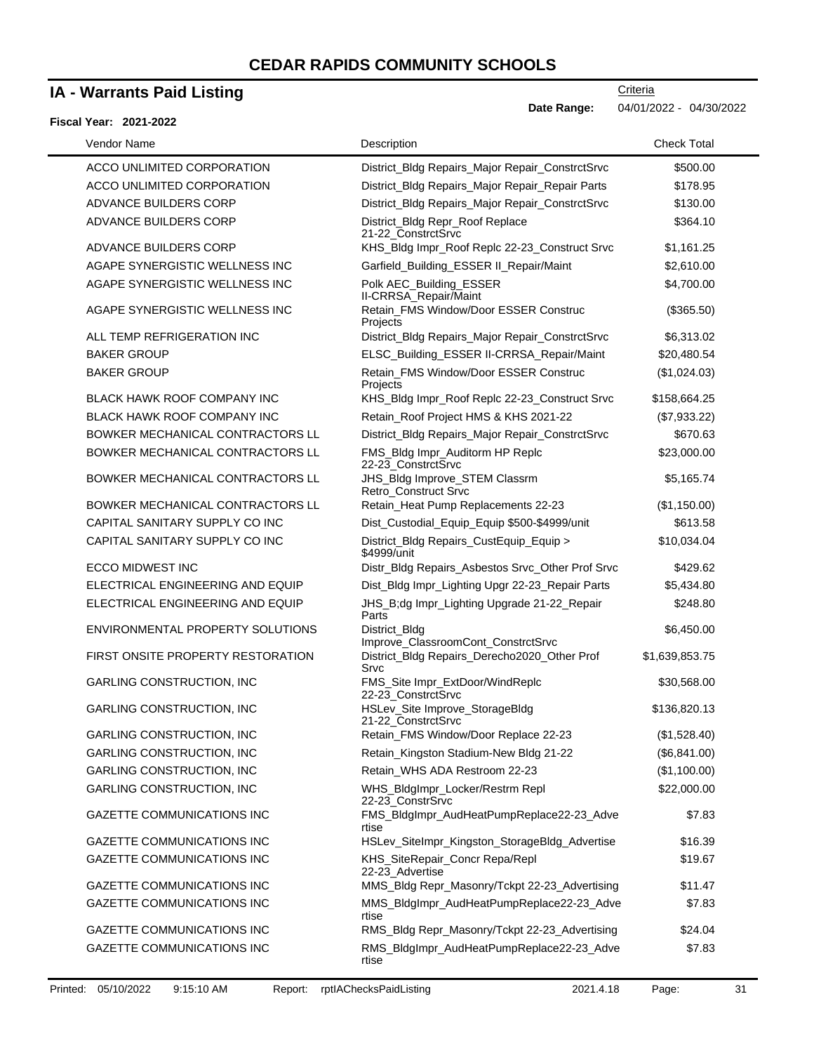# CEDAR RAPIDS COMMUNITY SCHOOLS

## IA - Warrants Paid Listing

**Fiscal Year: 2021-2022**

Criteria

**Date Range:** 04/01/2022 - 04/30/2022

| Vendor Name | Description | Check Total |
|---|---|---|
| ACCO UNLIMITED CORPORATION | District_Bldg Repairs_Major Repair_ConstrctSrvc | $500.00 |
| ACCO UNLIMITED CORPORATION | District_Bldg Repairs_Major Repair_Repair Parts | $178.95 |
| ADVANCE BUILDERS CORP | District_Bldg Repairs_Major Repair_ConstrctSrvc | $130.00 |
| ADVANCE BUILDERS CORP | District_Bldg Repr_Roof Replace 21-22_ConstrctSrvc | $364.10 |
| ADVANCE BUILDERS CORP | KHS_Bldg Impr_Roof Replc 22-23_Construct Srvc | $1,161.25 |
| AGAPE SYNERGISTIC WELLNESS INC | Garfield_Building_ESSER II_Repair/Maint | $2,610.00 |
| AGAPE SYNERGISTIC WELLNESS INC | Polk AEC_Building_ESSER II-CRRSA_Repair/Maint | $4,700.00 |
| AGAPE SYNERGISTIC WELLNESS INC | Retain_FMS Window/Door ESSER Construc Projects | ($365.50) |
| ALL TEMP REFRIGERATION INC | District_Bldg Repairs_Major Repair_ConstrctSrvc | $6,313.02 |
| BAKER GROUP | ELSC_Building_ESSER II-CRRSA_Repair/Maint | $20,480.54 |
| BAKER GROUP | Retain_FMS Window/Door ESSER Construc Projects | ($1,024.03) |
| BLACK HAWK ROOF COMPANY INC | KHS_Bldg Impr_Roof Replc 22-23_Construct Srvc | $158,664.25 |
| BLACK HAWK ROOF COMPANY INC | Retain_Roof Project HMS & KHS 2021-22 | ($7,933.22) |
| BOWKER MECHANICAL CONTRACTORS LL | District_Bldg Repairs_Major Repair_ConstrctSrvc | $670.63 |
| BOWKER MECHANICAL CONTRACTORS LL | FMS_Bldg Impr_Auditorm HP Replc 22-23_ConstrctSrvc | $23,000.00 |
| BOWKER MECHANICAL CONTRACTORS LL | JHS_Bldg Improve_STEM Classrm Retro_Construct Srvc | $5,165.74 |
| BOWKER MECHANICAL CONTRACTORS LL | Retain_Heat Pump Replacements 22-23 | ($1,150.00) |
| CAPITAL SANITARY SUPPLY CO INC | Dist_Custodial_Equip_Equip $500-$4999/unit | $613.58 |
| CAPITAL SANITARY SUPPLY CO INC | District_Bldg Repairs_CustEquip_Equip > $4999/unit | $10,034.04 |
| ECCO MIDWEST INC | Distr_Bldg Repairs_Asbestos Srvc_Other Prof Srvc | $429.62 |
| ELECTRICAL ENGINEERING AND EQUIP | Dist_Bldg Impr_Lighting Upgr 22-23_Repair Parts | $5,434.80 |
| ELECTRICAL ENGINEERING AND EQUIP | JHS_B;dg Impr_Lighting Upgrade 21-22_Repair Parts | $248.80 |
| ENVIRONMENTAL PROPERTY SOLUTIONS | District_Bldg Improve_ClassroomCont_ConstrctSrvc | $6,450.00 |
| FIRST ONSITE PROPERTY RESTORATION | District_Bldg Repairs_Derecho2020_Other Prof Srvc | $1,639,853.75 |
| GARLING CONSTRUCTION, INC | FMS_Site Impr_ExtDoor/WindReplc 22-23_ConstrctSrvc | $30,568.00 |
| GARLING CONSTRUCTION, INC | HSLev_Site Improve_StorageBldg 21-22_ConstrctSrvc | $136,820.13 |
| GARLING CONSTRUCTION, INC | Retain_FMS Window/Door Replace 22-23 | ($1,528.40) |
| GARLING CONSTRUCTION, INC | Retain_Kingston Stadium-New Bldg 21-22 | ($6,841.00) |
| GARLING CONSTRUCTION, INC | Retain_WHS ADA Restroom 22-23 | ($1,100.00) |
| GARLING CONSTRUCTION, INC | WHS_BldgImpr_Locker/Restrm Repl 22-23_ConstrSrvc | $22,000.00 |
| GAZETTE COMMUNICATIONS INC | FMS_BldgImpr_AudHeatPumpReplace22-23_Advertise | $7.83 |
| GAZETTE COMMUNICATIONS INC | HSLev_SiteImpr_Kingston_StorageBldg_Advertise | $16.39 |
| GAZETTE COMMUNICATIONS INC | KHS_SiteRepair_Concr Repa/Repl 22-23_Advertise | $19.67 |
| GAZETTE COMMUNICATIONS INC | MMS_Bldg Repr_Masonry/Tckpt 22-23_Advertising | $11.47 |
| GAZETTE COMMUNICATIONS INC | MMS_BldgImpr_AudHeatPumpReplace22-23_Advertise | $7.83 |
| GAZETTE COMMUNICATIONS INC | RMS_Bldg Repr_Masonry/Tckpt 22-23_Advertising | $24.04 |
| GAZETTE COMMUNICATIONS INC | RMS_BldgImpr_AudHeatPumpReplace22-23_Advertise | $7.83 |

Printed: 05/10/2022 9:15:10 AM Report: rptIAChecksPaidListing 2021.4.18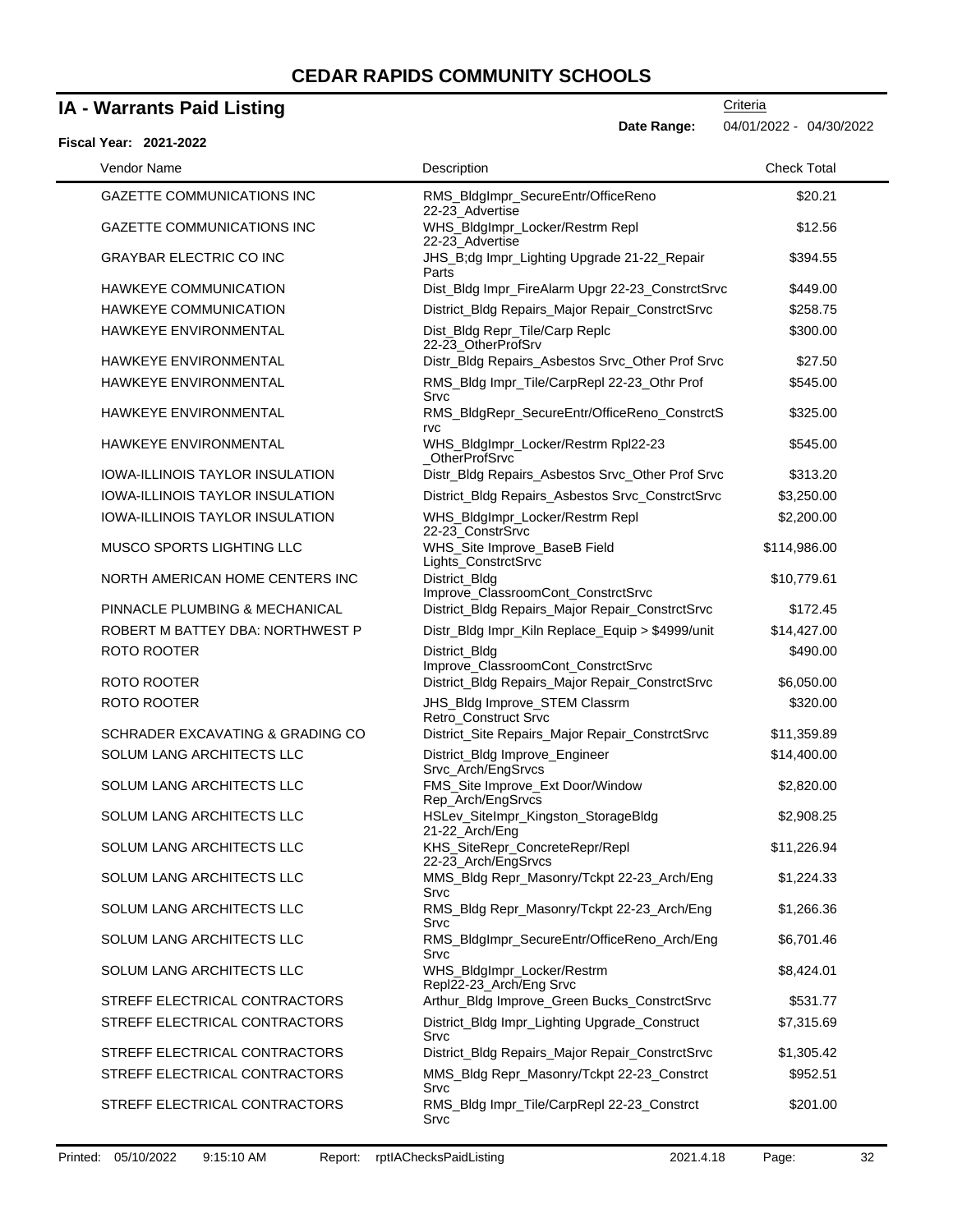# CEDAR RAPIDS COMMUNITY SCHOOLS

## IA - Warrants Paid Listing

Criteria

**Date Range:** 04/01/2022 - 04/30/2022

**Fiscal Year: 2021-2022**

| Vendor Name | Description | Check Total |
|---|---|---|
| GAZETTE COMMUNICATIONS INC | RMS_BldgImpr_SecureEntr/OfficeReno 22-23_Advertise | $20.21 |
| GAZETTE COMMUNICATIONS INC | WHS_BldgImpr_Locker/Restrm Repl 22-23_Advertise | $12.56 |
| GRAYBAR ELECTRIC CO INC | JHS_B;dg Impr_Lighting Upgrade 21-22_Repair Parts | $394.55 |
| HAWKEYE COMMUNICATION | Dist_Bldg Impr_FireAlarm Upgr 22-23_ConstrctSrvc | $449.00 |
| HAWKEYE COMMUNICATION | District_Bldg Repairs_Major Repair_ConstrctSrvc | $258.75 |
| HAWKEYE ENVIRONMENTAL | Dist_Bldg Repr_Tile/Carp Replc 22-23_OtherProfSrv | $300.00 |
| HAWKEYE ENVIRONMENTAL | Distr_Bldg Repairs_Asbestos Srvc_Other Prof Srvc | $27.50 |
| HAWKEYE ENVIRONMENTAL | RMS_Bldg Impr_Tile/CarpRepl 22-23_Othr Prof Srvc | $545.00 |
| HAWKEYE ENVIRONMENTAL | RMS_BldgRepr_SecureEntr/OfficeReno_ConstrctSrvc | $325.00 |
| HAWKEYE ENVIRONMENTAL | WHS_BldgImpr_Locker/Restrm Rpl22-23_OtherProfSrvc | $545.00 |
| IOWA-ILLINOIS TAYLOR INSULATION | Distr_Bldg Repairs_Asbestos Srvc_Other Prof Srvc | $313.20 |
| IOWA-ILLINOIS TAYLOR INSULATION | District_Bldg Repairs_Asbestos Srvc_ConstrctSrvc | $3,250.00 |
| IOWA-ILLINOIS TAYLOR INSULATION | WHS_BldgImpr_Locker/Restrm Repl 22-23_ConstrSrvc | $2,200.00 |
| MUSCO SPORTS LIGHTING LLC | WHS_Site Improve_BaseB Field Lights_ConstrctSrvc | $114,986.00 |
| NORTH AMERICAN HOME CENTERS INC | District_Bldg Improve_ClassroomCont_ConstrctSrvc | $10,779.61 |
| PINNACLE PLUMBING & MECHANICAL | District_Bldg Repairs_Major Repair_ConstrctSrvc | $172.45 |
| ROBERT M BATTEY DBA: NORTHWEST P | Distr_Bldg Impr_Kiln Replace_Equip > $4999/unit | $14,427.00 |
| ROTO ROOTER | District_Bldg Improve_ClassroomCont_ConstrctSrvc | $490.00 |
| ROTO ROOTER | District_Bldg Repairs_Major Repair_ConstrctSrvc | $6,050.00 |
| ROTO ROOTER | JHS_Bldg Improve_STEM Classrm Retro_Construct Srvc | $320.00 |
| SCHRADER EXCAVATING & GRADING CO | District_Site Repairs_Major Repair_ConstrctSrvc | $11,359.89 |
| SOLUM LANG ARCHITECTS LLC | District_Bldg Improve_Engineer Srvc_Arch/EngSrvcs | $14,400.00 |
| SOLUM LANG ARCHITECTS LLC | FMS_Site Improve_Ext Door/Window Rep_Arch/EngSrvcs | $2,820.00 |
| SOLUM LANG ARCHITECTS LLC | HSLev_SiteImpr_Kingston_StorageBldg 21-22_Arch/Eng | $2,908.25 |
| SOLUM LANG ARCHITECTS LLC | KHS_SiteRepr_ConcreteRepr/Repl 22-23_Arch/EngSrvcs | $11,226.94 |
| SOLUM LANG ARCHITECTS LLC | MMS_Bldg Repr_Masonry/Tckpt 22-23_Arch/Eng Srvc | $1,224.33 |
| SOLUM LANG ARCHITECTS LLC | RMS_Bldg Repr_Masonry/Tckpt 22-23_Arch/Eng Srvc | $1,266.36 |
| SOLUM LANG ARCHITECTS LLC | RMS_BldgImpr_SecureEntr/OfficeReno_Arch/Eng Srvc | $6,701.46 |
| SOLUM LANG ARCHITECTS LLC | WHS_BldgImpr_Locker/Restrm Repl22-23_Arch/Eng Srvc | $8,424.01 |
| STREFF ELECTRICAL CONTRACTORS | Arthur_Bldg Improve_Green Bucks_ConstrctSrvc | $531.77 |
| STREFF ELECTRICAL CONTRACTORS | District_Bldg Impr_Lighting Upgrade_Construct Srvc | $7,315.69 |
| STREFF ELECTRICAL CONTRACTORS | District_Bldg Repairs_Major Repair_ConstrctSrvc | $1,305.42 |
| STREFF ELECTRICAL CONTRACTORS | MMS_Bldg Repr_Masonry/Tckpt 22-23_Constrct Srvc | $952.51 |
| STREFF ELECTRICAL CONTRACTORS | RMS_Bldg Impr_Tile/CarpRepl 22-23_Constrct Srvc | $201.00 |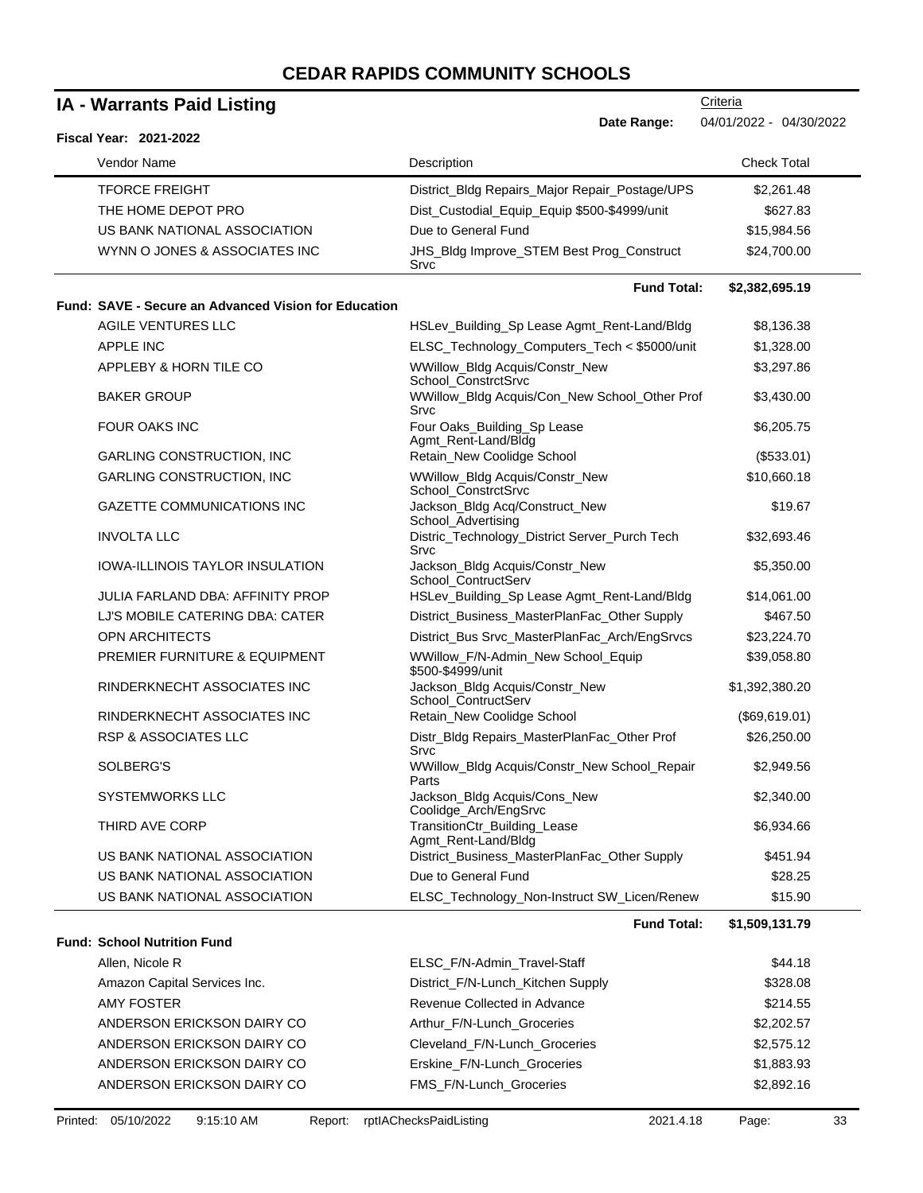# CEDAR RAPIDS COMMUNITY SCHOOLS

## IA - Warrants Paid Listing

**Fiscal Year: 2021-2022**

Criteria
**Date Range:** 04/01/2022 - 04/30/2022

| Vendor Name | Description | Check Total |
|---|---|---|
| TFORCE FREIGHT | District_Bldg Repairs_Major Repair_Postage/UPS | $2,261.48 |
| THE HOME DEPOT PRO | Dist_Custodial_Equip_Equip $500-$4999/unit | $627.83 |
| US BANK NATIONAL ASSOCIATION | Due to General Fund | $15,984.56 |
| WYNN O JONES & ASSOCIATES INC | JHS_Bldg Improve_STEM Best Prog_Construct Srvc | $24,700.00 |
| | **Fund Total:** | **$2,382,695.19** |
| **Fund: SAVE - Secure an Advanced Vision for Education** | | |
| AGILE VENTURES LLC | HSLev_Building_Sp Lease Agmt_Rent-Land/Bldg | $8,136.38 |
| APPLE INC | ELSC_Technology_Computers_Tech < $5000/unit | $1,328.00 |
| APPLEBY & HORN TILE CO | WWillow_Bldg Acquis/Constr_New School_ConstrctSrvc | $3,297.86 |
| BAKER GROUP | WWillow_Bldg Acquis/Con_New School_Other Prof Srvc | $3,430.00 |
| FOUR OAKS INC | Four Oaks_Building_Sp Lease Agmt_Rent-Land/Bldg | $6,205.75 |
| GARLING CONSTRUCTION, INC | Retain_New Coolidge School | ($533.01) |
| GARLING CONSTRUCTION, INC | WWillow_Bldg Acquis/Constr_New School_ConstrctSrvc | $10,660.18 |
| GAZETTE COMMUNICATIONS INC | Jackson_Bldg Acq/Construct_New School_Advertising | $19.67 |
| INVOLTA LLC | Distric_Technology_District Server_Purch Tech Srvc | $32,693.46 |
| IOWA-ILLINOIS TAYLOR INSULATION | Jackson_Bldg Acquis/Constr_New School_ContructServ | $5,350.00 |
| JULIA FARLAND DBA: AFFINITY PROP | HSLev_Building_Sp Lease Agmt_Rent-Land/Bldg | $14,061.00 |
| LJ'S MOBILE CATERING DBA: CATER | District_Business_MasterPlanFac_Other Supply | $467.50 |
| OPN ARCHITECTS | District_Bus Srvc_MasterPlanFac_Arch/EngSrvcs | $23,224.70 |
| PREMIER FURNITURE & EQUIPMENT | WWillow_F/N-Admin_New School_Equip $500-$4999/unit | $39,058.80 |
| RINDERKNECHT ASSOCIATES INC | Jackson_Bldg Acquis/Constr_New School_ContructServ | $1,392,380.20 |
| RINDERKNECHT ASSOCIATES INC | Retain_New Coolidge School | ($69,619.01) |
| RSP & ASSOCIATES LLC | Distr_Bldg Repairs_MasterPlanFac_Other Prof Srvc | $26,250.00 |
| SOLBERG'S | WWillow_Bldg Acquis/Constr_New School_Repair Parts | $2,949.56 |
| SYSTEMWORKS LLC | Jackson_Bldg Acquis/Cons_New Coolidge_Arch/EngSrvc | $2,340.00 |
| THIRD AVE CORP | TransitionCtr_Building_Lease Agmt_Rent-Land/Bldg | $6,934.66 |
| US BANK NATIONAL ASSOCIATION | District_Business_MasterPlanFac_Other Supply | $451.94 |
| US BANK NATIONAL ASSOCIATION | Due to General Fund | $28.25 |
| US BANK NATIONAL ASSOCIATION | ELSC_Technology_Non-Instruct SW_Licen/Renew | $15.90 |
| | **Fund Total:** | **$1,509,131.79** |
| **Fund: School Nutrition Fund** | | |
| Allen, Nicole R | ELSC_F/N-Admin_Travel-Staff | $44.18 |
| Amazon Capital Services Inc. | District_F/N-Lunch_Kitchen Supply | $328.08 |
| AMY FOSTER | Revenue Collected in Advance | $214.55 |
| ANDERSON ERICKSON DAIRY CO | Arthur_F/N-Lunch_Groceries | $2,202.57 |
| ANDERSON ERICKSON DAIRY CO | Cleveland_F/N-Lunch_Groceries | $2,575.12 |
| ANDERSON ERICKSON DAIRY CO | Erskine_F/N-Lunch_Groceries | $1,883.93 |
| ANDERSON ERICKSON DAIRY CO | FMS_F/N-Lunch_Groceries | $2,892.16 |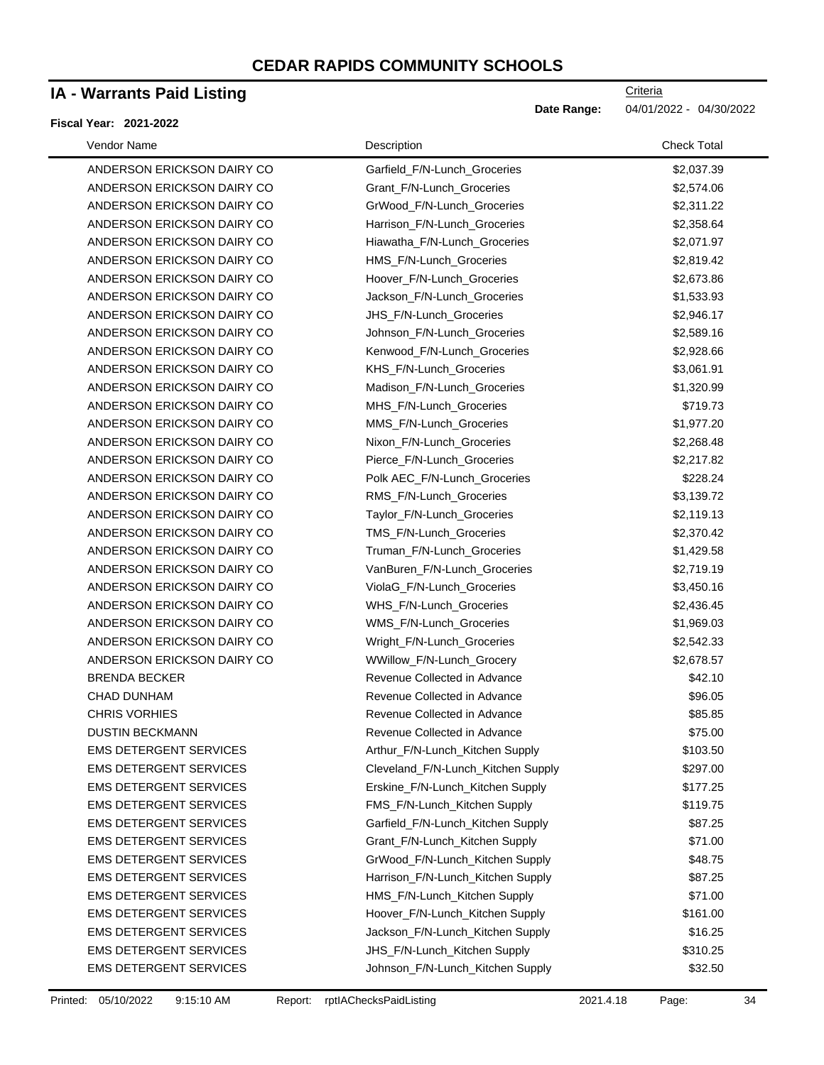# CEDAR RAPIDS COMMUNITY SCHOOLS

## IA - Warrants Paid Listing

Criteria

**Date Range:** 04/01/2022 - 04/30/2022

**Fiscal Year: 2021-2022**

| Vendor Name | Description | Check Total |
|---|---|---|
| ANDERSON ERICKSON DAIRY CO | Garfield_F/N-Lunch_Groceries | $2,037.39 |
| ANDERSON ERICKSON DAIRY CO | Grant_F/N-Lunch_Groceries | $2,574.06 |
| ANDERSON ERICKSON DAIRY CO | GrWood_F/N-Lunch_Groceries | $2,311.22 |
| ANDERSON ERICKSON DAIRY CO | Harrison_F/N-Lunch_Groceries | $2,358.64 |
| ANDERSON ERICKSON DAIRY CO | Hiawatha_F/N-Lunch_Groceries | $2,071.97 |
| ANDERSON ERICKSON DAIRY CO | HMS_F/N-Lunch_Groceries | $2,819.42 |
| ANDERSON ERICKSON DAIRY CO | Hoover_F/N-Lunch_Groceries | $2,673.86 |
| ANDERSON ERICKSON DAIRY CO | Jackson_F/N-Lunch_Groceries | $1,533.93 |
| ANDERSON ERICKSON DAIRY CO | JHS_F/N-Lunch_Groceries | $2,946.17 |
| ANDERSON ERICKSON DAIRY CO | Johnson_F/N-Lunch_Groceries | $2,589.16 |
| ANDERSON ERICKSON DAIRY CO | Kenwood_F/N-Lunch_Groceries | $2,928.66 |
| ANDERSON ERICKSON DAIRY CO | KHS_F/N-Lunch_Groceries | $3,061.91 |
| ANDERSON ERICKSON DAIRY CO | Madison_F/N-Lunch_Groceries | $1,320.99 |
| ANDERSON ERICKSON DAIRY CO | MHS_F/N-Lunch_Groceries | $719.73 |
| ANDERSON ERICKSON DAIRY CO | MMS_F/N-Lunch_Groceries | $1,977.20 |
| ANDERSON ERICKSON DAIRY CO | Nixon_F/N-Lunch_Groceries | $2,268.48 |
| ANDERSON ERICKSON DAIRY CO | Pierce_F/N-Lunch_Groceries | $2,217.82 |
| ANDERSON ERICKSON DAIRY CO | Polk AEC_F/N-Lunch_Groceries | $228.24 |
| ANDERSON ERICKSON DAIRY CO | RMS_F/N-Lunch_Groceries | $3,139.72 |
| ANDERSON ERICKSON DAIRY CO | Taylor_F/N-Lunch_Groceries | $2,119.13 |
| ANDERSON ERICKSON DAIRY CO | TMS_F/N-Lunch_Groceries | $2,370.42 |
| ANDERSON ERICKSON DAIRY CO | Truman_F/N-Lunch_Groceries | $1,429.58 |
| ANDERSON ERICKSON DAIRY CO | VanBuren_F/N-Lunch_Groceries | $2,719.19 |
| ANDERSON ERICKSON DAIRY CO | ViolaG_F/N-Lunch_Groceries | $3,450.16 |
| ANDERSON ERICKSON DAIRY CO | WHS_F/N-Lunch_Groceries | $2,436.45 |
| ANDERSON ERICKSON DAIRY CO | WMS_F/N-Lunch_Groceries | $1,969.03 |
| ANDERSON ERICKSON DAIRY CO | Wright_F/N-Lunch_Groceries | $2,542.33 |
| ANDERSON ERICKSON DAIRY CO | WWillow_F/N-Lunch_Grocery | $2,678.57 |
| BRENDA BECKER | Revenue Collected in Advance | $42.10 |
| CHAD DUNHAM | Revenue Collected in Advance | $96.05 |
| CHRIS VORHIES | Revenue Collected in Advance | $85.85 |
| DUSTIN BECKMANN | Revenue Collected in Advance | $75.00 |
| EMS DETERGENT SERVICES | Arthur_F/N-Lunch_Kitchen Supply | $103.50 |
| EMS DETERGENT SERVICES | Cleveland_F/N-Lunch_Kitchen Supply | $297.00 |
| EMS DETERGENT SERVICES | Erskine_F/N-Lunch_Kitchen Supply | $177.25 |
| EMS DETERGENT SERVICES | FMS_F/N-Lunch_Kitchen Supply | $119.75 |
| EMS DETERGENT SERVICES | Garfield_F/N-Lunch_Kitchen Supply | $87.25 |
| EMS DETERGENT SERVICES | Grant_F/N-Lunch_Kitchen Supply | $71.00 |
| EMS DETERGENT SERVICES | GrWood_F/N-Lunch_Kitchen Supply | $48.75 |
| EMS DETERGENT SERVICES | Harrison_F/N-Lunch_Kitchen Supply | $87.25 |
| EMS DETERGENT SERVICES | HMS_F/N-Lunch_Kitchen Supply | $71.00 |
| EMS DETERGENT SERVICES | Hoover_F/N-Lunch_Kitchen Supply | $161.00 |
| EMS DETERGENT SERVICES | Jackson_F/N-Lunch_Kitchen Supply | $16.25 |
| EMS DETERGENT SERVICES | JHS_F/N-Lunch_Kitchen Supply | $310.25 |
| EMS DETERGENT SERVICES | Johnson_F/N-Lunch_Kitchen Supply | $32.50 |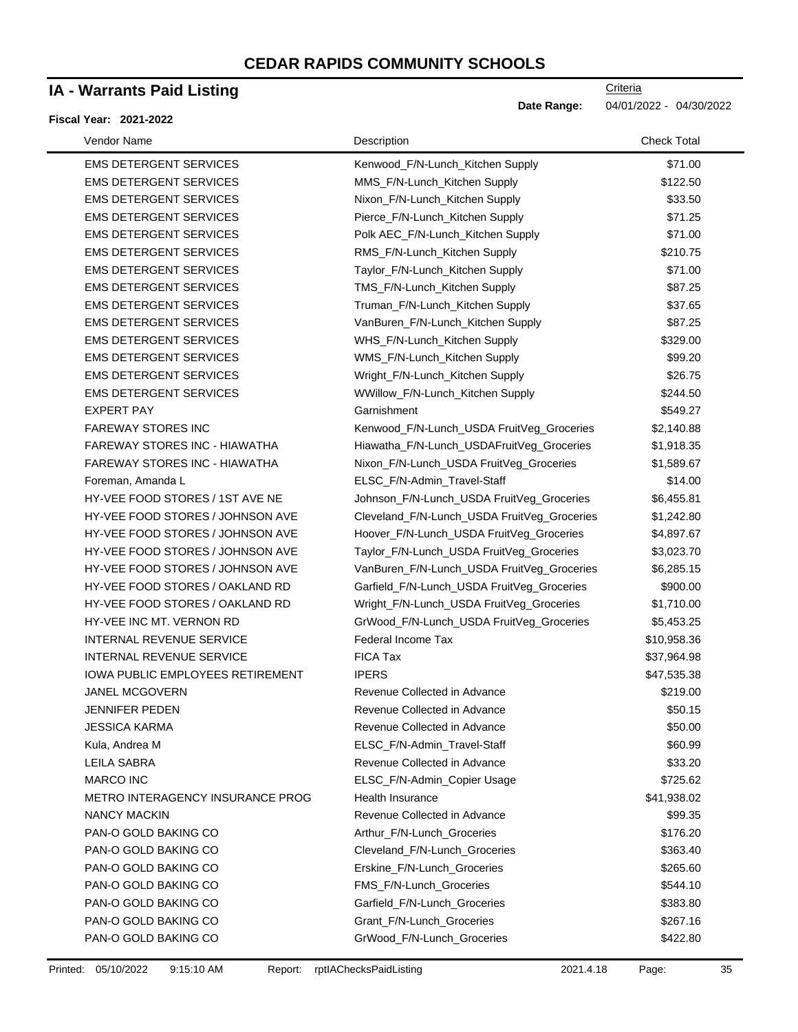# CEDAR RAPIDS COMMUNITY SCHOOLS

## IA - Warrants Paid Listing

Criteria

**Date Range:** 04/01/2022 - 04/30/2022

**Fiscal Year: 2021-2022**

| Vendor Name | Description | Check Total |
|---|---|---|
| EMS DETERGENT SERVICES | Kenwood_F/N-Lunch_Kitchen Supply | $71.00 |
| EMS DETERGENT SERVICES | MMS_F/N-Lunch_Kitchen Supply | $122.50 |
| EMS DETERGENT SERVICES | Nixon_F/N-Lunch_Kitchen Supply | $33.50 |
| EMS DETERGENT SERVICES | Pierce_F/N-Lunch_Kitchen Supply | $71.25 |
| EMS DETERGENT SERVICES | Polk AEC_F/N-Lunch_Kitchen Supply | $71.00 |
| EMS DETERGENT SERVICES | RMS_F/N-Lunch_Kitchen Supply | $210.75 |
| EMS DETERGENT SERVICES | Taylor_F/N-Lunch_Kitchen Supply | $71.00 |
| EMS DETERGENT SERVICES | TMS_F/N-Lunch_Kitchen Supply | $87.25 |
| EMS DETERGENT SERVICES | Truman_F/N-Lunch_Kitchen Supply | $37.65 |
| EMS DETERGENT SERVICES | VanBuren_F/N-Lunch_Kitchen Supply | $87.25 |
| EMS DETERGENT SERVICES | WHS_F/N-Lunch_Kitchen Supply | $329.00 |
| EMS DETERGENT SERVICES | WMS_F/N-Lunch_Kitchen Supply | $99.20 |
| EMS DETERGENT SERVICES | Wright_F/N-Lunch_Kitchen Supply | $26.75 |
| EMS DETERGENT SERVICES | WWillow_F/N-Lunch_Kitchen Supply | $244.50 |
| EXPERT PAY | Garnishment | $549.27 |
| FAREWAY STORES INC | Kenwood_F/N-Lunch_USDA FruitVeg_Groceries | $2,140.88 |
| FAREWAY STORES INC - HIAWATHA | Hiawatha_F/N-Lunch_USDAFruitVeg_Groceries | $1,918.35 |
| FAREWAY STORES INC - HIAWATHA | Nixon_F/N-Lunch_USDA FruitVeg_Groceries | $1,589.67 |
| Foreman, Amanda L | ELSC_F/N-Admin_Travel-Staff | $14.00 |
| HY-VEE FOOD STORES / 1ST AVE NE | Johnson_F/N-Lunch_USDA FruitVeg_Groceries | $6,455.81 |
| HY-VEE FOOD STORES / JOHNSON AVE | Cleveland_F/N-Lunch_USDA FruitVeg_Groceries | $1,242.80 |
| HY-VEE FOOD STORES / JOHNSON AVE | Hoover_F/N-Lunch_USDA FruitVeg_Groceries | $4,897.67 |
| HY-VEE FOOD STORES / JOHNSON AVE | Taylor_F/N-Lunch_USDA FruitVeg_Groceries | $3,023.70 |
| HY-VEE FOOD STORES / JOHNSON AVE | VanBuren_F/N-Lunch_USDA FruitVeg_Groceries | $6,285.15 |
| HY-VEE FOOD STORES / OAKLAND RD | Garfield_F/N-Lunch_USDA FruitVeg_Groceries | $900.00 |
| HY-VEE FOOD STORES / OAKLAND RD | Wright_F/N-Lunch_USDA FruitVeg_Groceries | $1,710.00 |
| HY-VEE INC MT. VERNON RD | GrWood_F/N-Lunch_USDA FruitVeg_Groceries | $5,453.25 |
| INTERNAL REVENUE SERVICE | Federal Income Tax | $10,958.36 |
| INTERNAL REVENUE SERVICE | FICA Tax | $37,964.98 |
| IOWA PUBLIC EMPLOYEES RETIREMENT | IPERS | $47,535.38 |
| JANEL MCGOVERN | Revenue Collected in Advance | $219.00 |
| JENNIFER PEDEN | Revenue Collected in Advance | $50.15 |
| JESSICA KARMA | Revenue Collected in Advance | $50.00 |
| Kula, Andrea M | ELSC_F/N-Admin_Travel-Staff | $60.99 |
| LEILA SABRA | Revenue Collected in Advance | $33.20 |
| MARCO INC | ELSC_F/N-Admin_Copier Usage | $725.62 |
| METRO INTERAGENCY INSURANCE PROG | Health Insurance | $41,938.02 |
| NANCY MACKIN | Revenue Collected in Advance | $99.35 |
| PAN-O GOLD BAKING CO | Arthur_F/N-Lunch_Groceries | $176.20 |
| PAN-O GOLD BAKING CO | Cleveland_F/N-Lunch_Groceries | $363.40 |
| PAN-O GOLD BAKING CO | Erskine_F/N-Lunch_Groceries | $265.60 |
| PAN-O GOLD BAKING CO | FMS_F/N-Lunch_Groceries | $544.10 |
| PAN-O GOLD BAKING CO | Garfield_F/N-Lunch_Groceries | $383.80 |
| PAN-O GOLD BAKING CO | Grant_F/N-Lunch_Groceries | $267.16 |
| PAN-O GOLD BAKING CO | GrWood_F/N-Lunch_Groceries | $422.80 |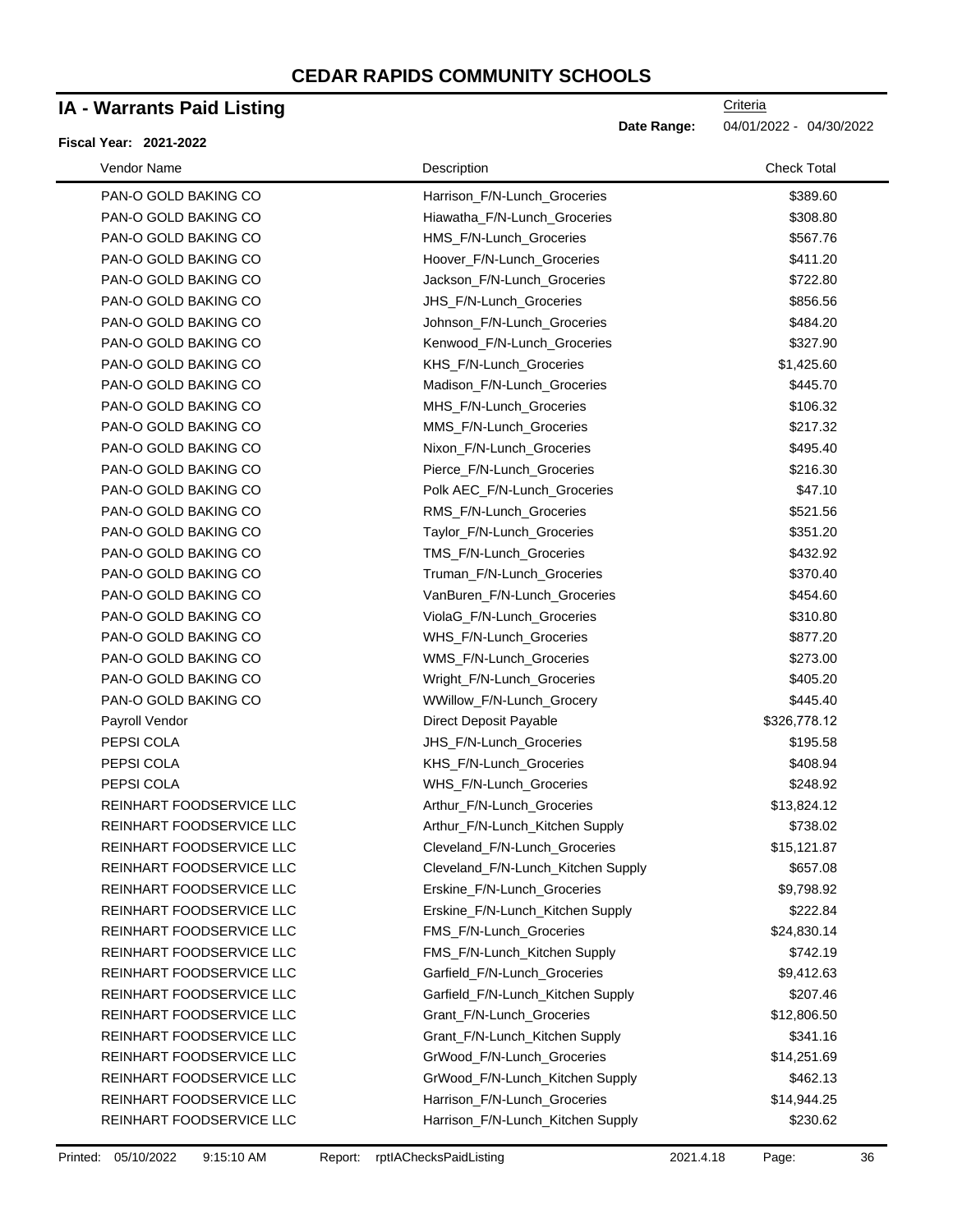# CEDAR RAPIDS COMMUNITY SCHOOLS

## IA - Warrants Paid Listing

**Fiscal Year: 2021-2022**

Criteria

**Date Range:** 04/01/2022 - 04/30/2022

| Vendor Name | Description | Check Total |
|---|---|---|
| PAN-O GOLD BAKING CO | Harrison_F/N-Lunch_Groceries | $389.60 |
| PAN-O GOLD BAKING CO | Hiawatha_F/N-Lunch_Groceries | $308.80 |
| PAN-O GOLD BAKING CO | HMS_F/N-Lunch_Groceries | $567.76 |
| PAN-O GOLD BAKING CO | Hoover_F/N-Lunch_Groceries | $411.20 |
| PAN-O GOLD BAKING CO | Jackson_F/N-Lunch_Groceries | $722.80 |
| PAN-O GOLD BAKING CO | JHS_F/N-Lunch_Groceries | $856.56 |
| PAN-O GOLD BAKING CO | Johnson_F/N-Lunch_Groceries | $484.20 |
| PAN-O GOLD BAKING CO | Kenwood_F/N-Lunch_Groceries | $327.90 |
| PAN-O GOLD BAKING CO | KHS_F/N-Lunch_Groceries | $1,425.60 |
| PAN-O GOLD BAKING CO | Madison_F/N-Lunch_Groceries | $445.70 |
| PAN-O GOLD BAKING CO | MHS_F/N-Lunch_Groceries | $106.32 |
| PAN-O GOLD BAKING CO | MMS_F/N-Lunch_Groceries | $217.32 |
| PAN-O GOLD BAKING CO | Nixon_F/N-Lunch_Groceries | $495.40 |
| PAN-O GOLD BAKING CO | Pierce_F/N-Lunch_Groceries | $216.30 |
| PAN-O GOLD BAKING CO | Polk AEC_F/N-Lunch_Groceries | $47.10 |
| PAN-O GOLD BAKING CO | RMS_F/N-Lunch_Groceries | $521.56 |
| PAN-O GOLD BAKING CO | Taylor_F/N-Lunch_Groceries | $351.20 |
| PAN-O GOLD BAKING CO | TMS_F/N-Lunch_Groceries | $432.92 |
| PAN-O GOLD BAKING CO | Truman_F/N-Lunch_Groceries | $370.40 |
| PAN-O GOLD BAKING CO | VanBuren_F/N-Lunch_Groceries | $454.60 |
| PAN-O GOLD BAKING CO | ViolaG_F/N-Lunch_Groceries | $310.80 |
| PAN-O GOLD BAKING CO | WHS_F/N-Lunch_Groceries | $877.20 |
| PAN-O GOLD BAKING CO | WMS_F/N-Lunch_Groceries | $273.00 |
| PAN-O GOLD BAKING CO | Wright_F/N-Lunch_Groceries | $405.20 |
| PAN-O GOLD BAKING CO | WWillow_F/N-Lunch_Grocery | $445.40 |
| Payroll Vendor | Direct Deposit Payable | $326,778.12 |
| PEPSI COLA | JHS_F/N-Lunch_Groceries | $195.58 |
| PEPSI COLA | KHS_F/N-Lunch_Groceries | $408.94 |
| PEPSI COLA | WHS_F/N-Lunch_Groceries | $248.92 |
| REINHART FOODSERVICE LLC | Arthur_F/N-Lunch_Groceries | $13,824.12 |
| REINHART FOODSERVICE LLC | Arthur_F/N-Lunch_Kitchen Supply | $738.02 |
| REINHART FOODSERVICE LLC | Cleveland_F/N-Lunch_Groceries | $15,121.87 |
| REINHART FOODSERVICE LLC | Cleveland_F/N-Lunch_Kitchen Supply | $657.08 |
| REINHART FOODSERVICE LLC | Erskine_F/N-Lunch_Groceries | $9,798.92 |
| REINHART FOODSERVICE LLC | Erskine_F/N-Lunch_Kitchen Supply | $222.84 |
| REINHART FOODSERVICE LLC | FMS_F/N-Lunch_Groceries | $24,830.14 |
| REINHART FOODSERVICE LLC | FMS_F/N-Lunch_Kitchen Supply | $742.19 |
| REINHART FOODSERVICE LLC | Garfield_F/N-Lunch_Groceries | $9,412.63 |
| REINHART FOODSERVICE LLC | Garfield_F/N-Lunch_Kitchen Supply | $207.46 |
| REINHART FOODSERVICE LLC | Grant_F/N-Lunch_Groceries | $12,806.50 |
| REINHART FOODSERVICE LLC | Grant_F/N-Lunch_Kitchen Supply | $341.16 |
| REINHART FOODSERVICE LLC | GrWood_F/N-Lunch_Groceries | $14,251.69 |
| REINHART FOODSERVICE LLC | GrWood_F/N-Lunch_Kitchen Supply | $462.13 |
| REINHART FOODSERVICE LLC | Harrison_F/N-Lunch_Groceries | $14,944.25 |
| REINHART FOODSERVICE LLC | Harrison_F/N-Lunch_Kitchen Supply | $230.62 |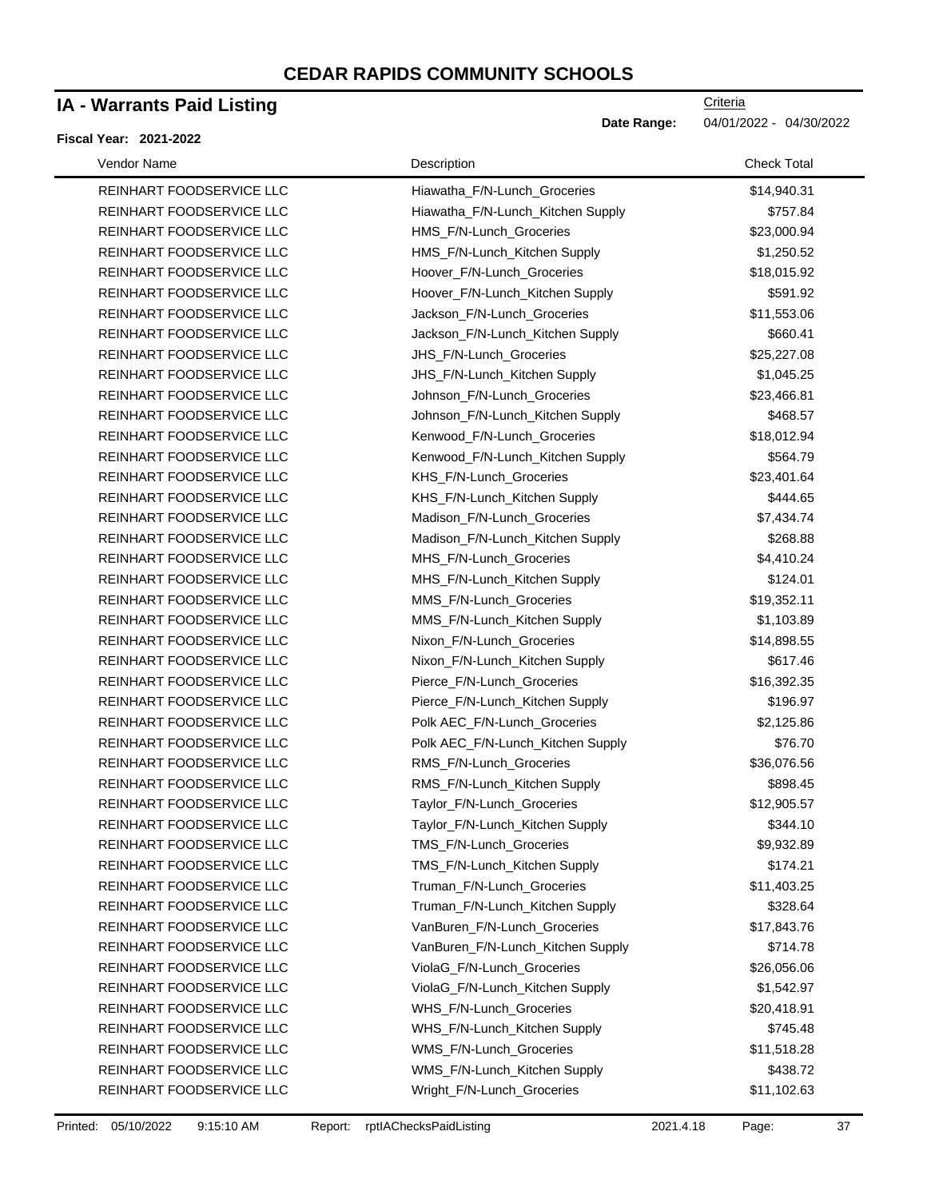# CEDAR RAPIDS COMMUNITY SCHOOLS

## IA - Warrants Paid Listing

Criteria

**Date Range:** 04/01/2022 - 04/30/2022

**Fiscal Year: 2021-2022**

| Vendor Name | Description | Check Total |
|---|---|---|
| REINHART FOODSERVICE LLC | Hiawatha_F/N-Lunch_Groceries | $14,940.31 |
| REINHART FOODSERVICE LLC | Hiawatha_F/N-Lunch_Kitchen Supply | $757.84 |
| REINHART FOODSERVICE LLC | HMS_F/N-Lunch_Groceries | $23,000.94 |
| REINHART FOODSERVICE LLC | HMS_F/N-Lunch_Kitchen Supply | $1,250.52 |
| REINHART FOODSERVICE LLC | Hoover_F/N-Lunch_Groceries | $18,015.92 |
| REINHART FOODSERVICE LLC | Hoover_F/N-Lunch_Kitchen Supply | $591.92 |
| REINHART FOODSERVICE LLC | Jackson_F/N-Lunch_Groceries | $11,553.06 |
| REINHART FOODSERVICE LLC | Jackson_F/N-Lunch_Kitchen Supply | $660.41 |
| REINHART FOODSERVICE LLC | JHS_F/N-Lunch_Groceries | $25,227.08 |
| REINHART FOODSERVICE LLC | JHS_F/N-Lunch_Kitchen Supply | $1,045.25 |
| REINHART FOODSERVICE LLC | Johnson_F/N-Lunch_Groceries | $23,466.81 |
| REINHART FOODSERVICE LLC | Johnson_F/N-Lunch_Kitchen Supply | $468.57 |
| REINHART FOODSERVICE LLC | Kenwood_F/N-Lunch_Groceries | $18,012.94 |
| REINHART FOODSERVICE LLC | Kenwood_F/N-Lunch_Kitchen Supply | $564.79 |
| REINHART FOODSERVICE LLC | KHS_F/N-Lunch_Groceries | $23,401.64 |
| REINHART FOODSERVICE LLC | KHS_F/N-Lunch_Kitchen Supply | $444.65 |
| REINHART FOODSERVICE LLC | Madison_F/N-Lunch_Groceries | $7,434.74 |
| REINHART FOODSERVICE LLC | Madison_F/N-Lunch_Kitchen Supply | $268.88 |
| REINHART FOODSERVICE LLC | MHS_F/N-Lunch_Groceries | $4,410.24 |
| REINHART FOODSERVICE LLC | MHS_F/N-Lunch_Kitchen Supply | $124.01 |
| REINHART FOODSERVICE LLC | MMS_F/N-Lunch_Groceries | $19,352.11 |
| REINHART FOODSERVICE LLC | MMS_F/N-Lunch_Kitchen Supply | $1,103.89 |
| REINHART FOODSERVICE LLC | Nixon_F/N-Lunch_Groceries | $14,898.55 |
| REINHART FOODSERVICE LLC | Nixon_F/N-Lunch_Kitchen Supply | $617.46 |
| REINHART FOODSERVICE LLC | Pierce_F/N-Lunch_Groceries | $16,392.35 |
| REINHART FOODSERVICE LLC | Pierce_F/N-Lunch_Kitchen Supply | $196.97 |
| REINHART FOODSERVICE LLC | Polk AEC_F/N-Lunch_Groceries | $2,125.86 |
| REINHART FOODSERVICE LLC | Polk AEC_F/N-Lunch_Kitchen Supply | $76.70 |
| REINHART FOODSERVICE LLC | RMS_F/N-Lunch_Groceries | $36,076.56 |
| REINHART FOODSERVICE LLC | RMS_F/N-Lunch_Kitchen Supply | $898.45 |
| REINHART FOODSERVICE LLC | Taylor_F/N-Lunch_Groceries | $12,905.57 |
| REINHART FOODSERVICE LLC | Taylor_F/N-Lunch_Kitchen Supply | $344.10 |
| REINHART FOODSERVICE LLC | TMS_F/N-Lunch_Groceries | $9,932.89 |
| REINHART FOODSERVICE LLC | TMS_F/N-Lunch_Kitchen Supply | $174.21 |
| REINHART FOODSERVICE LLC | Truman_F/N-Lunch_Groceries | $11,403.25 |
| REINHART FOODSERVICE LLC | Truman_F/N-Lunch_Kitchen Supply | $328.64 |
| REINHART FOODSERVICE LLC | VanBuren_F/N-Lunch_Groceries | $17,843.76 |
| REINHART FOODSERVICE LLC | VanBuren_F/N-Lunch_Kitchen Supply | $714.78 |
| REINHART FOODSERVICE LLC | ViolaG_F/N-Lunch_Groceries | $26,056.06 |
| REINHART FOODSERVICE LLC | ViolaG_F/N-Lunch_Kitchen Supply | $1,542.97 |
| REINHART FOODSERVICE LLC | WHS_F/N-Lunch_Groceries | $20,418.91 |
| REINHART FOODSERVICE LLC | WHS_F/N-Lunch_Kitchen Supply | $745.48 |
| REINHART FOODSERVICE LLC | WMS_F/N-Lunch_Groceries | $11,518.28 |
| REINHART FOODSERVICE LLC | WMS_F/N-Lunch_Kitchen Supply | $438.72 |
| REINHART FOODSERVICE LLC | Wright_F/N-Lunch_Groceries | $11,102.63 |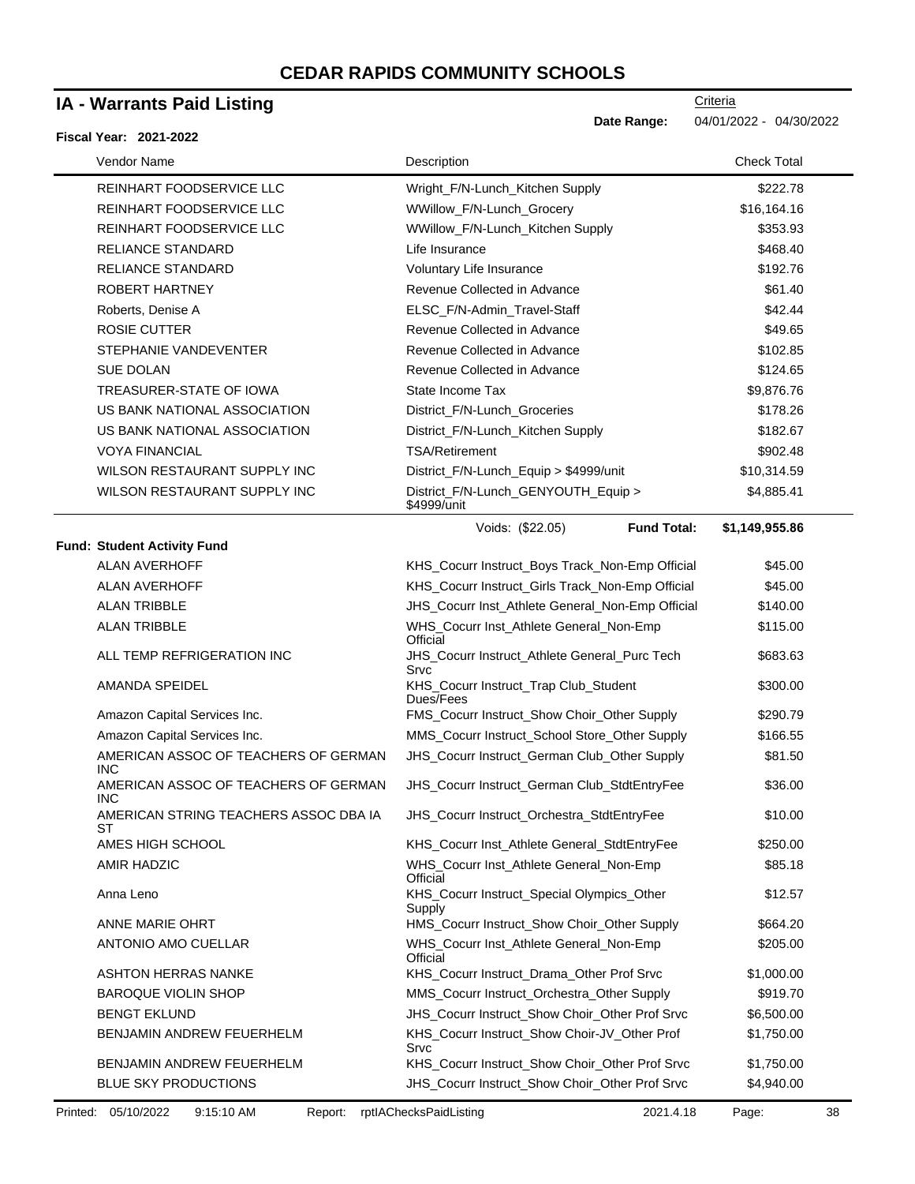# CEDAR RAPIDS COMMUNITY SCHOOLS

## IA - Warrants Paid Listing

**Fiscal Year: 2021-2022**

Criteria

**Date Range:** 04/01/2022 - 04/30/2022

| Vendor Name | Description | Check Total |
|---|---|---|
| REINHART FOODSERVICE LLC | Wright_F/N-Lunch_Kitchen Supply | $222.78 |
| REINHART FOODSERVICE LLC | WWillow_F/N-Lunch_Grocery | $16,164.16 |
| REINHART FOODSERVICE LLC | WWillow_F/N-Lunch_Kitchen Supply | $353.93 |
| RELIANCE STANDARD | Life Insurance | $468.40 |
| RELIANCE STANDARD | Voluntary Life Insurance | $192.76 |
| ROBERT HARTNEY | Revenue Collected in Advance | $61.40 |
| Roberts, Denise A | ELSC_F/N-Admin_Travel-Staff | $42.44 |
| ROSIE CUTTER | Revenue Collected in Advance | $49.65 |
| STEPHANIE VANDEVENTER | Revenue Collected in Advance | $102.85 |
| SUE DOLAN | Revenue Collected in Advance | $124.65 |
| TREASURER-STATE OF IOWA | State Income Tax | $9,876.76 |
| US BANK NATIONAL ASSOCIATION | District_F/N-Lunch_Groceries | $178.26 |
| US BANK NATIONAL ASSOCIATION | District_F/N-Lunch_Kitchen Supply | $182.67 |
| VOYA FINANCIAL | TSA/Retirement | $902.48 |
| WILSON RESTAURANT SUPPLY INC | District_F/N-Lunch_Equip > $4999/unit | $10,314.59 |
| WILSON RESTAURANT SUPPLY INC | District_F/N-Lunch_GENYOUTH_Equip > $4999/unit | $4,885.41 |
| | Voids: ($22.05) **Fund Total:** | **$1,149,955.86** |

**Fund: Student Activity Fund**

| Vendor Name | Description | Check Total |
|---|---|---|
| ALAN AVERHOFF | KHS_Cocurr Instruct_Boys Track_Non-Emp Official | $45.00 |
| ALAN AVERHOFF | KHS_Cocurr Instruct_Girls Track_Non-Emp Official | $45.00 |
| ALAN TRIBBLE | JHS_Cocurr Inst_Athlete General_Non-Emp Official | $140.00 |
| ALAN TRIBBLE | WHS_Cocurr Inst_Athlete General_Non-Emp Official | $115.00 |
| ALL TEMP REFRIGERATION INC | JHS_Cocurr Instruct_Athlete General_Purc Tech Srvc | $683.63 |
| AMANDA SPEIDEL | KHS_Cocurr Instruct_Trap Club_Student Dues/Fees | $300.00 |
| Amazon Capital Services Inc. | FMS_Cocurr Instruct_Show Choir_Other Supply | $290.79 |
| Amazon Capital Services Inc. | MMS_Cocurr Instruct_School Store_Other Supply | $166.55 |
| AMERICAN ASSOC OF TEACHERS OF GERMAN INC | JHS_Cocurr Instruct_German Club_Other Supply | $81.50 |
| AMERICAN ASSOC OF TEACHERS OF GERMAN INC | JHS_Cocurr Instruct_German Club_StdtEntryFee | $36.00 |
| AMERICAN STRING TEACHERS ASSOC DBA IA ST | JHS_Cocurr Instruct_Orchestra_StdtEntryFee | $10.00 |
| AMES HIGH SCHOOL | KHS_Cocurr Inst_Athlete General_StdtEntryFee | $250.00 |
| AMIR HADZIC | WHS_Cocurr Inst_Athlete General_Non-Emp Official | $85.18 |
| Anna Leno | KHS_Cocurr Instruct_Special Olympics_Other Supply | $12.57 |
| ANNE MARIE OHRT | HMS_Cocurr Instruct_Show Choir_Other Supply | $664.20 |
| ANTONIO AMO CUELLAR | WHS_Cocurr Inst_Athlete General_Non-Emp Official | $205.00 |
| ASHTON HERRAS NANKE | KHS_Cocurr Instruct_Drama_Other Prof Srvc | $1,000.00 |
| BAROQUE VIOLIN SHOP | MMS_Cocurr Instruct_Orchestra_Other Supply | $919.70 |
| BENGT EKLUND | JHS_Cocurr Instruct_Show Choir_Other Prof Srvc | $6,500.00 |
| BENJAMIN ANDREW FEUERHELM | KHS_Cocurr Instruct_Show Choir-JV_Other Prof Srvc | $1,750.00 |
| BENJAMIN ANDREW FEUERHELM | KHS_Cocurr Instruct_Show Choir_Other Prof Srvc | $1,750.00 |
| BLUE SKY PRODUCTIONS | JHS_Cocurr Instruct_Show Choir_Other Prof Srvc | $4,940.00 |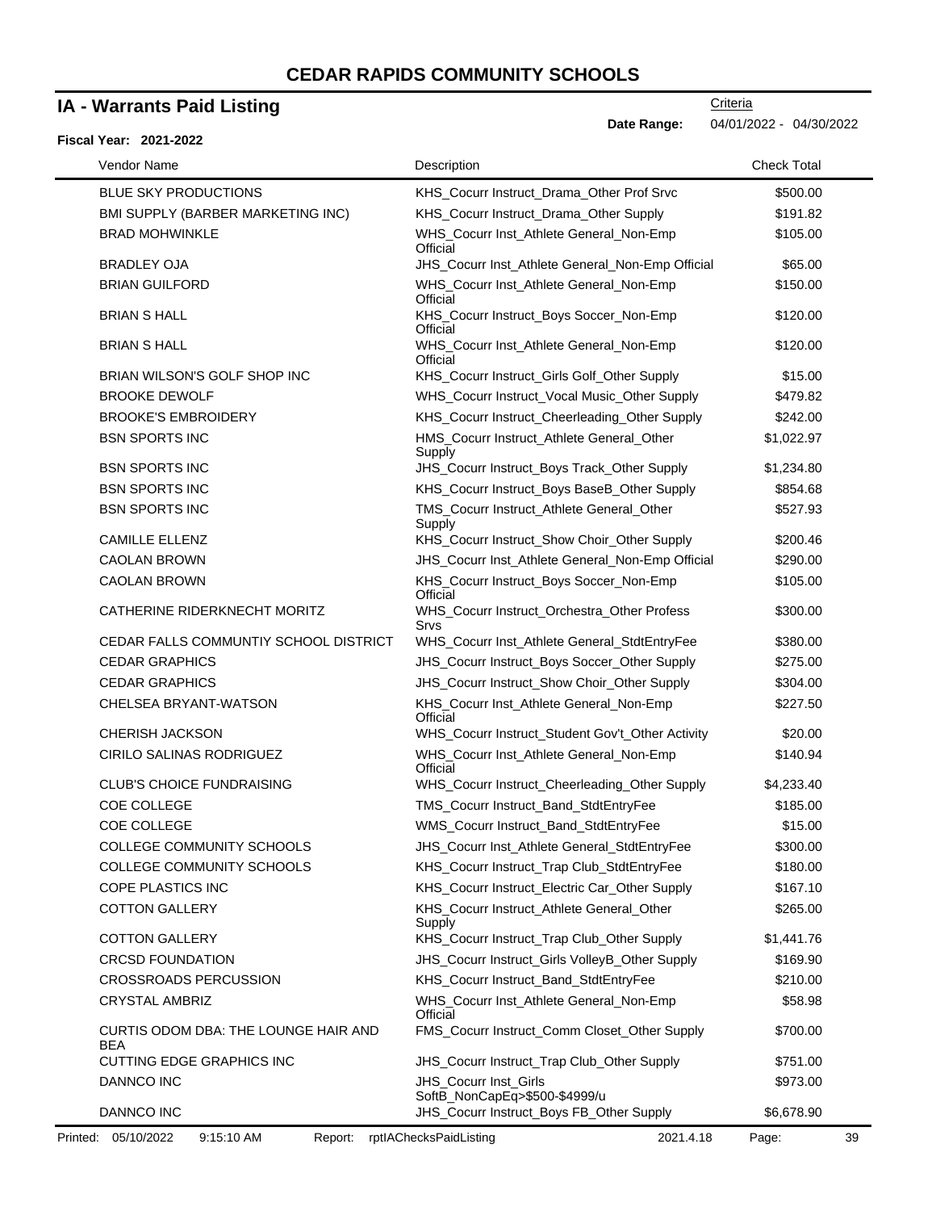# CEDAR RAPIDS COMMUNITY SCHOOLS

## IA - Warrants Paid Listing

Criteria

**Date Range:** 04/01/2022 - 04/30/2022

**Fiscal Year: 2021-2022**

| Vendor Name | Description | Check Total |
|---|---|---|
| BLUE SKY PRODUCTIONS | KHS_Cocurr Instruct_Drama_Other Prof Srvc | $500.00 |
| BMI SUPPLY (BARBER MARKETING INC) | KHS_Cocurr Instruct_Drama_Other Supply | $191.82 |
| BRAD MOHWINKLE | WHS_Cocurr Inst_Athlete General_Non-Emp Official | $105.00 |
| BRADLEY OJA | JHS_Cocurr Inst_Athlete General_Non-Emp Official | $65.00 |
| BRIAN GUILFORD | WHS_Cocurr Inst_Athlete General_Non-Emp Official | $150.00 |
| BRIAN S HALL | KHS_Cocurr Instruct_Boys Soccer_Non-Emp Official | $120.00 |
| BRIAN S HALL | WHS_Cocurr Inst_Athlete General_Non-Emp Official | $120.00 |
| BRIAN WILSON'S GOLF SHOP INC | KHS_Cocurr Instruct_Girls Golf_Other Supply | $15.00 |
| BROOKE DEWOLF | WHS_Cocurr Instruct_Vocal Music_Other Supply | $479.82 |
| BROOKE'S EMBROIDERY | KHS_Cocurr Instruct_Cheerleading_Other Supply | $242.00 |
| BSN SPORTS INC | HMS_Cocurr Instruct_Athlete General_Other Supply | $1,022.97 |
| BSN SPORTS INC | JHS_Cocurr Instruct_Boys Track_Other Supply | $1,234.80 |
| BSN SPORTS INC | KHS_Cocurr Instruct_Boys BaseB_Other Supply | $854.68 |
| BSN SPORTS INC | TMS_Cocurr Instruct_Athlete General_Other Supply | $527.93 |
| CAMILLE ELLENZ | KHS_Cocurr Instruct_Show Choir_Other Supply | $200.46 |
| CAOLAN BROWN | JHS_Cocurr Inst_Athlete General_Non-Emp Official | $290.00 |
| CAOLAN BROWN | KHS_Cocurr Instruct_Boys Soccer_Non-Emp Official | $105.00 |
| CATHERINE RIDERKNECHT MORITZ | WHS_Cocurr Instruct_Orchestra_Other Profess Srvs | $300.00 |
| CEDAR FALLS COMMUNTIY SCHOOL DISTRICT | WHS_Cocurr Inst_Athlete General_StdtEntryFee | $380.00 |
| CEDAR GRAPHICS | JHS_Cocurr Instruct_Boys Soccer_Other Supply | $275.00 |
| CEDAR GRAPHICS | JHS_Cocurr Instruct_Show Choir_Other Supply | $304.00 |
| CHELSEA BRYANT-WATSON | KHS_Cocurr Inst_Athlete General_Non-Emp Official | $227.50 |
| CHERISH JACKSON | WHS_Cocurr Instruct_Student Gov't_Other Activity | $20.00 |
| CIRILO SALINAS RODRIGUEZ | WHS_Cocurr Inst_Athlete General_Non-Emp Official | $140.94 |
| CLUB'S CHOICE FUNDRAISING | WHS_Cocurr Instruct_Cheerleading_Other Supply | $4,233.40 |
| COE COLLEGE | TMS_Cocurr Instruct_Band_StdtEntryFee | $185.00 |
| COE COLLEGE | WMS_Cocurr Instruct_Band_StdtEntryFee | $15.00 |
| COLLEGE COMMUNITY SCHOOLS | JHS_Cocurr Inst_Athlete General_StdtEntryFee | $300.00 |
| COLLEGE COMMUNITY SCHOOLS | KHS_Cocurr Instruct_Trap Club_StdtEntryFee | $180.00 |
| COPE PLASTICS INC | KHS_Cocurr Instruct_Electric Car_Other Supply | $167.10 |
| COTTON GALLERY | KHS_Cocurr Instruct_Athlete General_Other Supply | $265.00 |
| COTTON GALLERY | KHS_Cocurr Instruct_Trap Club_Other Supply | $1,441.76 |
| CRCSD FOUNDATION | JHS_Cocurr Instruct_Girls VolleyB_Other Supply | $169.90 |
| CROSSROADS PERCUSSION | KHS_Cocurr Instruct_Band_StdtEntryFee | $210.00 |
| CRYSTAL AMBRIZ | WHS_Cocurr Inst_Athlete General_Non-Emp Official | $58.98 |
| CURTIS ODOM DBA: THE LOUNGE HAIR AND BEA | FMS_Cocurr Instruct_Comm Closet_Other Supply | $700.00 |
| CUTTING EDGE GRAPHICS INC | JHS_Cocurr Instruct_Trap Club_Other Supply | $751.00 |
| DANNCO INC | JHS_Cocurr Inst_Girls SoftB_NonCapEq>$500-$4999/u | $973.00 |
| DANNCO INC | JHS_Cocurr Instruct_Boys FB_Other Supply | $6,678.90 |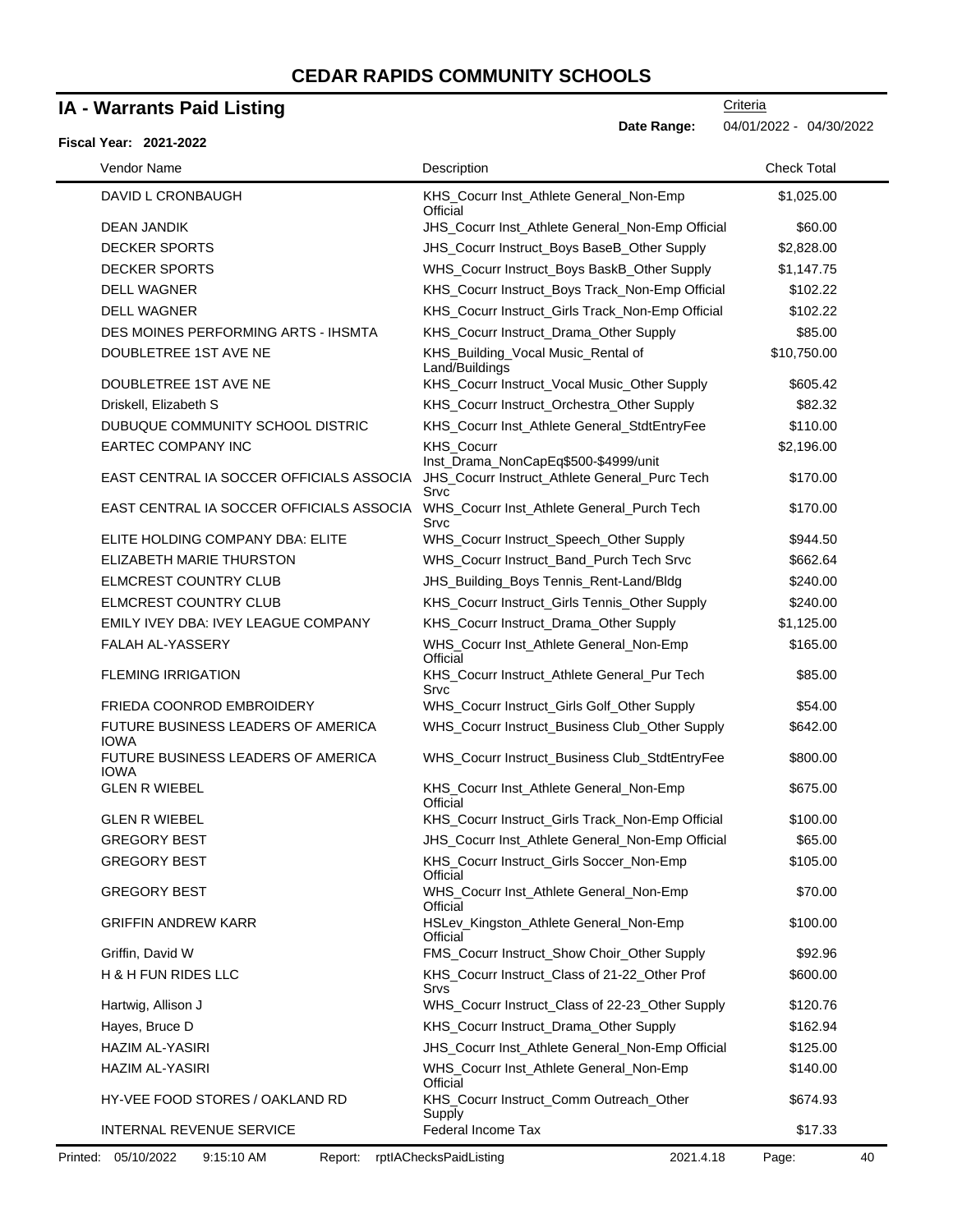# CEDAR RAPIDS COMMUNITY SCHOOLS

## IA - Warrants Paid Listing

Criteria

**Date Range:** 04/01/2022 - 04/30/2022

**Fiscal Year: 2021-2022**

| Vendor Name | Description | Check Total |
|---|---|---|
| DAVID L CRONBAUGH | KHS_Cocurr Inst_Athlete General_Non-Emp Official | $1,025.00 |
| DEAN JANDIK | JHS_Cocurr Inst_Athlete General_Non-Emp Official | $60.00 |
| DECKER SPORTS | JHS_Cocurr Instruct_Boys BaseB_Other Supply | $2,828.00 |
| DECKER SPORTS | WHS_Cocurr Instruct_Boys BaskB_Other Supply | $1,147.75 |
| DELL WAGNER | KHS_Cocurr Instruct_Boys Track_Non-Emp Official | $102.22 |
| DELL WAGNER | KHS_Cocurr Instruct_Girls Track_Non-Emp Official | $102.22 |
| DES MOINES PERFORMING ARTS - IHSMTA | KHS_Cocurr Instruct_Drama_Other Supply | $85.00 |
| DOUBLETREE 1ST AVE NE | KHS_Building_Vocal Music_Rental of Land/Buildings | $10,750.00 |
| DOUBLETREE 1ST AVE NE | KHS_Cocurr Instruct_Vocal Music_Other Supply | $605.42 |
| Driskell, Elizabeth S | KHS_Cocurr Instruct_Orchestra_Other Supply | $82.32 |
| DUBUQUE COMMUNITY SCHOOL DISTRIC | KHS_Cocurr Inst_Athlete General_StdtEntryFee | $110.00 |
| EARTEC COMPANY INC | KHS_Cocurr Inst_Drama_NonCapEq$500-$4999/unit | $2,196.00 |
| EAST CENTRAL IA SOCCER OFFICIALS ASSOCIA | JHS_Cocurr Instruct_Athlete General_Purc Tech Srvc | $170.00 |
| EAST CENTRAL IA SOCCER OFFICIALS ASSOCIA | WHS_Cocurr Inst_Athlete General_Purch Tech Srvc | $170.00 |
| ELITE HOLDING COMPANY DBA: ELITE | WHS_Cocurr Instruct_Speech_Other Supply | $944.50 |
| ELIZABETH MARIE THURSTON | WHS_Cocurr Instruct_Band_Purch Tech Srvc | $662.64 |
| ELMCREST COUNTRY CLUB | JHS_Building_Boys Tennis_Rent-Land/Bldg | $240.00 |
| ELMCREST COUNTRY CLUB | KHS_Cocurr Instruct_Girls Tennis_Other Supply | $240.00 |
| EMILY IVEY DBA: IVEY LEAGUE COMPANY | KHS_Cocurr Instruct_Drama_Other Supply | $1,125.00 |
| FALAH AL-YASSERY | WHS_Cocurr Inst_Athlete General_Non-Emp Official | $165.00 |
| FLEMING IRRIGATION | KHS_Cocurr Instruct_Athlete General_Pur Tech Srvc | $85.00 |
| FRIEDA COONROD EMBROIDERY | WHS_Cocurr Instruct_Girls Golf_Other Supply | $54.00 |
| FUTURE BUSINESS LEADERS OF AMERICA IOWA | WHS_Cocurr Instruct_Business Club_Other Supply | $642.00 |
| FUTURE BUSINESS LEADERS OF AMERICA IOWA | WHS_Cocurr Instruct_Business Club_StdtEntryFee | $800.00 |
| GLEN R WIEBEL | KHS_Cocurr Inst_Athlete General_Non-Emp Official | $675.00 |
| GLEN R WIEBEL | KHS_Cocurr Instruct_Girls Track_Non-Emp Official | $100.00 |
| GREGORY BEST | JHS_Cocurr Inst_Athlete General_Non-Emp Official | $65.00 |
| GREGORY BEST | KHS_Cocurr Instruct_Girls Soccer_Non-Emp Official | $105.00 |
| GREGORY BEST | WHS_Cocurr Inst_Athlete General_Non-Emp Official | $70.00 |
| GRIFFIN ANDREW KARR | HSLev_Kingston_Athlete General_Non-Emp Official | $100.00 |
| Griffin, David W | FMS_Cocurr Instruct_Show Choir_Other Supply | $92.96 |
| H & H FUN RIDES LLC | KHS_Cocurr Instruct_Class of 21-22_Other Prof Srvs | $600.00 |
| Hartwig, Allison J | WHS_Cocurr Instruct_Class of 22-23_Other Supply | $120.76 |
| Hayes, Bruce D | KHS_Cocurr Instruct_Drama_Other Supply | $162.94 |
| HAZIM AL-YASIRI | JHS_Cocurr Inst_Athlete General_Non-Emp Official | $125.00 |
| HAZIM AL-YASIRI | WHS_Cocurr Inst_Athlete General_Non-Emp Official | $140.00 |
| HY-VEE FOOD STORES / OAKLAND RD | KHS_Cocurr Instruct_Comm Outreach_Other Supply | $674.93 |
| INTERNAL REVENUE SERVICE | Federal Income Tax | $17.33 |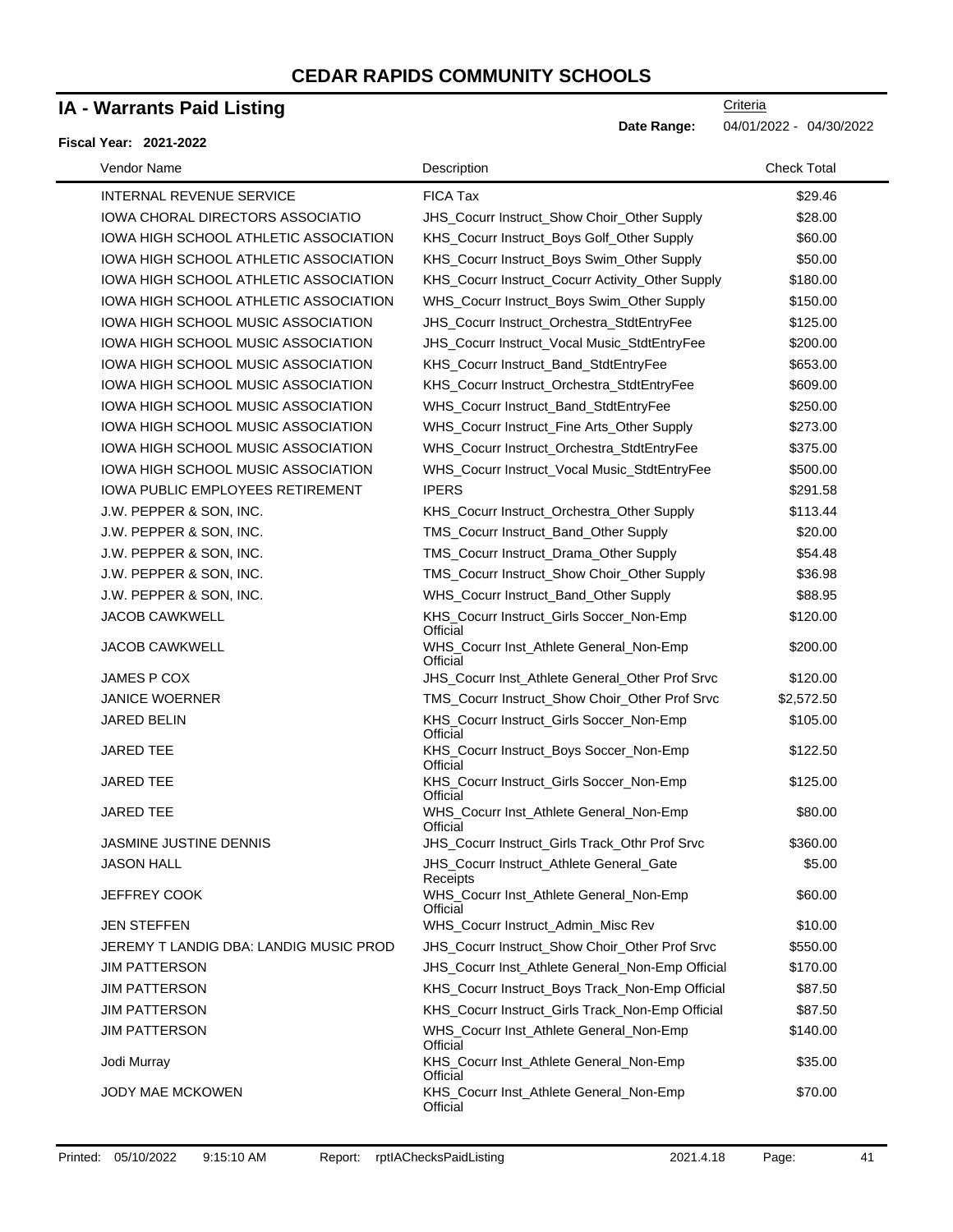# CEDAR RAPIDS COMMUNITY SCHOOLS

## IA - Warrants Paid Listing

Criteria

**Date Range:** 04/01/2022 - 04/30/2022

**Fiscal Year: 2021-2022**

| Vendor Name | Description | Check Total |
|---|---|---|
| INTERNAL REVENUE SERVICE | FICA Tax | $29.46 |
| IOWA CHORAL DIRECTORS ASSOCIATIO | JHS_Cocurr Instruct_Show Choir_Other Supply | $28.00 |
| IOWA HIGH SCHOOL ATHLETIC ASSOCIATION | KHS_Cocurr Instruct_Boys Golf_Other Supply | $60.00 |
| IOWA HIGH SCHOOL ATHLETIC ASSOCIATION | KHS_Cocurr Instruct_Boys Swim_Other Supply | $50.00 |
| IOWA HIGH SCHOOL ATHLETIC ASSOCIATION | KHS_Cocurr Instruct_Cocurr Activity_Other Supply | $180.00 |
| IOWA HIGH SCHOOL ATHLETIC ASSOCIATION | WHS_Cocurr Instruct_Boys Swim_Other Supply | $150.00 |
| IOWA HIGH SCHOOL MUSIC ASSOCIATION | JHS_Cocurr Instruct_Orchestra_StdtEntryFee | $125.00 |
| IOWA HIGH SCHOOL MUSIC ASSOCIATION | JHS_Cocurr Instruct_Vocal Music_StdtEntryFee | $200.00 |
| IOWA HIGH SCHOOL MUSIC ASSOCIATION | KHS_Cocurr Instruct_Band_StdtEntryFee | $653.00 |
| IOWA HIGH SCHOOL MUSIC ASSOCIATION | KHS_Cocurr Instruct_Orchestra_StdtEntryFee | $609.00 |
| IOWA HIGH SCHOOL MUSIC ASSOCIATION | WHS_Cocurr Instruct_Band_StdtEntryFee | $250.00 |
| IOWA HIGH SCHOOL MUSIC ASSOCIATION | WHS_Cocurr Instruct_Fine Arts_Other Supply | $273.00 |
| IOWA HIGH SCHOOL MUSIC ASSOCIATION | WHS_Cocurr Instruct_Orchestra_StdtEntryFee | $375.00 |
| IOWA HIGH SCHOOL MUSIC ASSOCIATION | WHS_Cocurr Instruct_Vocal Music_StdtEntryFee | $500.00 |
| IOWA PUBLIC EMPLOYEES RETIREMENT | IPERS | $291.58 |
| J.W. PEPPER & SON, INC. | KHS_Cocurr Instruct_Orchestra_Other Supply | $113.44 |
| J.W. PEPPER & SON, INC. | TMS_Cocurr Instruct_Band_Other Supply | $20.00 |
| J.W. PEPPER & SON, INC. | TMS_Cocurr Instruct_Drama_Other Supply | $54.48 |
| J.W. PEPPER & SON, INC. | TMS_Cocurr Instruct_Show Choir_Other Supply | $36.98 |
| J.W. PEPPER & SON, INC. | WHS_Cocurr Instruct_Band_Other Supply | $88.95 |
| JACOB CAWKWELL | KHS_Cocurr Instruct_Girls Soccer_Non-Emp Official | $120.00 |
| JACOB CAWKWELL | WHS_Cocurr Inst_Athlete General_Non-Emp Official | $200.00 |
| JAMES P COX | JHS_Cocurr Inst_Athlete General_Other Prof Srvc | $120.00 |
| JANICE WOERNER | TMS_Cocurr Instruct_Show Choir_Other Prof Srvc | $2,572.50 |
| JARED BELIN | KHS_Cocurr Instruct_Girls Soccer_Non-Emp Official | $105.00 |
| JARED TEE | KHS_Cocurr Instruct_Boys Soccer_Non-Emp Official | $122.50 |
| JARED TEE | KHS_Cocurr Instruct_Girls Soccer_Non-Emp Official | $125.00 |
| JARED TEE | WHS_Cocurr Inst_Athlete General_Non-Emp Official | $80.00 |
| JASMINE JUSTINE DENNIS | JHS_Cocurr Instruct_Girls Track_Othr Prof Srvc | $360.00 |
| JASON HALL | JHS_Cocurr Instruct_Athlete General_Gate Receipts | $5.00 |
| JEFFREY COOK | WHS_Cocurr Inst_Athlete General_Non-Emp Official | $60.00 |
| JEN STEFFEN | WHS_Cocurr Instruct_Admin_Misc Rev | $10.00 |
| JEREMY T LANDIG DBA: LANDIG MUSIC PROD | JHS_Cocurr Instruct_Show Choir_Other Prof Srvc | $550.00 |
| JIM PATTERSON | JHS_Cocurr Inst_Athlete General_Non-Emp Official | $170.00 |
| JIM PATTERSON | KHS_Cocurr Instruct_Boys Track_Non-Emp Official | $87.50 |
| JIM PATTERSON | KHS_Cocurr Instruct_Girls Track_Non-Emp Official | $87.50 |
| JIM PATTERSON | WHS_Cocurr Inst_Athlete General_Non-Emp Official | $140.00 |
| Jodi Murray | KHS_Cocurr Inst_Athlete General_Non-Emp Official | $35.00 |
| JODY MAE MCKOWEN | KHS_Cocurr Inst_Athlete General_Non-Emp Official | $70.00 |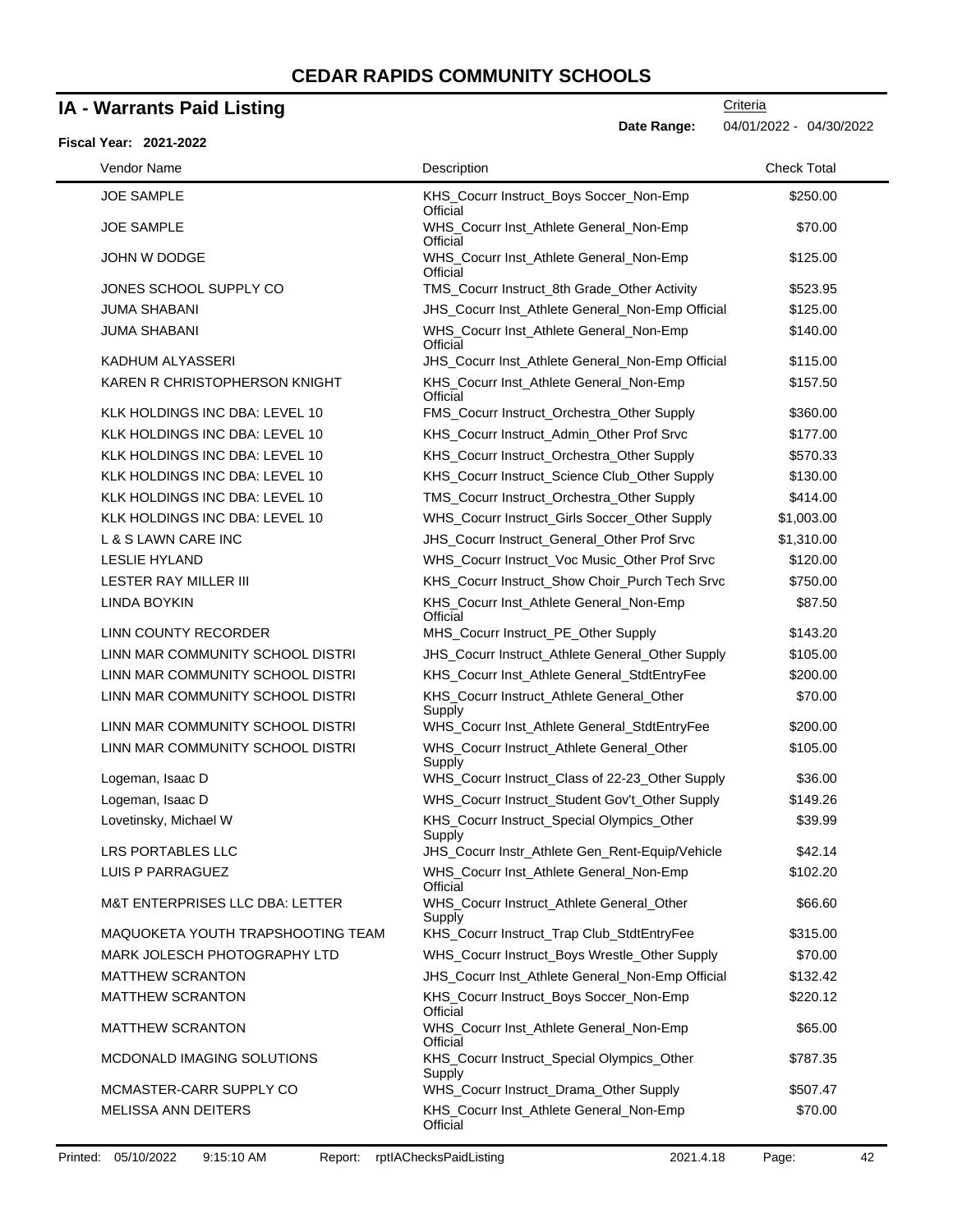# CEDAR RAPIDS COMMUNITY SCHOOLS

## IA - Warrants Paid Listing

Criteria

**Date Range:** 04/01/2022 - 04/30/2022

**Fiscal Year: 2021-2022**

| Vendor Name | Description | Check Total |
|---|---|---|
| JOE SAMPLE | KHS_Cocurr Instruct_Boys Soccer_Non-Emp Official | $250.00 |
| JOE SAMPLE | WHS_Cocurr Inst_Athlete General_Non-Emp Official | $70.00 |
| JOHN W DODGE | WHS_Cocurr Inst_Athlete General_Non-Emp Official | $125.00 |
| JONES SCHOOL SUPPLY CO | TMS_Cocurr Instruct_8th Grade_Other Activity | $523.95 |
| JUMA SHABANI | JHS_Cocurr Inst_Athlete General_Non-Emp Official | $125.00 |
| JUMA SHABANI | WHS_Cocurr Inst_Athlete General_Non-Emp Official | $140.00 |
| KADHUM ALYASSERI | JHS_Cocurr Inst_Athlete General_Non-Emp Official | $115.00 |
| KAREN R CHRISTOPHERSON KNIGHT | KHS_Cocurr Inst_Athlete General_Non-Emp Official | $157.50 |
| KLK HOLDINGS INC DBA: LEVEL 10 | FMS_Cocurr Instruct_Orchestra_Other Supply | $360.00 |
| KLK HOLDINGS INC DBA: LEVEL 10 | KHS_Cocurr Instruct_Admin_Other Prof Srvc | $177.00 |
| KLK HOLDINGS INC DBA: LEVEL 10 | KHS_Cocurr Instruct_Orchestra_Other Supply | $570.33 |
| KLK HOLDINGS INC DBA: LEVEL 10 | KHS_Cocurr Instruct_Science Club_Other Supply | $130.00 |
| KLK HOLDINGS INC DBA: LEVEL 10 | TMS_Cocurr Instruct_Orchestra_Other Supply | $414.00 |
| KLK HOLDINGS INC DBA: LEVEL 10 | WHS_Cocurr Instruct_Girls Soccer_Other Supply | $1,003.00 |
| L & S LAWN CARE INC | JHS_Cocurr Instruct_General_Other Prof Srvc | $1,310.00 |
| LESLIE HYLAND | WHS_Cocurr Instruct_Voc Music_Other Prof Srvc | $120.00 |
| LESTER RAY MILLER III | KHS_Cocurr Instruct_Show Choir_Purch Tech Srvc | $750.00 |
| LINDA BOYKIN | KHS_Cocurr Inst_Athlete General_Non-Emp Official | $87.50 |
| LINN COUNTY RECORDER | MHS_Cocurr Instruct_PE_Other Supply | $143.20 |
| LINN MAR COMMUNITY SCHOOL DISTRI | JHS_Cocurr Instruct_Athlete General_Other Supply | $105.00 |
| LINN MAR COMMUNITY SCHOOL DISTRI | KHS_Cocurr Inst_Athlete General_StdtEntryFee | $200.00 |
| LINN MAR COMMUNITY SCHOOL DISTRI | KHS_Cocurr Instruct_Athlete General_Other Supply | $70.00 |
| LINN MAR COMMUNITY SCHOOL DISTRI | WHS_Cocurr Inst_Athlete General_StdtEntryFee | $200.00 |
| LINN MAR COMMUNITY SCHOOL DISTRI | WHS_Cocurr Instruct_Athlete General_Other Supply | $105.00 |
| Logeman, Isaac D | WHS_Cocurr Instruct_Class of 22-23_Other Supply | $36.00 |
| Logeman, Isaac D | WHS_Cocurr Instruct_Student Gov't_Other Supply | $149.26 |
| Lovetinsky, Michael W | KHS_Cocurr Instruct_Special Olympics_Other Supply | $39.99 |
| LRS PORTABLES LLC | JHS_Cocurr Instr_Athlete Gen_Rent-Equip/Vehicle | $42.14 |
| LUIS P PARRAGUEZ | WHS_Cocurr Inst_Athlete General_Non-Emp Official | $102.20 |
| M&T ENTERPRISES LLC DBA: LETTER | WHS_Cocurr Instruct_Athlete General_Other Supply | $66.60 |
| MAQUOKETA YOUTH TRAPSHOOTING TEAM | KHS_Cocurr Instruct_Trap Club_StdtEntryFee | $315.00 |
| MARK JOLESCH PHOTOGRAPHY LTD | WHS_Cocurr Instruct_Boys Wrestle_Other Supply | $70.00 |
| MATTHEW SCRANTON | JHS_Cocurr Inst_Athlete General_Non-Emp Official | $132.42 |
| MATTHEW SCRANTON | KHS_Cocurr Instruct_Boys Soccer_Non-Emp Official | $220.12 |
| MATTHEW SCRANTON | WHS_Cocurr Inst_Athlete General_Non-Emp Official | $65.00 |
| MCDONALD IMAGING SOLUTIONS | KHS_Cocurr Instruct_Special Olympics_Other Supply | $787.35 |
| MCMASTER-CARR SUPPLY CO | WHS_Cocurr Instruct_Drama_Other Supply | $507.47 |
| MELISSA ANN DEITERS | KHS_Cocurr Inst_Athlete General_Non-Emp Official | $70.00 |

Printed: 05/10/2022 9:15:10 AM Report: rptIAChecksPaidListing 2021.4.18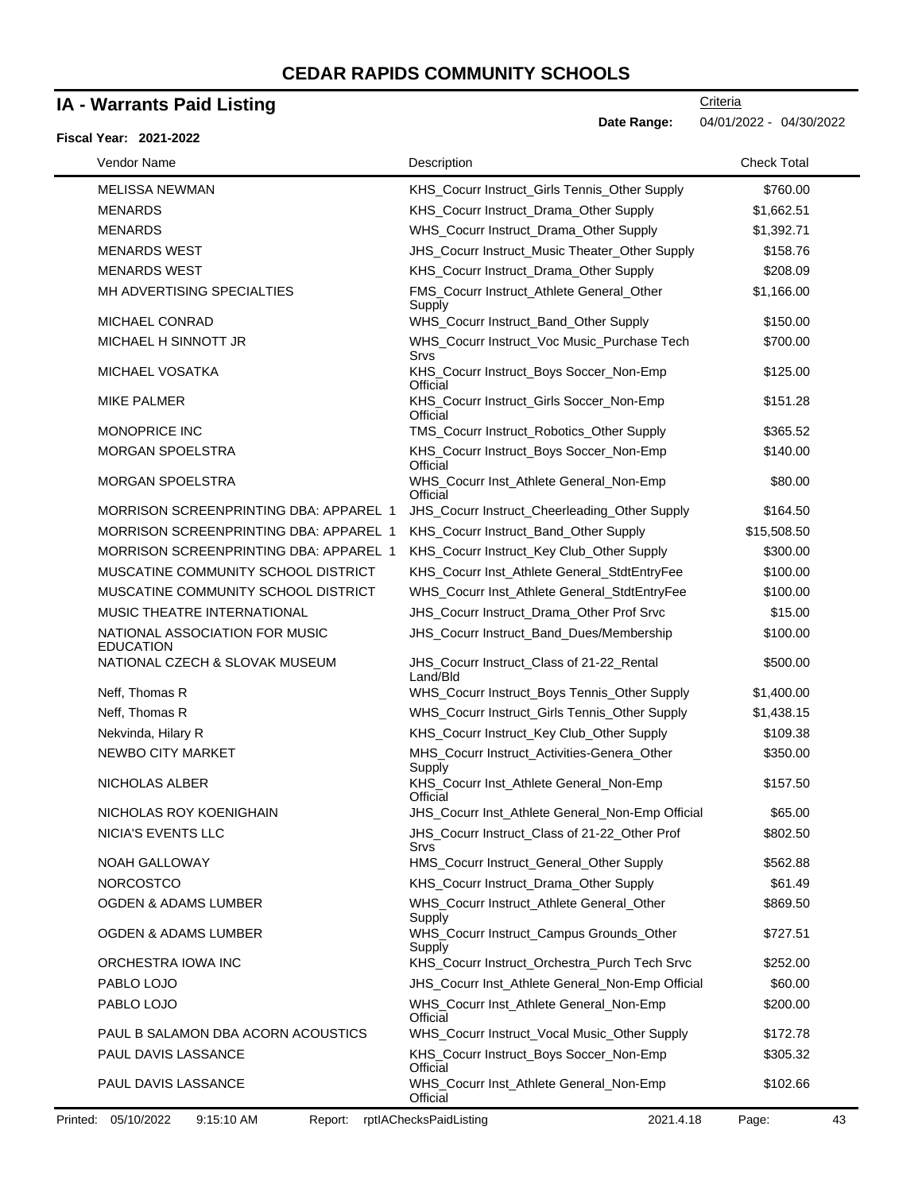# CEDAR RAPIDS COMMUNITY SCHOOLS

## IA - Warrants Paid Listing

Criteria

**Date Range:** 04/01/2022 - 04/30/2022

**Fiscal Year: 2021-2022**

| Vendor Name | Description | Check Total |
|---|---|---|
| MELISSA NEWMAN | KHS_Cocurr Instruct_Girls Tennis_Other Supply | $760.00 |
| MENARDS | KHS_Cocurr Instruct_Drama_Other Supply | $1,662.51 |
| MENARDS | WHS_Cocurr Instruct_Drama_Other Supply | $1,392.71 |
| MENARDS WEST | JHS_Cocurr Instruct_Music Theater_Other Supply | $158.76 |
| MENARDS WEST | KHS_Cocurr Instruct_Drama_Other Supply | $208.09 |
| MH ADVERTISING SPECIALTIES | FMS_Cocurr Instruct_Athlete General_Other Supply | $1,166.00 |
| MICHAEL CONRAD | WHS_Cocurr Instruct_Band_Other Supply | $150.00 |
| MICHAEL H SINNOTT JR | WHS_Cocurr Instruct_Voc Music_Purchase Tech Srvs | $700.00 |
| MICHAEL VOSATKA | KHS_Cocurr Instruct_Boys Soccer_Non-Emp Official | $125.00 |
| MIKE PALMER | KHS_Cocurr Instruct_Girls Soccer_Non-Emp Official | $151.28 |
| MONOPRICE INC | TMS_Cocurr Instruct_Robotics_Other Supply | $365.52 |
| MORGAN SPOELSTRA | KHS_Cocurr Instruct_Boys Soccer_Non-Emp Official | $140.00 |
| MORGAN SPOELSTRA | WHS_Cocurr Inst_Athlete General_Non-Emp Official | $80.00 |
| MORRISON SCREENPRINTING DBA: APPAREL 1 | JHS_Cocurr Instruct_Cheerleading_Other Supply | $164.50 |
| MORRISON SCREENPRINTING DBA: APPAREL 1 | KHS_Cocurr Instruct_Band_Other Supply | $15,508.50 |
| MORRISON SCREENPRINTING DBA: APPAREL 1 | KHS_Cocurr Instruct_Key Club_Other Supply | $300.00 |
| MUSCATINE COMMUNITY SCHOOL DISTRICT | KHS_Cocurr Inst_Athlete General_StdtEntryFee | $100.00 |
| MUSCATINE COMMUNITY SCHOOL DISTRICT | WHS_Cocurr Inst_Athlete General_StdtEntryFee | $100.00 |
| MUSIC THEATRE INTERNATIONAL | JHS_Cocurr Instruct_Drama_Other Prof Srvc | $15.00 |
| NATIONAL ASSOCIATION FOR MUSIC EDUCATION | JHS_Cocurr Instruct_Band_Dues/Membership | $100.00 |
| NATIONAL CZECH & SLOVAK MUSEUM | JHS_Cocurr Instruct_Class of 21-22_Rental Land/Bld | $500.00 |
| Neff, Thomas R | WHS_Cocurr Instruct_Boys Tennis_Other Supply | $1,400.00 |
| Neff, Thomas R | WHS_Cocurr Instruct_Girls Tennis_Other Supply | $1,438.15 |
| Nekvinda, Hilary R | KHS_Cocurr Instruct_Key Club_Other Supply | $109.38 |
| NEWBO CITY MARKET | MHS_Cocurr Instruct_Activities-Genera_Other Supply | $350.00 |
| NICHOLAS ALBER | KHS_Cocurr Inst_Athlete General_Non-Emp Official | $157.50 |
| NICHOLAS ROY KOENIGHAIN | JHS_Cocurr Inst_Athlete General_Non-Emp Official | $65.00 |
| NICIA'S EVENTS LLC | JHS_Cocurr Instruct_Class of 21-22_Other Prof Srvs | $802.50 |
| NOAH GALLOWAY | HMS_Cocurr Instruct_General_Other Supply | $562.88 |
| NORCOSTCO | KHS_Cocurr Instruct_Drama_Other Supply | $61.49 |
| OGDEN & ADAMS LUMBER | WHS_Cocurr Instruct_Athlete General_Other Supply | $869.50 |
| OGDEN & ADAMS LUMBER | WHS_Cocurr Instruct_Campus Grounds_Other Supply | $727.51 |
| ORCHESTRA IOWA INC | KHS_Cocurr Instruct_Orchestra_Purch Tech Srvc | $252.00 |
| PABLO LOJO | JHS_Cocurr Inst_Athlete General_Non-Emp Official | $60.00 |
| PABLO LOJO | WHS_Cocurr Inst_Athlete General_Non-Emp Official | $200.00 |
| PAUL B SALAMON DBA ACORN ACOUSTICS | WHS_Cocurr Instruct_Vocal Music_Other Supply | $172.78 |
| PAUL DAVIS LASSANCE | KHS_Cocurr Instruct_Boys Soccer_Non-Emp Official | $305.32 |
| PAUL DAVIS LASSANCE | WHS_Cocurr Inst_Athlete General_Non-Emp Official | $102.66 |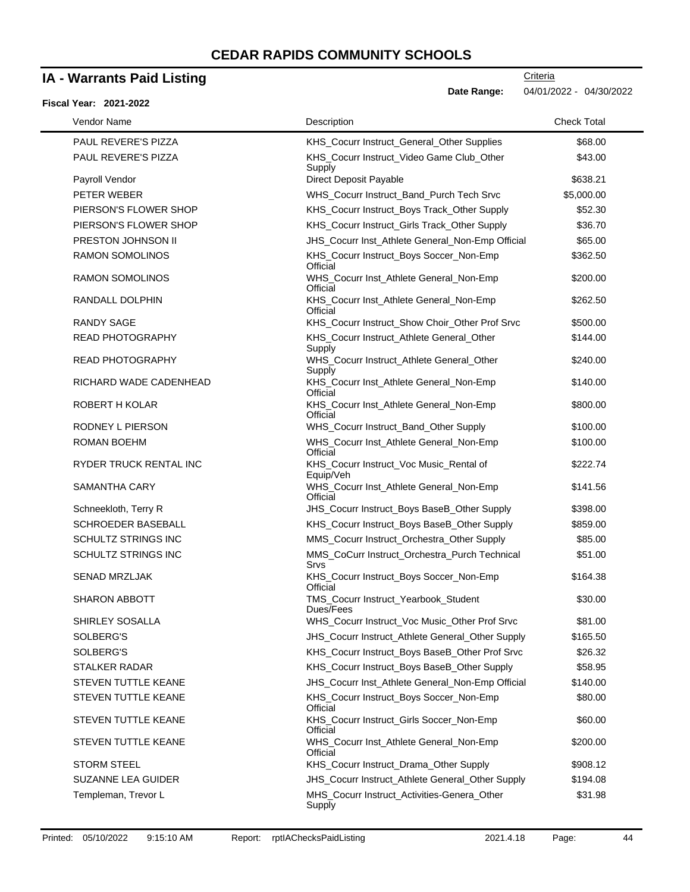# CEDAR RAPIDS COMMUNITY SCHOOLS

## IA - Warrants Paid Listing

**Fiscal Year: 2021-2022**

Criteria

**Date Range:** 04/01/2022 - 04/30/2022

| Vendor Name | Description | Check Total |
|---|---|---|
| PAUL REVERE'S PIZZA | KHS_Cocurr Instruct_General_Other Supplies | $68.00 |
| PAUL REVERE'S PIZZA | KHS_Cocurr Instruct_Video Game Club_Other Supply | $43.00 |
| Payroll Vendor | Direct Deposit Payable | $638.21 |
| PETER WEBER | WHS_Cocurr Instruct_Band_Purch Tech Srvc | $5,000.00 |
| PIERSON'S FLOWER SHOP | KHS_Cocurr Instruct_Boys Track_Other Supply | $52.30 |
| PIERSON'S FLOWER SHOP | KHS_Cocurr Instruct_Girls Track_Other Supply | $36.70 |
| PRESTON JOHNSON II | JHS_Cocurr Inst_Athlete General_Non-Emp Official | $65.00 |
| RAMON SOMOLINOS | KHS_Cocurr Instruct_Boys Soccer_Non-Emp Official | $362.50 |
| RAMON SOMOLINOS | WHS_Cocurr Inst_Athlete General_Non-Emp Official | $200.00 |
| RANDALL DOLPHIN | KHS_Cocurr Inst_Athlete General_Non-Emp Official | $262.50 |
| RANDY SAGE | KHS_Cocurr Instruct_Show Choir_Other Prof Srvc | $500.00 |
| READ PHOTOGRAPHY | KHS_Cocurr Instruct_Athlete General_Other Supply | $144.00 |
| READ PHOTOGRAPHY | WHS_Cocurr Instruct_Athlete General_Other Supply | $240.00 |
| RICHARD WADE CADENHEAD | KHS_Cocurr Inst_Athlete General_Non-Emp Official | $140.00 |
| ROBERT H KOLAR | KHS_Cocurr Inst_Athlete General_Non-Emp Official | $800.00 |
| RODNEY L PIERSON | WHS_Cocurr Instruct_Band_Other Supply | $100.00 |
| ROMAN BOEHM | WHS_Cocurr Inst_Athlete General_Non-Emp Official | $100.00 |
| RYDER TRUCK RENTAL INC | KHS_Cocurr Instruct_Voc Music_Rental of Equip/Veh | $222.74 |
| SAMANTHA CARY | WHS_Cocurr Inst_Athlete General_Non-Emp Official | $141.56 |
| Schneekloth, Terry R | JHS_Cocurr Instruct_Boys BaseB_Other Supply | $398.00 |
| SCHROEDER BASEBALL | KHS_Cocurr Instruct_Boys BaseB_Other Supply | $859.00 |
| SCHULTZ STRINGS INC | MMS_Cocurr Instruct_Orchestra_Other Supply | $85.00 |
| SCHULTZ STRINGS INC | MMS_CoCurr Instruct_Orchestra_Purch Technical Srvs | $51.00 |
| SENAD MRZLJAK | KHS_Cocurr Instruct_Boys Soccer_Non-Emp Official | $164.38 |
| SHARON ABBOTT | TMS_Cocurr Instruct_Yearbook_Student Dues/Fees | $30.00 |
| SHIRLEY SOSALLA | WHS_Cocurr Instruct_Voc Music_Other Prof Srvc | $81.00 |
| SOLBERG'S | JHS_Cocurr Instruct_Athlete General_Other Supply | $165.50 |
| SOLBERG'S | KHS_Cocurr Instruct_Boys BaseB_Other Prof Srvc | $26.32 |
| STALKER RADAR | KHS_Cocurr Instruct_Boys BaseB_Other Supply | $58.95 |
| STEVEN TUTTLE KEANE | JHS_Cocurr Inst_Athlete General_Non-Emp Official | $140.00 |
| STEVEN TUTTLE KEANE | KHS_Cocurr Instruct_Boys Soccer_Non-Emp Official | $80.00 |
| STEVEN TUTTLE KEANE | KHS_Cocurr Instruct_Girls Soccer_Non-Emp Official | $60.00 |
| STEVEN TUTTLE KEANE | WHS_Cocurr Inst_Athlete General_Non-Emp Official | $200.00 |
| STORM STEEL | KHS_Cocurr Instruct_Drama_Other Supply | $908.12 |
| SUZANNE LEA GUIDER | JHS_Cocurr Instruct_Athlete General_Other Supply | $194.08 |
| Templeman, Trevor L | MHS_Cocurr Instruct_Activities-Genera_Other Supply | $31.98 |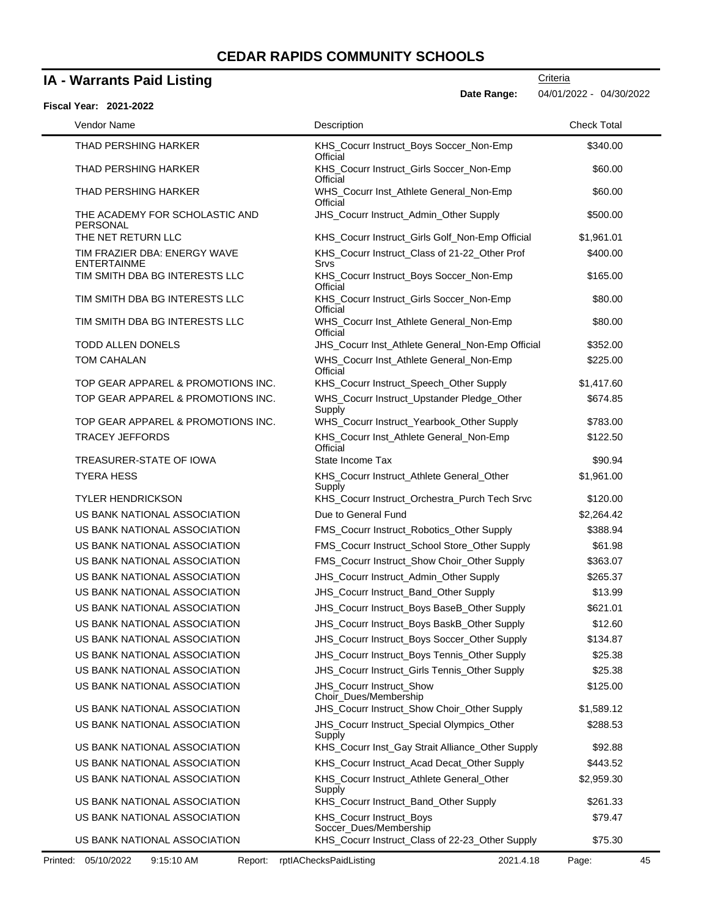# CEDAR RAPIDS COMMUNITY SCHOOLS

## IA - Warrants Paid Listing

Criteria

**Date Range:** 04/01/2022 - 04/30/2022

**Fiscal Year: 2021-2022**

| Vendor Name | Description | Check Total |
|---|---|---|
| THAD PERSHING HARKER | KHS_Cocurr Instruct_Boys Soccer_Non-Emp Official | $340.00 |
| THAD PERSHING HARKER | KHS_Cocurr Instruct_Girls Soccer_Non-Emp Official | $60.00 |
| THAD PERSHING HARKER | WHS_Cocurr Inst_Athlete General_Non-Emp Official | $60.00 |
| THE ACADEMY FOR SCHOLASTIC AND PERSONAL | JHS_Cocurr Instruct_Admin_Other Supply | $500.00 |
| THE NET RETURN LLC | KHS_Cocurr Instruct_Girls Golf_Non-Emp Official | $1,961.01 |
| TIM FRAZIER DBA: ENERGY WAVE ENTERTAINME | KHS_Cocurr Instruct_Class of 21-22_Other Prof Srvs | $400.00 |
| TIM SMITH DBA BG INTERESTS LLC | KHS_Cocurr Instruct_Boys Soccer_Non-Emp Official | $165.00 |
| TIM SMITH DBA BG INTERESTS LLC | KHS_Cocurr Instruct_Girls Soccer_Non-Emp Official | $80.00 |
| TIM SMITH DBA BG INTERESTS LLC | WHS_Cocurr Inst_Athlete General_Non-Emp Official | $80.00 |
| TODD ALLEN DONELS | JHS_Cocurr Inst_Athlete General_Non-Emp Official | $352.00 |
| TOM CAHALAN | WHS_Cocurr Inst_Athlete General_Non-Emp Official | $225.00 |
| TOP GEAR APPAREL & PROMOTIONS INC. | KHS_Cocurr Instruct_Speech_Other Supply | $1,417.60 |
| TOP GEAR APPAREL & PROMOTIONS INC. | WHS_Cocurr Instruct_Upstander Pledge_Other Supply | $674.85 |
| TOP GEAR APPAREL & PROMOTIONS INC. | WHS_Cocurr Instruct_Yearbook_Other Supply | $783.00 |
| TRACEY JEFFORDS | KHS_Cocurr Inst_Athlete General_Non-Emp Official | $122.50 |
| TREASURER-STATE OF IOWA | State Income Tax | $90.94 |
| TYERA HESS | KHS_Cocurr Instruct_Athlete General_Other Supply | $1,961.00 |
| TYLER HENDRICKSON | KHS_Cocurr Instruct_Orchestra_Purch Tech Srvc | $120.00 |
| US BANK NATIONAL ASSOCIATION | Due to General Fund | $2,264.42 |
| US BANK NATIONAL ASSOCIATION | FMS_Cocurr Instruct_Robotics_Other Supply | $388.94 |
| US BANK NATIONAL ASSOCIATION | FMS_Cocurr Instruct_School Store_Other Supply | $61.98 |
| US BANK NATIONAL ASSOCIATION | FMS_Cocurr Instruct_Show Choir_Other Supply | $363.07 |
| US BANK NATIONAL ASSOCIATION | JHS_Cocurr Instruct_Admin_Other Supply | $265.37 |
| US BANK NATIONAL ASSOCIATION | JHS_Cocurr Instruct_Band_Other Supply | $13.99 |
| US BANK NATIONAL ASSOCIATION | JHS_Cocurr Instruct_Boys BaseB_Other Supply | $621.01 |
| US BANK NATIONAL ASSOCIATION | JHS_Cocurr Instruct_Boys BaskB_Other Supply | $12.60 |
| US BANK NATIONAL ASSOCIATION | JHS_Cocurr Instruct_Boys Soccer_Other Supply | $134.87 |
| US BANK NATIONAL ASSOCIATION | JHS_Cocurr Instruct_Boys Tennis_Other Supply | $25.38 |
| US BANK NATIONAL ASSOCIATION | JHS_Cocurr Instruct_Girls Tennis_Other Supply | $25.38 |
| US BANK NATIONAL ASSOCIATION | JHS_Cocurr Instruct_Show Choir_Dues/Membership | $125.00 |
| US BANK NATIONAL ASSOCIATION | JHS_Cocurr Instruct_Show Choir_Other Supply | $1,589.12 |
| US BANK NATIONAL ASSOCIATION | JHS_Cocurr Instruct_Special Olympics_Other Supply | $288.53 |
| US BANK NATIONAL ASSOCIATION | KHS_Cocurr Inst_Gay Strait Alliance_Other Supply | $92.88 |
| US BANK NATIONAL ASSOCIATION | KHS_Cocurr Instruct_Acad Decat_Other Supply | $443.52 |
| US BANK NATIONAL ASSOCIATION | KHS_Cocurr Instruct_Athlete General_Other Supply | $2,959.30 |
| US BANK NATIONAL ASSOCIATION | KHS_Cocurr Instruct_Band_Other Supply | $261.33 |
| US BANK NATIONAL ASSOCIATION | KHS_Cocurr Instruct_Boys Soccer_Dues/Membership | $79.47 |
| US BANK NATIONAL ASSOCIATION | KHS_Cocurr Instruct_Class of 22-23_Other Supply | $75.30 |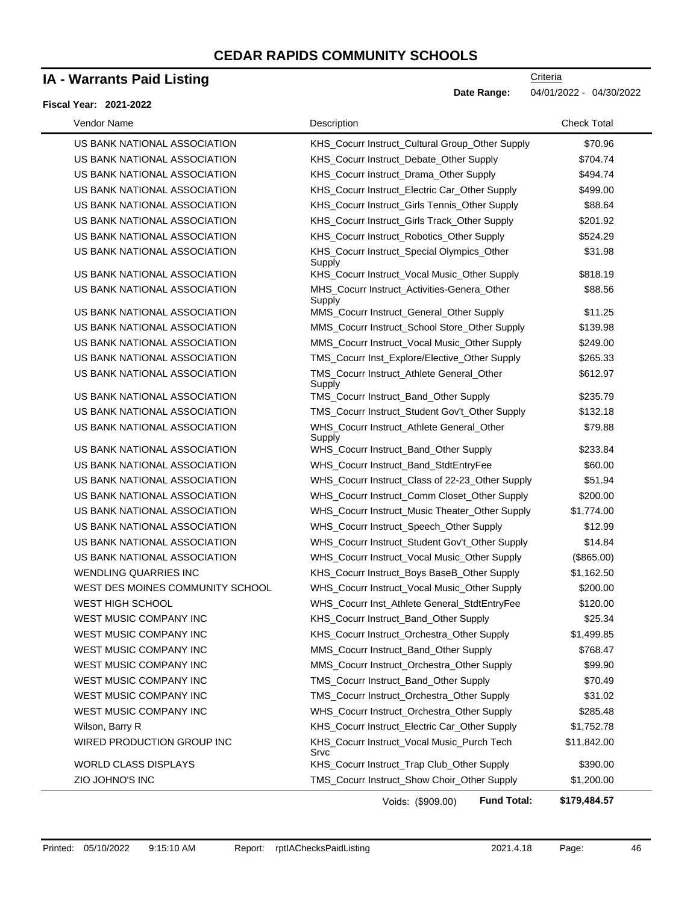# CEDAR RAPIDS COMMUNITY SCHOOLS

## IA - Warrants Paid Listing

Criteria

**Date Range:** 04/01/2022 - 04/30/2022

**Fiscal Year: 2021-2022**

| Vendor Name | Description | Check Total |
|---|---|---|
| US BANK NATIONAL ASSOCIATION | KHS_Cocurr Instruct_Cultural Group_Other Supply | $70.96 |
| US BANK NATIONAL ASSOCIATION | KHS_Cocurr Instruct_Debate_Other Supply | $704.74 |
| US BANK NATIONAL ASSOCIATION | KHS_Cocurr Instruct_Drama_Other Supply | $494.74 |
| US BANK NATIONAL ASSOCIATION | KHS_Cocurr Instruct_Electric Car_Other Supply | $499.00 |
| US BANK NATIONAL ASSOCIATION | KHS_Cocurr Instruct_Girls Tennis_Other Supply | $88.64 |
| US BANK NATIONAL ASSOCIATION | KHS_Cocurr Instruct_Girls Track_Other Supply | $201.92 |
| US BANK NATIONAL ASSOCIATION | KHS_Cocurr Instruct_Robotics_Other Supply | $524.29 |
| US BANK NATIONAL ASSOCIATION | KHS_Cocurr Instruct_Special Olympics_Other Supply | $31.98 |
| US BANK NATIONAL ASSOCIATION | KHS_Cocurr Instruct_Vocal Music_Other Supply | $818.19 |
| US BANK NATIONAL ASSOCIATION | MHS_Cocurr Instruct_Activities-Genera_Other Supply | $88.56 |
| US BANK NATIONAL ASSOCIATION | MMS_Cocurr Instruct_General_Other Supply | $11.25 |
| US BANK NATIONAL ASSOCIATION | MMS_Cocurr Instruct_School Store_Other Supply | $139.98 |
| US BANK NATIONAL ASSOCIATION | MMS_Cocurr Instruct_Vocal Music_Other Supply | $249.00 |
| US BANK NATIONAL ASSOCIATION | TMS_Cocurr Inst_Explore/Elective_Other Supply | $265.33 |
| US BANK NATIONAL ASSOCIATION | TMS_Cocurr Instruct_Athlete General_Other Supply | $612.97 |
| US BANK NATIONAL ASSOCIATION | TMS_Cocurr Instruct_Band_Other Supply | $235.79 |
| US BANK NATIONAL ASSOCIATION | TMS_Cocurr Instruct_Student Gov't_Other Supply | $132.18 |
| US BANK NATIONAL ASSOCIATION | WHS_Cocurr Instruct_Athlete General_Other Supply | $79.88 |
| US BANK NATIONAL ASSOCIATION | WHS_Cocurr Instruct_Band_Other Supply | $233.84 |
| US BANK NATIONAL ASSOCIATION | WHS_Cocurr Instruct_Band_StdtEntryFee | $60.00 |
| US BANK NATIONAL ASSOCIATION | WHS_Cocurr Instruct_Class of 22-23_Other Supply | $51.94 |
| US BANK NATIONAL ASSOCIATION | WHS_Cocurr Instruct_Comm Closet_Other Supply | $200.00 |
| US BANK NATIONAL ASSOCIATION | WHS_Cocurr Instruct_Music Theater_Other Supply | $1,774.00 |
| US BANK NATIONAL ASSOCIATION | WHS_Cocurr Instruct_Speech_Other Supply | $12.99 |
| US BANK NATIONAL ASSOCIATION | WHS_Cocurr Instruct_Student Gov't_Other Supply | $14.84 |
| US BANK NATIONAL ASSOCIATION | WHS_Cocurr Instruct_Vocal Music_Other Supply | ($865.00) |
| WENDLING QUARRIES INC | KHS_Cocurr Instruct_Boys BaseB_Other Supply | $1,162.50 |
| WEST DES MOINES COMMUNITY SCHOOL | WHS_Cocurr Instruct_Vocal Music_Other Supply | $200.00 |
| WEST HIGH SCHOOL | WHS_Cocurr Inst_Athlete General_StdtEntryFee | $120.00 |
| WEST MUSIC COMPANY INC | KHS_Cocurr Instruct_Band_Other Supply | $25.34 |
| WEST MUSIC COMPANY INC | KHS_Cocurr Instruct_Orchestra_Other Supply | $1,499.85 |
| WEST MUSIC COMPANY INC | MMS_Cocurr Instruct_Band_Other Supply | $768.47 |
| WEST MUSIC COMPANY INC | MMS_Cocurr Instruct_Orchestra_Other Supply | $99.90 |
| WEST MUSIC COMPANY INC | TMS_Cocurr Instruct_Band_Other Supply | $70.49 |
| WEST MUSIC COMPANY INC | TMS_Cocurr Instruct_Orchestra_Other Supply | $31.02 |
| WEST MUSIC COMPANY INC | WHS_Cocurr Instruct_Orchestra_Other Supply | $285.48 |
| Wilson, Barry R | KHS_Cocurr Instruct_Electric Car_Other Supply | $1,752.78 |
| WIRED PRODUCTION GROUP INC | KHS_Cocurr Instruct_Vocal Music_Purch Tech Srvc | $11,842.00 |
| WORLD CLASS DISPLAYS | KHS_Cocurr Instruct_Trap Club_Other Supply | $390.00 |
| ZIO JOHNO'S INC | TMS_Cocurr Instruct_Show Choir_Other Supply | $1,200.00 |
| | Voids: ($909.00) **Fund Total:** | **$179,484.57** |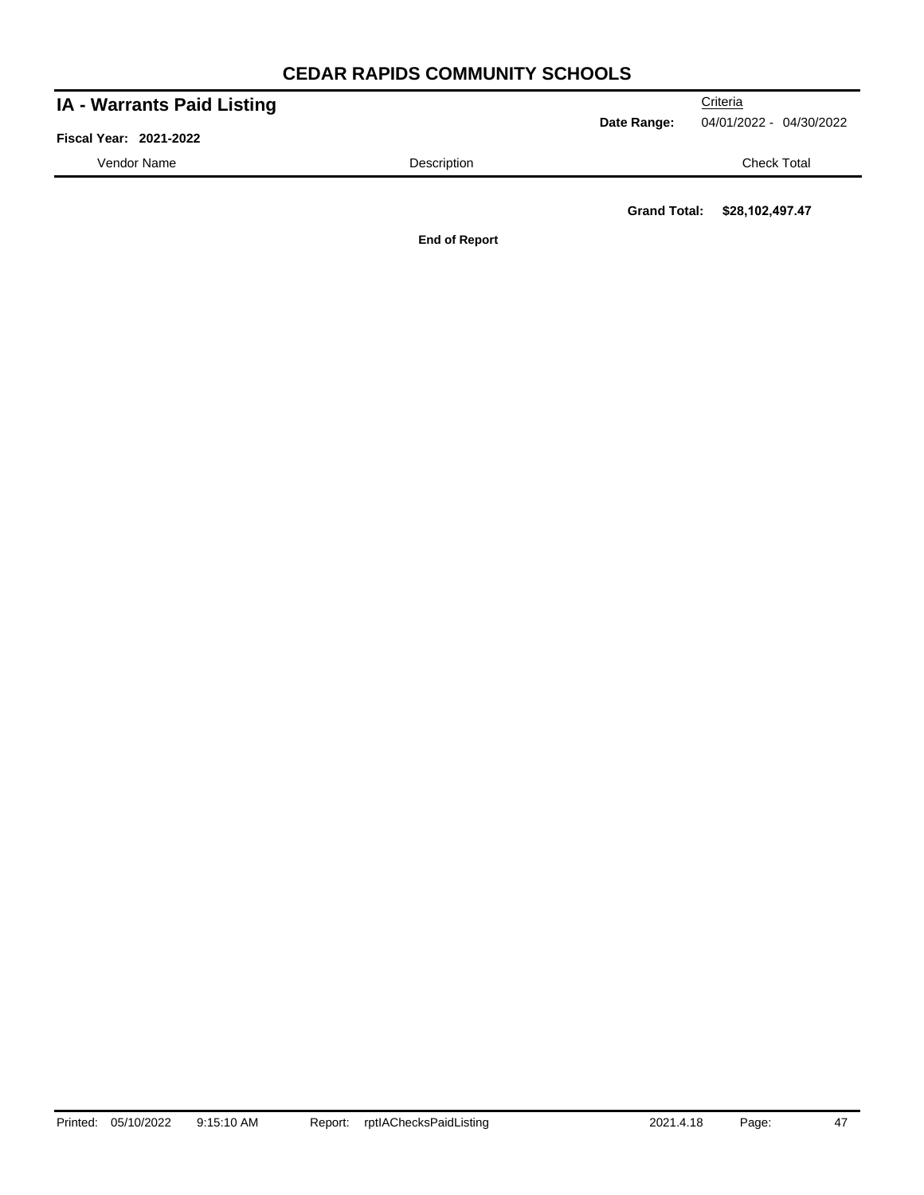## CEDAR RAPIDS COMMUNITY SCHOOLS

### IA - Warrants Paid Listing

**Fiscal Year: 2021-2022**

Criteria

**Date Range:** 04/01/2022 - 04/30/2022

| Vendor Name | Description | Check Total |
| --- | --- | --- |
| | **Grand Total:** | **$28,102,497.47** |

**End of Report**